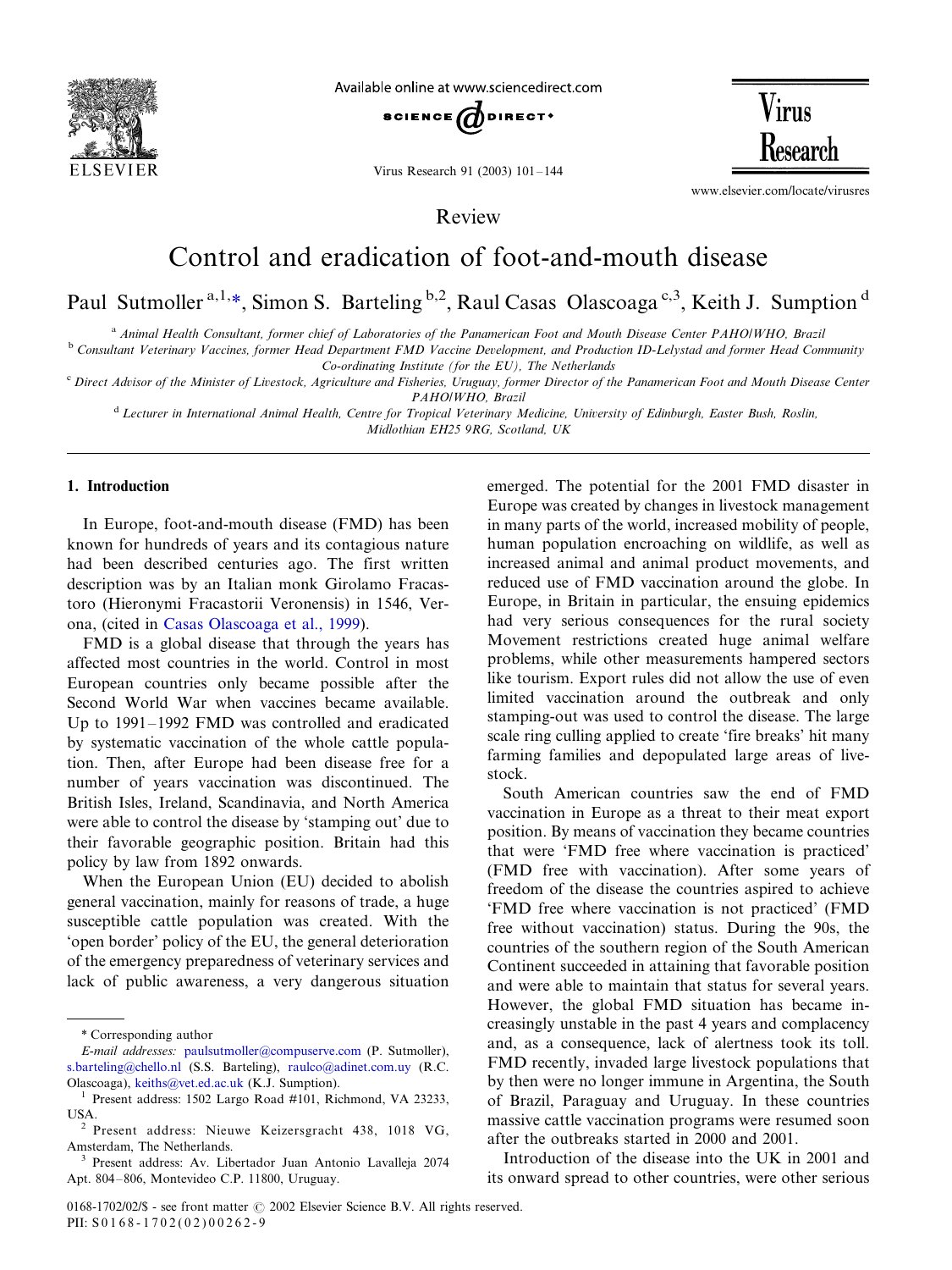Review

# Control and eradication of foot-and-mouth disease

Paul Sutmoller[a,1,*], Simon S. Barteling[b,2], Raul Casas Olascoaga[c,3], Keith J. Sumption[d]

[a] Animal Health Consultant, former chief of Laboratories of the Panamerican Foot and Mouth Disease Center PAHO/WHO, Brazil

[b] Consultant Veterinary Vaccines, former Head Department FMD Vaccine Development, and Production ID-Lelystad and former Head Community Co-ordinating Institute (for the EU), The Netherlands

[c] Direct Advisor of the Minister of Livestock, Agriculture and Fisheries, Uruguay, former Director of the Panamerican Foot and Mouth Disease Center PAHO/WHO, Brazil

[d] Lecturer in International Animal Health, Centre for Tropical Veterinary Medicine, University of Edinburgh, Easter Bush, Roslin, Midlothian EH25 9RG, Scotland, UK

## 1. Introduction

In Europe, foot-and-mouth disease (FMD) has been known for hundreds of years and its contagious nature had been described centuries ago. The first written description was by an Italian monk Girolamo Fracastoro (Hieronymi Fracastorii Veronensis) in 1546, Verona, (cited in Casas Olascoaga et al., 1999).

FMD is a global disease that through the years has affected most countries in the world. Control in most European countries only became possible after the Second World War when vaccines became available. Up to 1991–1992 FMD was controlled and eradicated by systematic vaccination of the whole cattle population. Then, after Europe had been disease free for a number of years vaccination was discontinued. The British Isles, Ireland, Scandinavia, and North America were able to control the disease by 'stamping out' due to their favorable geographic position. Britain had this policy by law from 1892 onwards.

When the European Union (EU) decided to abolish general vaccination, mainly for reasons of trade, a huge susceptible cattle population was created. With the 'open border' policy of the EU, the general deterioration of the emergency preparedness of veterinary services and lack of public awareness, a very dangerous situation emerged. The potential for the 2001 FMD disaster in Europe was created by changes in livestock management in many parts of the world, increased mobility of people, human population encroaching on wildlife, as well as increased animal and animal product movements, and reduced use of FMD vaccination around the globe. In Europe, in Britain in particular, the ensuing epidemics had very serious consequences for the rural society Movement restrictions created huge animal welfare problems, while other measurements hampered sectors like tourism. Export rules did not allow the use of even limited vaccination around the outbreak and only stamping-out was used to control the disease. The large scale ring culling applied to create 'fire breaks' hit many farming families and depopulated large areas of livestock.

South American countries saw the end of FMD vaccination in Europe as a threat to their meat export position. By means of vaccination they became countries that were 'FMD free where vaccination is practiced' (FMD free with vaccination). After some years of freedom of the disease the countries aspired to achieve 'FMD free where vaccination is not practiced' (FMD free without vaccination) status. During the 90s, the countries of the southern region of the South American Continent succeeded in attaining that favorable position and were able to maintain that status for several years. However, the global FMD situation has became increasingly unstable in the past 4 years and complacency and, as a consequence, lack of alertness took its toll. FMD recently, invaded large livestock populations that by then were no longer immune in Argentina, the South of Brazil, Paraguay and Uruguay. In these countries massive cattle vaccination programs were resumed soon after the outbreaks started in 2000 and 2001.

Introduction of the disease into the UK in 2001 and its onward spread to other countries, were other serious

---

* Corresponding author

E-mail addresses: paulsutmoller@compuserve.com (P. Sutmoller), s.barteling@chello.nl (S.S. Barteling), raulco@adinet.com.uy (R.C. Olascoaga), keiths@vet.ed.ac.uk (K.J. Sumption).

[1] Present address: 1502 Largo Road #101, Richmond, VA 23233, USA.

[2] Present address: Nieuwe Keizersgracht 438, 1018 VG, Amsterdam, The Netherlands.

[3] Present address: Av. Libertador Juan Antonio Lavalleja 2074 Apt. 804–806, Montevideo C.P. 11800, Uruguay.

0168-1702/02/$ - see front matter © 2002 Elsevier Science B.V. All rights reserved.
PII: S0168-1702(02)00262-9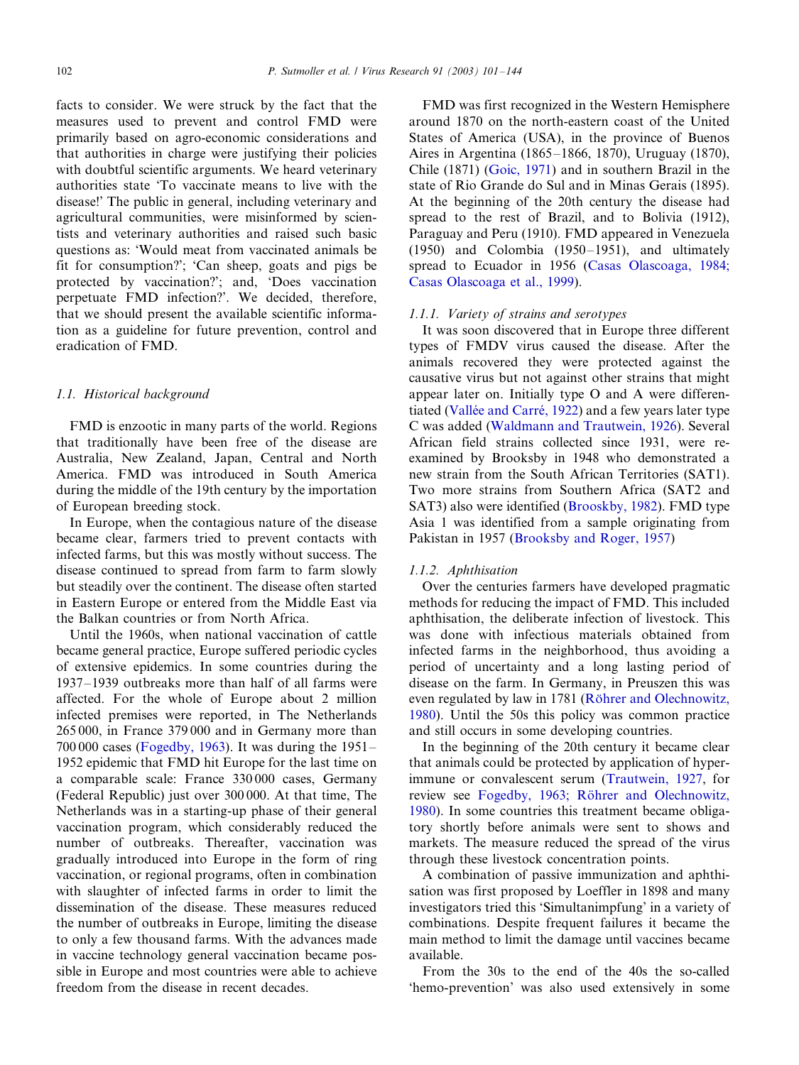facts to consider. We were struck by the fact that the measures used to prevent and control FMD were primarily based on agro-economic considerations and that authorities in charge were justifying their policies with doubtful scientific arguments. We heard veterinary authorities state 'To vaccinate means to live with the disease!' The public in general, including veterinary and agricultural communities, were misinformed by scientists and veterinary authorities and raised such basic questions as: 'Would meat from vaccinated animals be fit for consumption?'; 'Can sheep, goats and pigs be protected by vaccination?'; and, 'Does vaccination perpetuate FMD infection?'. We decided, therefore, that we should present the available scientific information as a guideline for future prevention, control and eradication of FMD.

### 1.1. Historical background

FMD is enzootic in many parts of the world. Regions that traditionally have been free of the disease are Australia, New Zealand, Japan, Central and North America. FMD was introduced in South America during the middle of the 19th century by the importation of European breeding stock.

In Europe, when the contagious nature of the disease became clear, farmers tried to prevent contacts with infected farms, but this was mostly without success. The disease continued to spread from farm to farm slowly but steadily over the continent. The disease often started in Eastern Europe or entered from the Middle East via the Balkan countries or from North Africa.

Until the 1960s, when national vaccination of cattle became general practice, Europe suffered periodic cycles of extensive epidemics. In some countries during the 1937–1939 outbreaks more than half of all farms were affected. For the whole of Europe about 2 million infected premises were reported, in The Netherlands 265 000, in France 379 000 and in Germany more than 700 000 cases (Fogedby, 1963). It was during the 1951–1952 epidemic that FMD hit Europe for the last time on a comparable scale: France 330 000 cases, Germany (Federal Republic) just over 300 000. At that time, The Netherlands was in a starting-up phase of their general vaccination program, which considerably reduced the number of outbreaks. Thereafter, vaccination was gradually introduced into Europe in the form of ring vaccination, or regional programs, often in combination with slaughter of infected farms in order to limit the dissemination of the disease. These measures reduced the number of outbreaks in Europe, limiting the disease to only a few thousand farms. With the advances made in vaccine technology general vaccination became possible in Europe and most countries were able to achieve freedom from the disease in recent decades.

FMD was first recognized in the Western Hemisphere around 1870 on the north-eastern coast of the United States of America (USA), in the province of Buenos Aires in Argentina (1865–1866, 1870), Uruguay (1870), Chile (1871) (Goic, 1971) and in southern Brazil in the state of Rio Grande do Sul and in Minas Gerais (1895). At the beginning of the 20th century the disease had spread to the rest of Brazil, and to Bolivia (1912), Paraguay and Peru (1910). FMD appeared in Venezuela (1950) and Colombia (1950–1951), and ultimately spread to Ecuador in 1956 (Casas Olascoaga, 1984; Casas Olascoaga et al., 1999).

#### 1.1.1. Variety of strains and serotypes

It was soon discovered that in Europe three different types of FMDV virus caused the disease. After the animals recovered they were protected against the causative virus but not against other strains that might appear later on. Initially type O and A were differentiated (Vallée and Carré, 1922) and a few years later type C was added (Waldmann and Trautwein, 1926). Several African field strains collected since 1931, were re-examined by Brooksby in 1948 who demonstrated a new strain from the South African Territories (SAT1). Two more strains from Southern Africa (SAT2 and SAT3) also were identified (Brooskby, 1982). FMD type Asia 1 was identified from a sample originating from Pakistan in 1957 (Brooksby and Roger, 1957)

#### 1.1.2. Aphthisation

Over the centuries farmers have developed pragmatic methods for reducing the impact of FMD. This included aphthisation, the deliberate infection of livestock. This was done with infectious materials obtained from infected farms in the neighborhood, thus avoiding a period of uncertainty and a long lasting period of disease on the farm. In Germany, in Preuszen this was even regulated by law in 1781 (Röhrer and Olechnowitz, 1980). Until the 50s this policy was common practice and still occurs in some developing countries.

In the beginning of the 20th century it became clear that animals could be protected by application of hyperimmune or convalescent serum (Trautwein, 1927, for review see Fogedby, 1963; Röhrer and Olechnowitz, 1980). In some countries this treatment became obligatory shortly before animals were sent to shows and markets. The measure reduced the spread of the virus through these livestock concentration points.

A combination of passive immunization and aphthisation was first proposed by Loeffler in 1898 and many investigators tried this 'Simultanimpfung' in a variety of combinations. Despite frequent failures it became the main method to limit the damage until vaccines became available.

From the 30s to the end of the 40s the so-called 'hemo-prevention' was also used extensively in some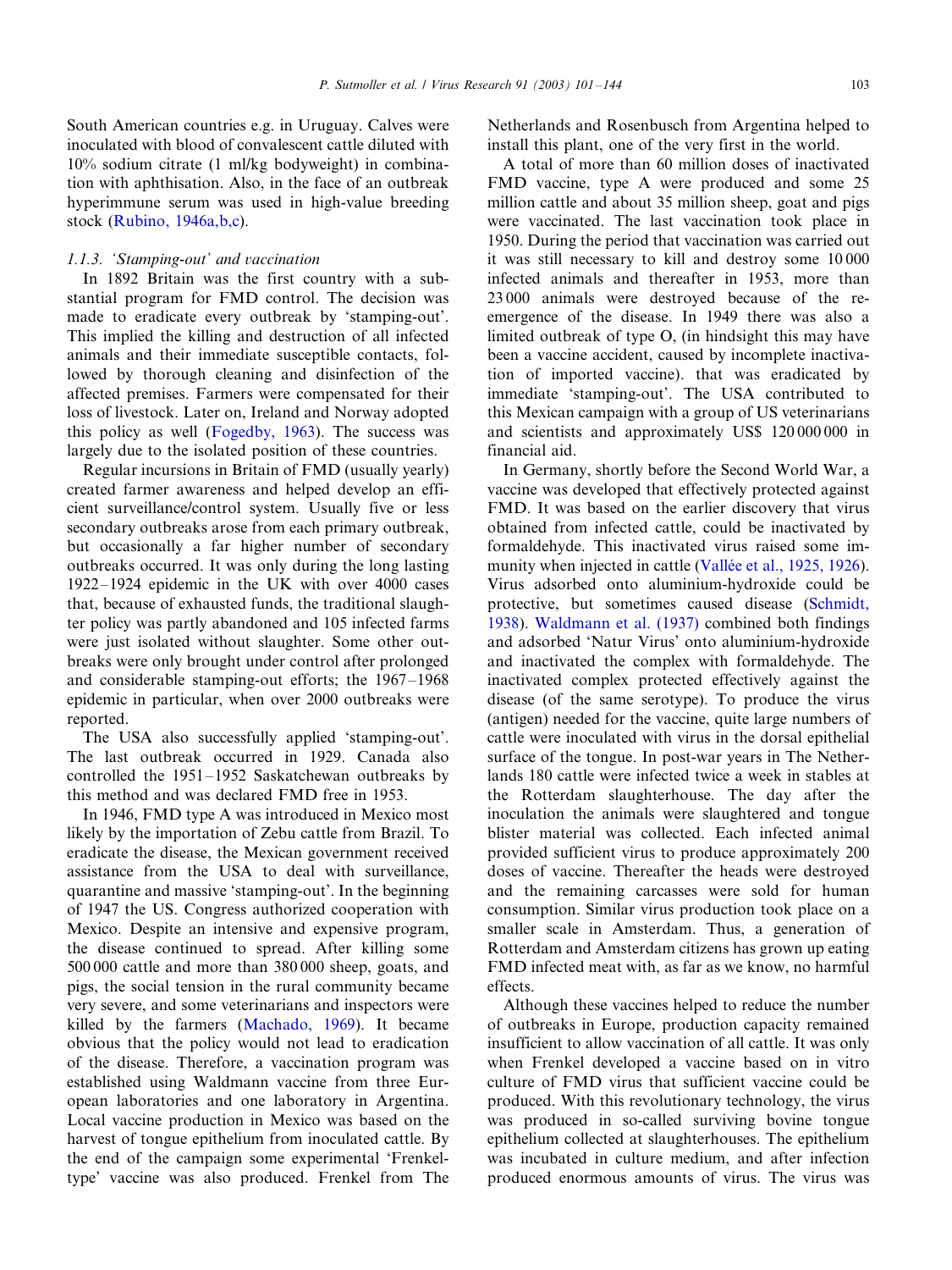South American countries e.g. in Uruguay. Calves were inoculated with blood of convalescent cattle diluted with 10% sodium citrate (1 ml/kg bodyweight) in combination with aphthisation. Also, in the face of an outbreak hyperimmune serum was used in high-value breeding stock (Rubino, 1946a,b,c).

### 1.1.3. 'Stamping-out' and vaccination

In 1892 Britain was the first country with a substantial program for FMD control. The decision was made to eradicate every outbreak by 'stamping-out'. This implied the killing and destruction of all infected animals and their immediate susceptible contacts, followed by thorough cleaning and disinfection of the affected premises. Farmers were compensated for their loss of livestock. Later on, Ireland and Norway adopted this policy as well (Fogedby, 1963). The success was largely due to the isolated position of these countries.

Regular incursions in Britain of FMD (usually yearly) created farmer awareness and helped develop an efficient surveillance/control system. Usually five or less secondary outbreaks arose from each primary outbreak, but occasionally a far higher number of secondary outbreaks occurred. It was only during the long lasting 1922–1924 epidemic in the UK with over 4000 cases that, because of exhausted funds, the traditional slaughter policy was partly abandoned and 105 infected farms were just isolated without slaughter. Some other outbreaks were only brought under control after prolonged and considerable stamping-out efforts; the 1967–1968 epidemic in particular, when over 2000 outbreaks were reported.

The USA also successfully applied 'stamping-out'. The last outbreak occurred in 1929. Canada also controlled the 1951–1952 Saskatchewan outbreaks by this method and was declared FMD free in 1953.

In 1946, FMD type A was introduced in Mexico most likely by the importation of Zebu cattle from Brazil. To eradicate the disease, the Mexican government received assistance from the USA to deal with surveillance, quarantine and massive 'stamping-out'. In the beginning of 1947 the US. Congress authorized cooperation with Mexico. Despite an intensive and expensive program, the disease continued to spread. After killing some 500 000 cattle and more than 380 000 sheep, goats, and pigs, the social tension in the rural community became very severe, and some veterinarians and inspectors were killed by the farmers (Machado, 1969). It became obvious that the policy would not lead to eradication of the disease. Therefore, a vaccination program was established using Waldmann vaccine from three European laboratories and one laboratory in Argentina. Local vaccine production in Mexico was based on the harvest of tongue epithelium from inoculated cattle. By the end of the campaign some experimental 'Frenkel-type' vaccine was also produced. Frenkel from The Netherlands and Rosenbusch from Argentina helped to install this plant, one of the very first in the world.

A total of more than 60 million doses of inactivated FMD vaccine, type A were produced and some 25 million cattle and about 35 million sheep, goat and pigs were vaccinated. The last vaccination took place in 1950. During the period that vaccination was carried out it was still necessary to kill and destroy some 10 000 infected animals and thereafter in 1953, more than 23 000 animals were destroyed because of the re-emergence of the disease. In 1949 there was also a limited outbreak of type O, (in hindsight this may have been a vaccine accident, caused by incomplete inactivation of imported vaccine). that was eradicated by immediate 'stamping-out'. The USA contributed to this Mexican campaign with a group of US veterinarians and scientists and approximately US$ 120 000 000 in financial aid.

In Germany, shortly before the Second World War, a vaccine was developed that effectively protected against FMD. It was based on the earlier discovery that virus obtained from infected cattle, could be inactivated by formaldehyde. This inactivated virus raised some immunity when injected in cattle (Vallée et al., 1925, 1926). Virus adsorbed onto aluminium-hydroxide could be protective, but sometimes caused disease (Schmidt, 1938). Waldmann et al. (1937) combined both findings and adsorbed 'Natur Virus' onto aluminium-hydroxide and inactivated the complex with formaldehyde. The inactivated complex protected effectively against the disease (of the same serotype). To produce the virus (antigen) needed for the vaccine, quite large numbers of cattle were inoculated with virus in the dorsal epithelial surface of the tongue. In post-war years in The Netherlands 180 cattle were infected twice a week in stables at the Rotterdam slaughterhouse. The day after the inoculation the animals were slaughtered and tongue blister material was collected. Each infected animal provided sufficient virus to produce approximately 200 doses of vaccine. Thereafter the heads were destroyed and the remaining carcasses were sold for human consumption. Similar virus production took place on a smaller scale in Amsterdam. Thus, a generation of Rotterdam and Amsterdam citizens has grown up eating FMD infected meat with, as far as we know, no harmful effects.

Although these vaccines helped to reduce the number of outbreaks in Europe, production capacity remained insufficient to allow vaccination of all cattle. It was only when Frenkel developed a vaccine based on in vitro culture of FMD virus that sufficient vaccine could be produced. With this revolutionary technology, the virus was produced in so-called surviving bovine tongue epithelium collected at slaughterhouses. The epithelium was incubated in culture medium, and after infection produced enormous amounts of virus. The virus was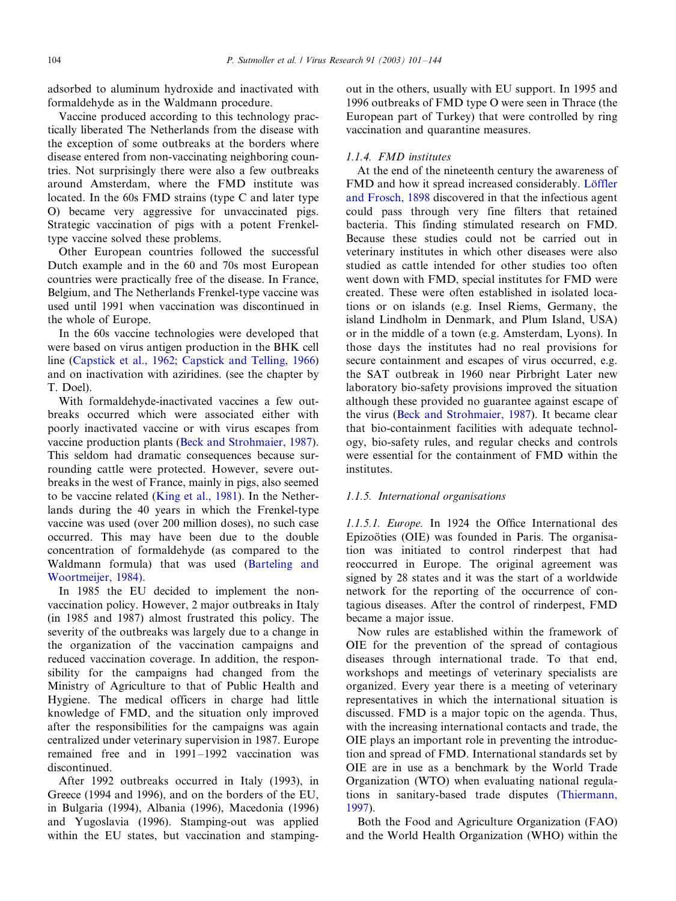adsorbed to aluminum hydroxide and inactivated with formaldehyde as in the Waldmann procedure.

Vaccine produced according to this technology practically liberated The Netherlands from the disease with the exception of some outbreaks at the borders where disease entered from non-vaccinating neighboring countries. Not surprisingly there were also a few outbreaks around Amsterdam, where the FMD institute was located. In the 60s FMD strains (type C and later type O) became very aggressive for unvaccinated pigs. Strategic vaccination of pigs with a potent Frenkel-type vaccine solved these problems.

Other European countries followed the successful Dutch example and in the 60 and 70s most European countries were practically free of the disease. In France, Belgium, and The Netherlands Frenkel-type vaccine was used until 1991 when vaccination was discontinued in the whole of Europe.

In the 60s vaccine technologies were developed that were based on virus antigen production in the BHK cell line (Capstick et al., 1962; Capstick and Telling, 1966) and on inactivation with aziridines. (see the chapter by T. Doel).

With formaldehyde-inactivated vaccines a few outbreaks occurred which were associated either with poorly inactivated vaccine or with virus escapes from vaccine production plants (Beck and Strohmaier, 1987). This seldom had dramatic consequences because surrounding cattle were protected. However, severe outbreaks in the west of France, mainly in pigs, also seemed to be vaccine related (King et al., 1981). In the Netherlands during the 40 years in which the Frenkel-type vaccine was used (over 200 million doses), no such case occurred. This may have been due to the double concentration of formaldehyde (as compared to the Waldmann formula) that was used (Barteling and Woortmeijer, 1984).

In 1985 the EU decided to implement the non-vaccination policy. However, 2 major outbreaks in Italy (in 1985 and 1987) almost frustrated this policy. The severity of the outbreaks was largely due to a change in the organization of the vaccination campaigns and reduced vaccination coverage. In addition, the responsibility for the campaigns had changed from the Ministry of Agriculture to that of Public Health and Hygiene. The medical officers in charge had little knowledge of FMD, and the situation only improved after the responsibilities for the campaigns was again centralized under veterinary supervision in 1987. Europe remained free and in 1991–1992 vaccination was discontinued.

After 1992 outbreaks occurred in Italy (1993), in Greece (1994 and 1996), and on the borders of the EU, in Bulgaria (1994), Albania (1996), Macedonia (1996) and Yugoslavia (1996). Stamping-out was applied within the EU states, but vaccination and stamping-out in the others, usually with EU support. In 1995 and 1996 outbreaks of FMD type O were seen in Thrace (the European part of Turkey) that were controlled by ring vaccination and quarantine measures.

#### 1.1.4. FMD institutes

At the end of the nineteenth century the awareness of FMD and how it spread increased considerably. Löffler and Frosch, 1898 discovered in that the infectious agent could pass through very fine filters that retained bacteria. This finding stimulated research on FMD. Because these studies could not be carried out in veterinary institutes in which other diseases were also studied as cattle intended for other studies too often went down with FMD, special institutes for FMD were created. These were often established in isolated locations or on islands (e.g. Insel Riems, Germany, the island Lindholm in Denmark, and Plum Island, USA) or in the middle of a town (e.g. Amsterdam, Lyons). In those days the institutes had no real provisions for secure containment and escapes of virus occurred, e.g. the SAT outbreak in 1960 near Pirbright Later new laboratory bio-safety provisions improved the situation although these provided no guarantee against escape of the virus (Beck and Strohmaier, 1987). It became clear that bio-containment facilities with adequate technology, bio-safety rules, and regular checks and controls were essential for the containment of FMD within the institutes.

#### 1.1.5. International organisations

*1.1.5.1. Europe.* In 1924 the Office International des Epizoöties (OIE) was founded in Paris. The organisation was initiated to control rinderpest that had reoccurred in Europe. The original agreement was signed by 28 states and it was the start of a worldwide network for the reporting of the occurrence of contagious diseases. After the control of rinderpest, FMD became a major issue.

Now rules are established within the framework of OIE for the prevention of the spread of contagious diseases through international trade. To that end, workshops and meetings of veterinary specialists are organized. Every year there is a meeting of veterinary representatives in which the international situation is discussed. FMD is a major topic on the agenda. Thus, with the increasing international contacts and trade, the OIE plays an important role in preventing the introduction and spread of FMD. International standards set by OIE are in use as a benchmark by the World Trade Organization (WTO) when evaluating national regulations in sanitary-based trade disputes (Thiermann, 1997).

Both the Food and Agriculture Organization (FAO) and the World Health Organization (WHO) within the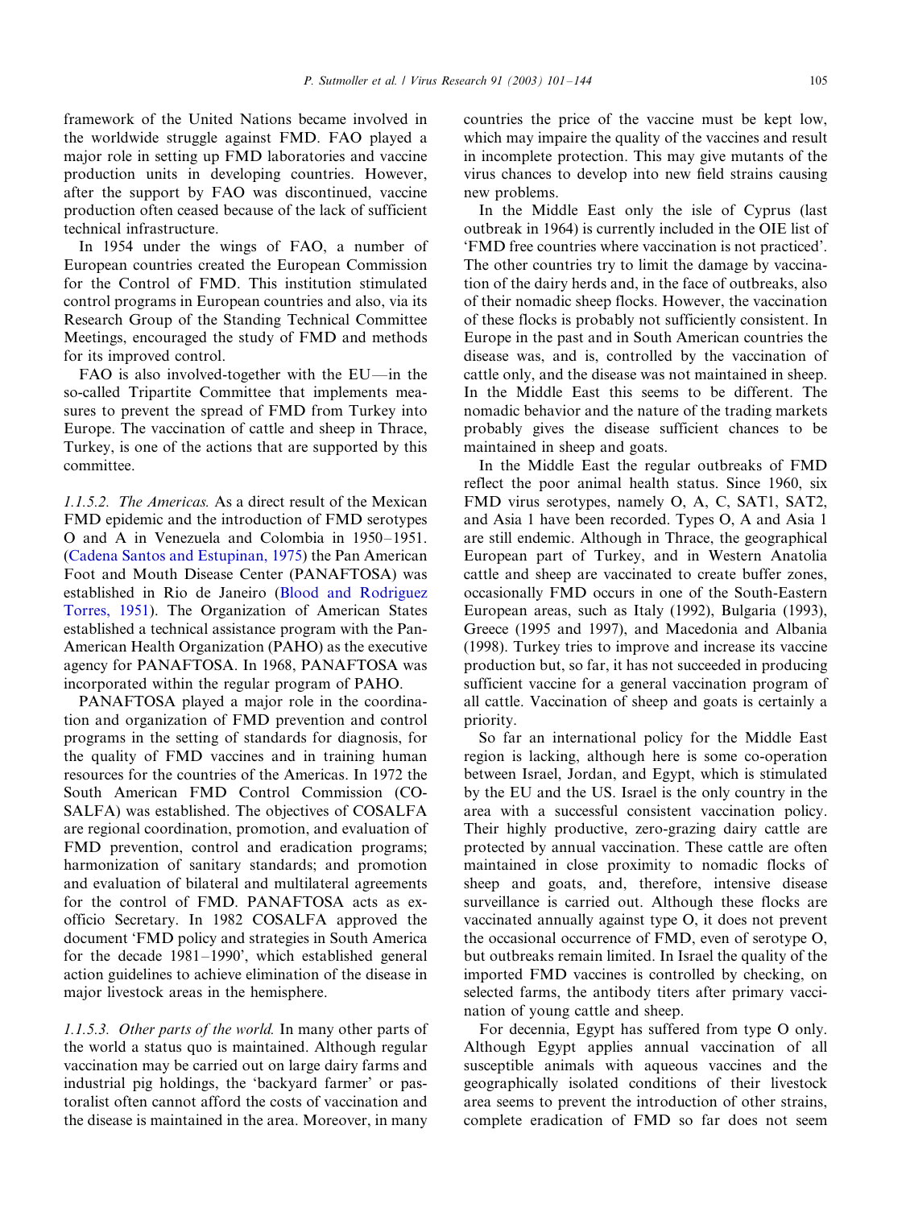framework of the United Nations became involved in the worldwide struggle against FMD. FAO played a major role in setting up FMD laboratories and vaccine production units in developing countries. However, after the support by FAO was discontinued, vaccine production often ceased because of the lack of sufficient technical infrastructure.

In 1954 under the wings of FAO, a number of European countries created the European Commission for the Control of FMD. This institution stimulated control programs in European countries and also, via its Research Group of the Standing Technical Committee Meetings, encouraged the study of FMD and methods for its improved control.

FAO is also involved-together with the EU—in the so-called Tripartite Committee that implements measures to prevent the spread of FMD from Turkey into Europe. The vaccination of cattle and sheep in Thrace, Turkey, is one of the actions that are supported by this committee.

*1.1.5.2. The Americas.* As a direct result of the Mexican FMD epidemic and the introduction of FMD serotypes O and A in Venezuela and Colombia in 1950–1951. (Cadena Santos and Estupinan, 1975) the Pan American Foot and Mouth Disease Center (PANAFTOSA) was established in Rio de Janeiro (Blood and Rodriguez Torres, 1951). The Organization of American States established a technical assistance program with the Pan-American Health Organization (PAHO) as the executive agency for PANAFTOSA. In 1968, PANAFTOSA was incorporated within the regular program of PAHO.

PANAFTOSA played a major role in the coordination and organization of FMD prevention and control programs in the setting of standards for diagnosis, for the quality of FMD vaccines and in training human resources for the countries of the Americas. In 1972 the South American FMD Control Commission (COSALFA) was established. The objectives of COSALFA are regional coordination, promotion, and evaluation of FMD prevention, control and eradication programs; harmonization of sanitary standards; and promotion and evaluation of bilateral and multilateral agreements for the control of FMD. PANAFTOSA acts as ex-officio Secretary. In 1982 COSALFA approved the document 'FMD policy and strategies in South America for the decade 1981–1990', which established general action guidelines to achieve elimination of the disease in major livestock areas in the hemisphere.

*1.1.5.3. Other parts of the world.* In many other parts of the world a status quo is maintained. Although regular vaccination may be carried out on large dairy farms and industrial pig holdings, the 'backyard farmer' or pastoralist often cannot afford the costs of vaccination and the disease is maintained in the area. Moreover, in many countries the price of the vaccine must be kept low, which may impaire the quality of the vaccines and result in incomplete protection. This may give mutants of the virus chances to develop into new field strains causing new problems.

In the Middle East only the isle of Cyprus (last outbreak in 1964) is currently included in the OIE list of 'FMD free countries where vaccination is not practiced'. The other countries try to limit the damage by vaccination of the dairy herds and, in the face of outbreaks, also of their nomadic sheep flocks. However, the vaccination of these flocks is probably not sufficiently consistent. In Europe in the past and in South American countries the disease was, and is, controlled by the vaccination of cattle only, and the disease was not maintained in sheep. In the Middle East this seems to be different. The nomadic behavior and the nature of the trading markets probably gives the disease sufficient chances to be maintained in sheep and goats.

In the Middle East the regular outbreaks of FMD reflect the poor animal health status. Since 1960, six FMD virus serotypes, namely O, A, C, SAT1, SAT2, and Asia 1 have been recorded. Types O, A and Asia 1 are still endemic. Although in Thrace, the geographical European part of Turkey, and in Western Anatolia cattle and sheep are vaccinated to create buffer zones, occasionally FMD occurs in one of the South-Eastern European areas, such as Italy (1992), Bulgaria (1993), Greece (1995 and 1997), and Macedonia and Albania (1998). Turkey tries to improve and increase its vaccine production but, so far, it has not succeeded in producing sufficient vaccine for a general vaccination program of all cattle. Vaccination of sheep and goats is certainly a priority.

So far an international policy for the Middle East region is lacking, although here is some co-operation between Israel, Jordan, and Egypt, which is stimulated by the EU and the US. Israel is the only country in the area with a successful consistent vaccination policy. Their highly productive, zero-grazing dairy cattle are protected by annual vaccination. These cattle are often maintained in close proximity to nomadic flocks of sheep and goats, and, therefore, intensive disease surveillance is carried out. Although these flocks are vaccinated annually against type O, it does not prevent the occasional occurrence of FMD, even of serotype O, but outbreaks remain limited. In Israel the quality of the imported FMD vaccines is controlled by checking, on selected farms, the antibody titers after primary vaccination of young cattle and sheep.

For decennia, Egypt has suffered from type O only. Although Egypt applies annual vaccination of all susceptible animals with aqueous vaccines and the geographically isolated conditions of their livestock area seems to prevent the introduction of other strains, complete eradication of FMD so far does not seem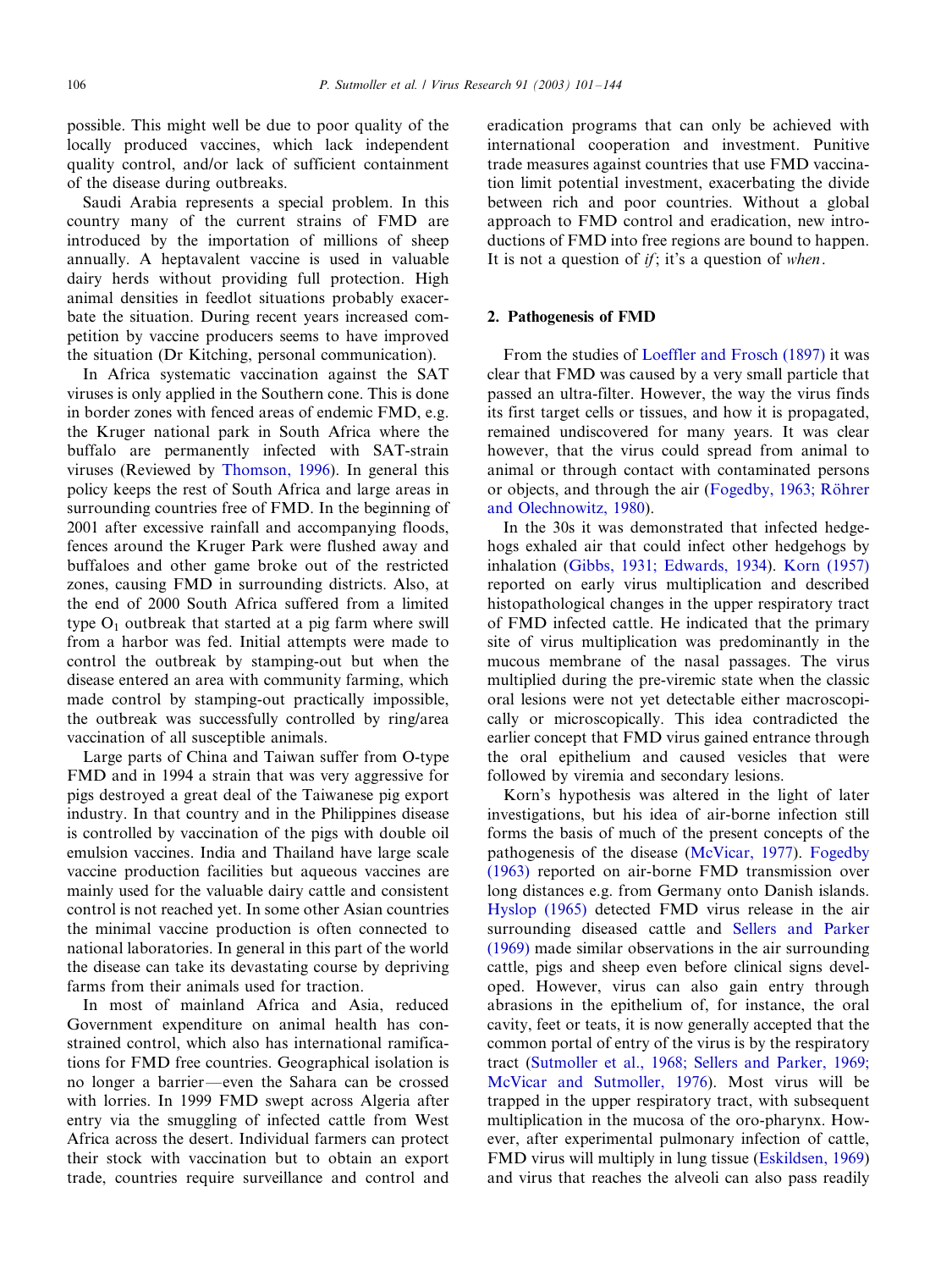possible. This might well be due to poor quality of the locally produced vaccines, which lack independent quality control, and/or lack of sufficient containment of the disease during outbreaks.

Saudi Arabia represents a special problem. In this country many of the current strains of FMD are introduced by the importation of millions of sheep annually. A heptavalent vaccine is used in valuable dairy herds without providing full protection. High animal densities in feedlot situations probably exacerbate the situation. During recent years increased competition by vaccine producers seems to have improved the situation (Dr Kitching, personal communication).

In Africa systematic vaccination against the SAT viruses is only applied in the Southern cone. This is done in border zones with fenced areas of endemic FMD, e.g. the Kruger national park in South Africa where the buffalo are permanently infected with SAT-strain viruses (Reviewed by Thomson, 1996). In general this policy keeps the rest of South Africa and large areas in surrounding countries free of FMD. In the beginning of 2001 after excessive rainfall and accompanying floods, fences around the Kruger Park were flushed away and buffaloes and other game broke out of the restricted zones, causing FMD in surrounding districts. Also, at the end of 2000 South Africa suffered from a limited type $O_1$ outbreak that started at a pig farm where swill from a harbor was fed. Initial attempts were made to control the outbreak by stamping-out but when the disease entered an area with community farming, which made control by stamping-out practically impossible, the outbreak was successfully controlled by ring/area vaccination of all susceptible animals.

Large parts of China and Taiwan suffer from O-type FMD and in 1994 a strain that was very aggressive for pigs destroyed a great deal of the Taiwanese pig export industry. In that country and in the Philippines disease is controlled by vaccination of the pigs with double oil emulsion vaccines. India and Thailand have large scale vaccine production facilities but aqueous vaccines are mainly used for the valuable dairy cattle and consistent control is not reached yet. In some other Asian countries the minimal vaccine production is often connected to national laboratories. In general in this part of the world the disease can take its devastating course by depriving farms from their animals used for traction.

In most of mainland Africa and Asia, reduced Government expenditure on animal health has constrained control, which also has international ramifications for FMD free countries. Geographical isolation is no longer a barrier—even the Sahara can be crossed with lorries. In 1999 FMD swept across Algeria after entry via the smuggling of infected cattle from West Africa across the desert. Individual farmers can protect their stock with vaccination but to obtain an export trade, countries require surveillance and control and eradication programs that can only be achieved with international cooperation and investment. Punitive trade measures against countries that use FMD vaccination limit potential investment, exacerbating the divide between rich and poor countries. Without a global approach to FMD control and eradication, new introductions of FMD into free regions are bound to happen. It is not a question of *if*; it's a question of *when*.

## 2. Pathogenesis of FMD

From the studies of Loeffler and Frosch (1897) it was clear that FMD was caused by a very small particle that passed an ultra-filter. However, the way the virus finds its first target cells or tissues, and how it is propagated, remained undiscovered for many years. It was clear however, that the virus could spread from animal to animal or through contact with contaminated persons or objects, and through the air (Fogedby, 1963; Röhrer and Olechnowitz, 1980).

In the 30s it was demonstrated that infected hedgehogs exhaled air that could infect other hedgehogs by inhalation (Gibbs, 1931; Edwards, 1934). Korn (1957) reported on early virus multiplication and described histopathological changes in the upper respiratory tract of FMD infected cattle. He indicated that the primary site of virus multiplication was predominantly in the mucous membrane of the nasal passages. The virus multiplied during the pre-viremic state when the classic oral lesions were not yet detectable either macroscopically or microscopically. This idea contradicted the earlier concept that FMD virus gained entrance through the oral epithelium and caused vesicles that were followed by viremia and secondary lesions.

Korn's hypothesis was altered in the light of later investigations, but his idea of air-borne infection still forms the basis of much of the present concepts of the pathogenesis of the disease (McVicar, 1977). Fogedby (1963) reported on air-borne FMD transmission over long distances e.g. from Germany onto Danish islands. Hyslop (1965) detected FMD virus release in the air surrounding diseased cattle and Sellers and Parker (1969) made similar observations in the air surrounding cattle, pigs and sheep even before clinical signs developed. However, virus can also gain entry through abrasions in the epithelium of, for instance, the oral cavity, feet or teats, it is now generally accepted that the common portal of entry of the virus is by the respiratory tract (Sutmoller et al., 1968; Sellers and Parker, 1969; McVicar and Sutmoller, 1976). Most virus will be trapped in the upper respiratory tract, with subsequent multiplication in the mucosa of the oro-pharynx. However, after experimental pulmonary infection of cattle, FMD virus will multiply in lung tissue (Eskildsen, 1969) and virus that reaches the alveoli can also pass readily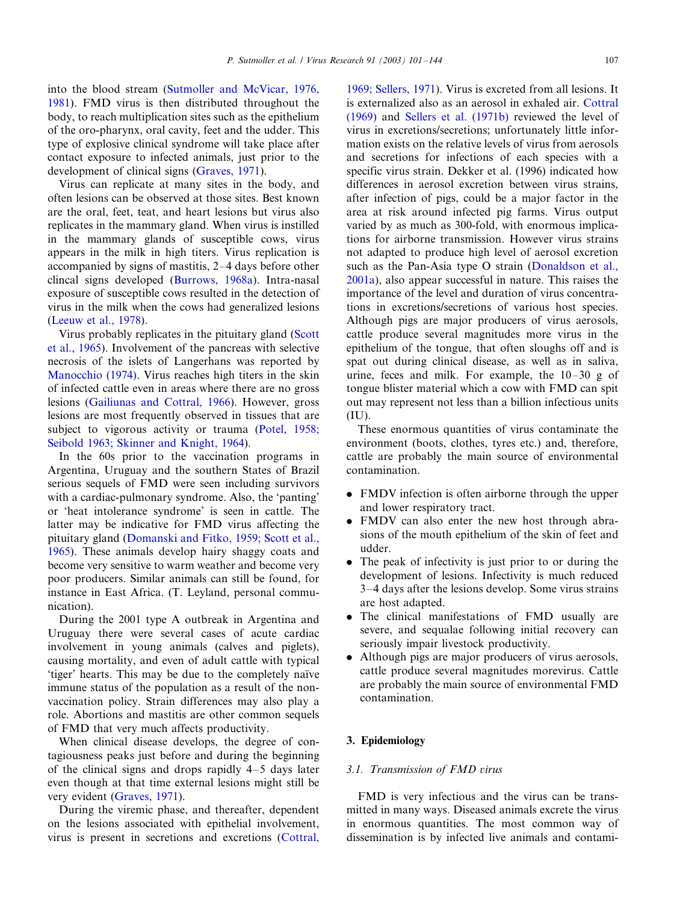into the blood stream (Sutmoller and McVicar, 1976, 1981). FMD virus is then distributed throughout the body, to reach multiplication sites such as the epithelium of the oro-pharynx, oral cavity, feet and the udder. This type of explosive clinical syndrome will take place after contact exposure to infected animals, just prior to the development of clinical signs (Graves, 1971).

Virus can replicate at many sites in the body, and often lesions can be observed at those sites. Best known are the oral, feet, teat, and heart lesions but virus also replicates in the mammary gland. When virus is instilled in the mammary glands of susceptible cows, virus appears in the milk in high titers. Virus replication is accompanied by signs of mastitis, 2–4 days before other clincal signs developed (Burrows, 1968a). Intra-nasal exposure of susceptible cows resulted in the detection of virus in the milk when the cows had generalized lesions (Leeuw et al., 1978).

Virus probably replicates in the pituitary gland (Scott et al., 1965). Involvement of the pancreas with selective necrosis of the islets of Langerhans was reported by Manocchio (1974). Virus reaches high titers in the skin of infected cattle even in areas where there are no gross lesions (Gailiunas and Cottral, 1966). However, gross lesions are most frequently observed in tissues that are subject to vigorous activity or trauma (Potel, 1958; Seibold 1963; Skinner and Knight, 1964).

In the 60s prior to the vaccination programs in Argentina, Uruguay and the southern States of Brazil serious sequels of FMD were seen including survivors with a cardiac-pulmonary syndrome. Also, the 'panting' or 'heat intolerance syndrome' is seen in cattle. The latter may be indicative for FMD virus affecting the pituitary gland (Domanski and Fitko, 1959; Scott et al., 1965). These animals develop hairy shaggy coats and become very sensitive to warm weather and become very poor producers. Similar animals can still be found, for instance in East Africa. (T. Leyland, personal communication).

During the 2001 type A outbreak in Argentina and Uruguay there were several cases of acute cardiac involvement in young animals (calves and piglets), causing mortality, and even of adult cattle with typical 'tiger' hearts. This may be due to the completely naïve immune status of the population as a result of the non-vaccination policy. Strain differences may also play a role. Abortions and mastitis are other common sequels of FMD that very much affects productivity.

When clinical disease develops, the degree of contagiousness peaks just before and during the beginning of the clinical signs and drops rapidly 4–5 days later even though at that time external lesions might still be very evident (Graves, 1971).

During the viremic phase, and thereafter, dependent on the lesions associated with epithelial involvement, virus is present in secretions and excretions (Cottral, 1969; Sellers, 1971). Virus is excreted from all lesions. It is externalized also as an aerosol in exhaled air. Cottral (1969) and Sellers et al. (1971b) reviewed the level of virus in excretions/secretions; unfortunately little information exists on the relative levels of virus from aerosols and secretions for infections of each species with a specific virus strain. Dekker et al. (1996) indicated how differences in aerosol excretion between virus strains, after infection of pigs, could be a major factor in the area at risk around infected pig farms. Virus output varied by as much as 300-fold, with enormous implications for airborne transmission. However virus strains not adapted to produce high level of aerosol excretion such as the Pan-Asia type O strain (Donaldson et al., 2001a), also appear successful in nature. This raises the importance of the level and duration of virus concentrations in excretions/secretions of various host species. Although pigs are major producers of virus aerosols, cattle produce several magnitudes more virus in the epithelium of the tongue, that often sloughs off and is spat out during clinical disease, as well as in saliva, urine, feces and milk. For example, the 10–30 g of tongue blister material which a cow with FMD can spit out may represent not less than a billion infectious units (IU).

These enormous quantities of virus contaminate the environment (boots, clothes, tyres etc.) and, therefore, cattle are probably the main source of environmental contamination.

- FMDV infection is often airborne through the upper and lower respiratory tract.
- FMDV can also enter the new host through abrasions of the mouth epithelium of the skin of feet and udder.
- The peak of infectivity is just prior to or during the development of lesions. Infectivity is much reduced 3–4 days after the lesions develop. Some virus strains are host adapted.
- The clinical manifestations of FMD usually are severe, and sequalae following initial recovery can seriously impair livestock productivity.
- Although pigs are major producers of virus aerosols, cattle produce several magnitudes morevirus. Cattle are probably the main source of environmental FMD contamination.

## 3. Epidemiology

### 3.1. *Transmission of FMD virus*

FMD is very infectious and the virus can be transmitted in many ways. Diseased animals excrete the virus in enormous quantities. The most common way of dissemination is by infected live animals and contami-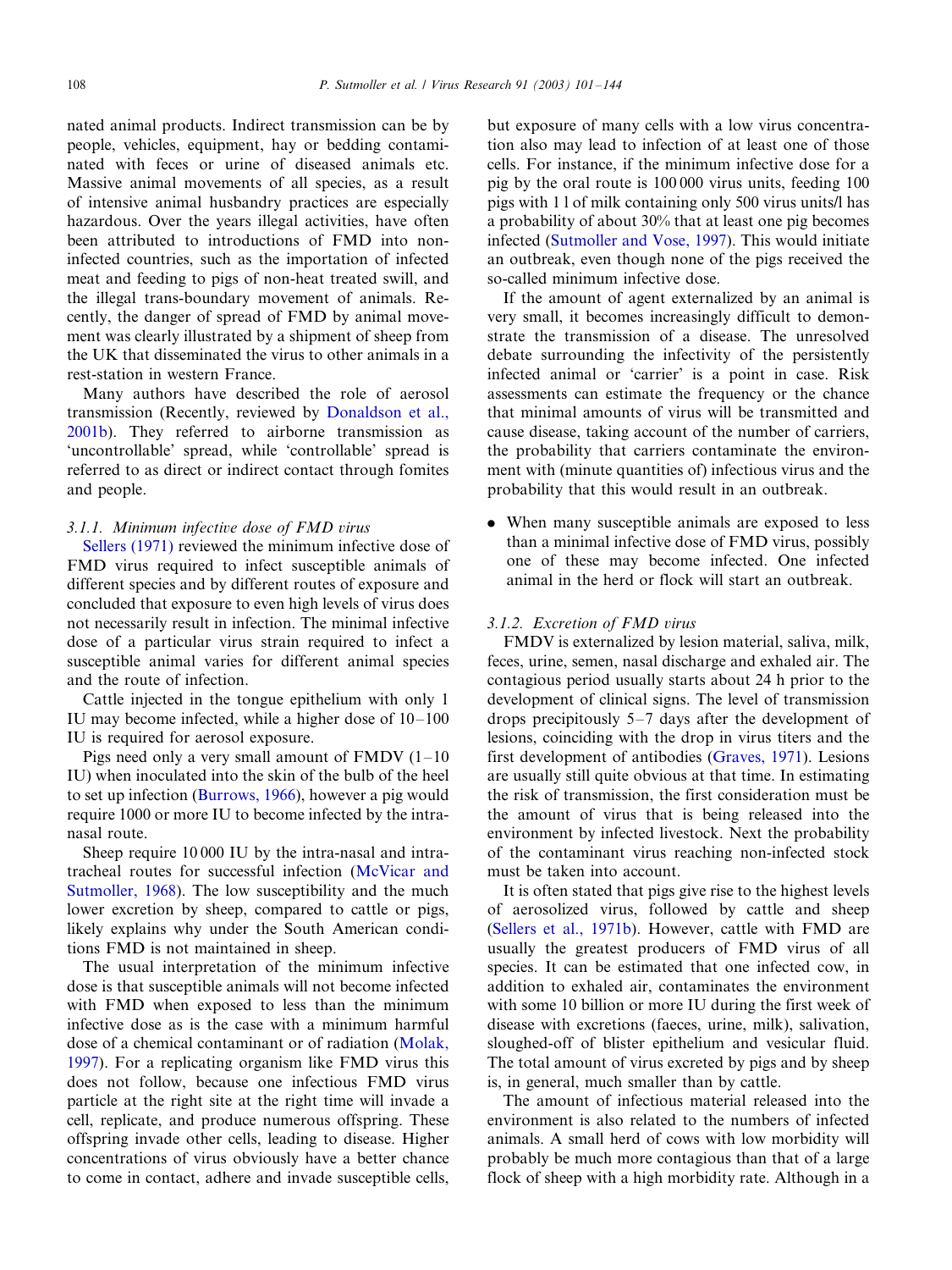nated animal products. Indirect transmission can be by people, vehicles, equipment, hay or bedding contaminated with feces or urine of diseased animals etc. Massive animal movements of all species, as a result of intensive animal husbandry practices are especially hazardous. Over the years illegal activities, have often been attributed to introductions of FMD into non-infected countries, such as the importation of infected meat and feeding to pigs of non-heat treated swill, and the illegal trans-boundary movement of animals. Recently, the danger of spread of FMD by animal movement was clearly illustrated by a shipment of sheep from the UK that disseminated the virus to other animals in a rest-station in western France.

Many authors have described the role of aerosol transmission (Recently, reviewed by Donaldson et al., 2001b). They referred to airborne transmission as 'uncontrollable' spread, while 'controllable' spread is referred to as direct or indirect contact through fomites and people.

#### 3.1.1. Minimum infective dose of FMD virus

Sellers (1971) reviewed the minimum infective dose of FMD virus required to infect susceptible animals of different species and by different routes of exposure and concluded that exposure to even high levels of virus does not necessarily result in infection. The minimal infective dose of a particular virus strain required to infect a susceptible animal varies for different animal species and the route of infection.

Cattle injected in the tongue epithelium with only 1 IU may become infected, while a higher dose of 10–100 IU is required for aerosol exposure.

Pigs need only a very small amount of FMDV (1–10 IU) when inoculated into the skin of the bulb of the heel to set up infection (Burrows, 1966), however a pig would require 1000 or more IU to become infected by the intranasal route.

Sheep require 10 000 IU by the intra-nasal and intra-tracheal routes for successful infection (McVicar and Sutmoller, 1968). The low susceptibility and the much lower excretion by sheep, compared to cattle or pigs, likely explains why under the South American conditions FMD is not maintained in sheep.

The usual interpretation of the minimum infective dose is that susceptible animals will not become infected with FMD when exposed to less than the minimum infective dose as is the case with a minimum harmful dose of a chemical contaminant or of radiation (Molak, 1997). For a replicating organism like FMD virus this does not follow, because one infectious FMD virus particle at the right site at the right time will invade a cell, replicate, and produce numerous offspring. These offspring invade other cells, leading to disease. Higher concentrations of virus obviously have a better chance to come in contact, adhere and invade susceptible cells, but exposure of many cells with a low virus concentration also may lead to infection of at least one of those cells. For instance, if the minimum infective dose for a pig by the oral route is 100 000 virus units, feeding 100 pigs with 1 l of milk containing only 500 virus units/l has a probability of about 30% that at least one pig becomes infected (Sutmoller and Vose, 1997). This would initiate an outbreak, even though none of the pigs received the so-called minimum infective dose.

If the amount of agent externalized by an animal is very small, it becomes increasingly difficult to demonstrate the transmission of a disease. The unresolved debate surrounding the infectivity of the persistently infected animal or 'carrier' is a point in case. Risk assessments can estimate the frequency or the chance that minimal amounts of virus will be transmitted and cause disease, taking account of the number of carriers, the probability that carriers contaminate the environment with (minute quantities of) infectious virus and the probability that this would result in an outbreak.

- When many susceptible animals are exposed to less than a minimal infective dose of FMD virus, possibly one of these may become infected. One infected animal in the herd or flock will start an outbreak.

#### 3.1.2. Excretion of FMD virus

FMDV is externalized by lesion material, saliva, milk, feces, urine, semen, nasal discharge and exhaled air. The contagious period usually starts about 24 h prior to the development of clinical signs. The level of transmission drops precipitously 5–7 days after the development of lesions, coinciding with the drop in virus titers and the first development of antibodies (Graves, 1971). Lesions are usually still quite obvious at that time. In estimating the risk of transmission, the first consideration must be the amount of virus that is being released into the environment by infected livestock. Next the probability of the contaminant virus reaching non-infected stock must be taken into account.

It is often stated that pigs give rise to the highest levels of aerosolized virus, followed by cattle and sheep (Sellers et al., 1971b). However, cattle with FMD are usually the greatest producers of FMD virus of all species. It can be estimated that one infected cow, in addition to exhaled air, contaminates the environment with some 10 billion or more IU during the first week of disease with excretions (faeces, urine, milk), salivation, sloughed-off of blister epithelium and vesicular fluid. The total amount of virus excreted by pigs and by sheep is, in general, much smaller than by cattle.

The amount of infectious material released into the environment is also related to the numbers of infected animals. A small herd of cows with low morbidity will probably be much more contagious than that of a large flock of sheep with a high morbidity rate. Although in a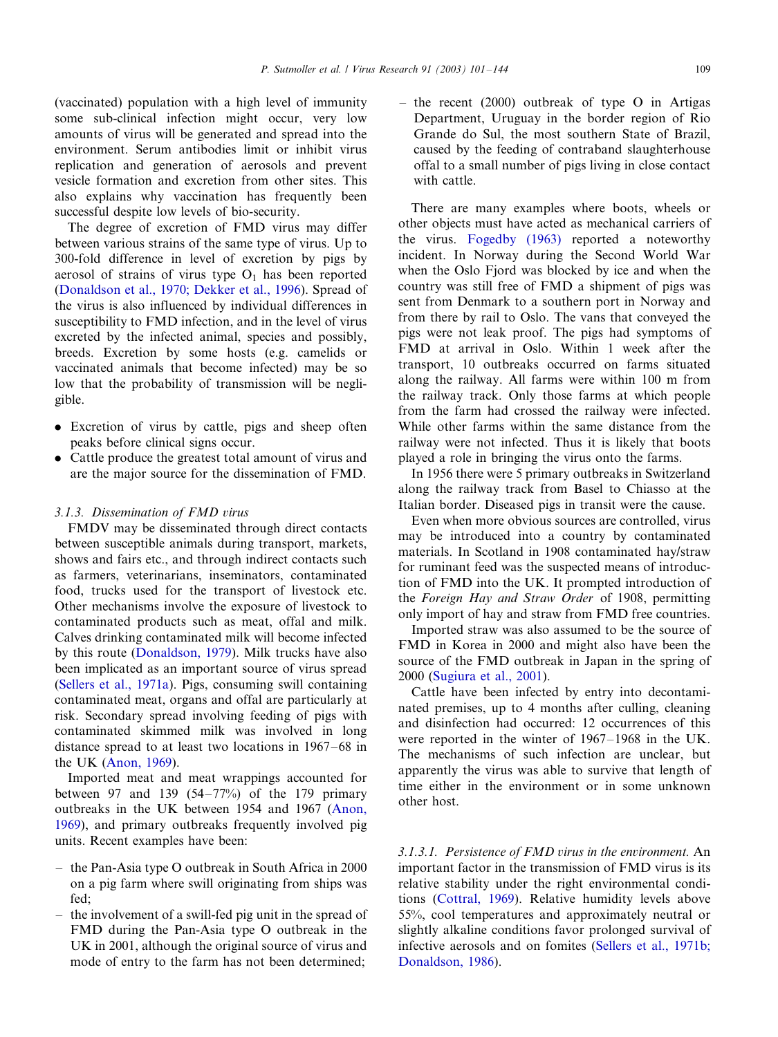(vaccinated) population with a high level of immunity some sub-clinical infection might occur, very low amounts of virus will be generated and spread into the environment. Serum antibodies limit or inhibit virus replication and generation of aerosols and prevent vesicle formation and excretion from other sites. This also explains why vaccination has frequently been successful despite low levels of bio-security.

The degree of excretion of FMD virus may differ between various strains of the same type of virus. Up to 300-fold difference in level of excretion by pigs by aerosol of strains of virus type $O_1$ has been reported (Donaldson et al., 1970; Dekker et al., 1996). Spread of the virus is also influenced by individual differences in susceptibility to FMD infection, and in the level of virus excreted by the infected animal, species and possibly, breeds. Excretion by some hosts (e.g. camelids or vaccinated animals that become infected) may be so low that the probability of transmission will be negligible.

- Excretion of virus by cattle, pigs and sheep often peaks before clinical signs occur.
- Cattle produce the greatest total amount of virus and are the major source for the dissemination of FMD.

#### 3.1.3. Dissemination of FMD virus

FMDV may be disseminated through direct contacts between susceptible animals during transport, markets, shows and fairs etc., and through indirect contacts such as farmers, veterinarians, inseminators, contaminated food, trucks used for the transport of livestock etc. Other mechanisms involve the exposure of livestock to contaminated products such as meat, offal and milk. Calves drinking contaminated milk will become infected by this route (Donaldson, 1979). Milk trucks have also been implicated as an important source of virus spread (Sellers et al., 1971a). Pigs, consuming swill containing contaminated meat, organs and offal are particularly at risk. Secondary spread involving feeding of pigs with contaminated skimmed milk was involved in long distance spread to at least two locations in 1967–68 in the UK (Anon, 1969).

Imported meat and meat wrappings accounted for between 97 and 139 (54–77%) of the 179 primary outbreaks in the UK between 1954 and 1967 (Anon, 1969), and primary outbreaks frequently involved pig units. Recent examples have been:

- the Pan-Asia type O outbreak in South Africa in 2000 on a pig farm where swill originating from ships was fed;
- the involvement of a swill-fed pig unit in the spread of FMD during the Pan-Asia type O outbreak in the UK in 2001, although the original source of virus and mode of entry to the farm has not been determined;
- the recent (2000) outbreak of type O in Artigas Department, Uruguay in the border region of Rio Grande do Sul, the most southern State of Brazil, caused by the feeding of contraband slaughterhouse offal to a small number of pigs living in close contact with cattle.

There are many examples where boots, wheels or other objects must have acted as mechanical carriers of the virus. Fogedby (1963) reported a noteworthy incident. In Norway during the Second World War when the Oslo Fjord was blocked by ice and when the country was still free of FMD a shipment of pigs was sent from Denmark to a southern port in Norway and from there by rail to Oslo. The vans that conveyed the pigs were not leak proof. The pigs had symptoms of FMD at arrival in Oslo. Within 1 week after the transport, 10 outbreaks occurred on farms situated along the railway. All farms were within 100 m from the railway track. Only those farms at which people from the farm had crossed the railway were infected. While other farms within the same distance from the railway were not infected. Thus it is likely that boots played a role in bringing the virus onto the farms.

In 1956 there were 5 primary outbreaks in Switzerland along the railway track from Basel to Chiasso at the Italian border. Diseased pigs in transit were the cause.

Even when more obvious sources are controlled, virus may be introduced into a country by contaminated materials. In Scotland in 1908 contaminated hay/straw for ruminant feed was the suspected means of introduction of FMD into the UK. It prompted introduction of the *Foreign Hay and Straw Order* of 1908, permitting only import of hay and straw from FMD free countries.

Imported straw was also assumed to be the source of FMD in Korea in 2000 and might also have been the source of the FMD outbreak in Japan in the spring of 2000 (Sugiura et al., 2001).

Cattle have been infected by entry into decontaminated premises, up to 4 months after culling, cleaning and disinfection had occurred: 12 occurrences of this were reported in the winter of 1967–1968 in the UK. The mechanisms of such infection are unclear, but apparently the virus was able to survive that length of time either in the environment or in some unknown other host.

##### 3.1.3.1. Persistence of FMD virus in the environment.

An important factor in the transmission of FMD virus is its relative stability under the right environmental conditions (Cottral, 1969). Relative humidity levels above 55%, cool temperatures and approximately neutral or slightly alkaline conditions favor prolonged survival of infective aerosols and on fomites (Sellers et al., 1971b; Donaldson, 1986).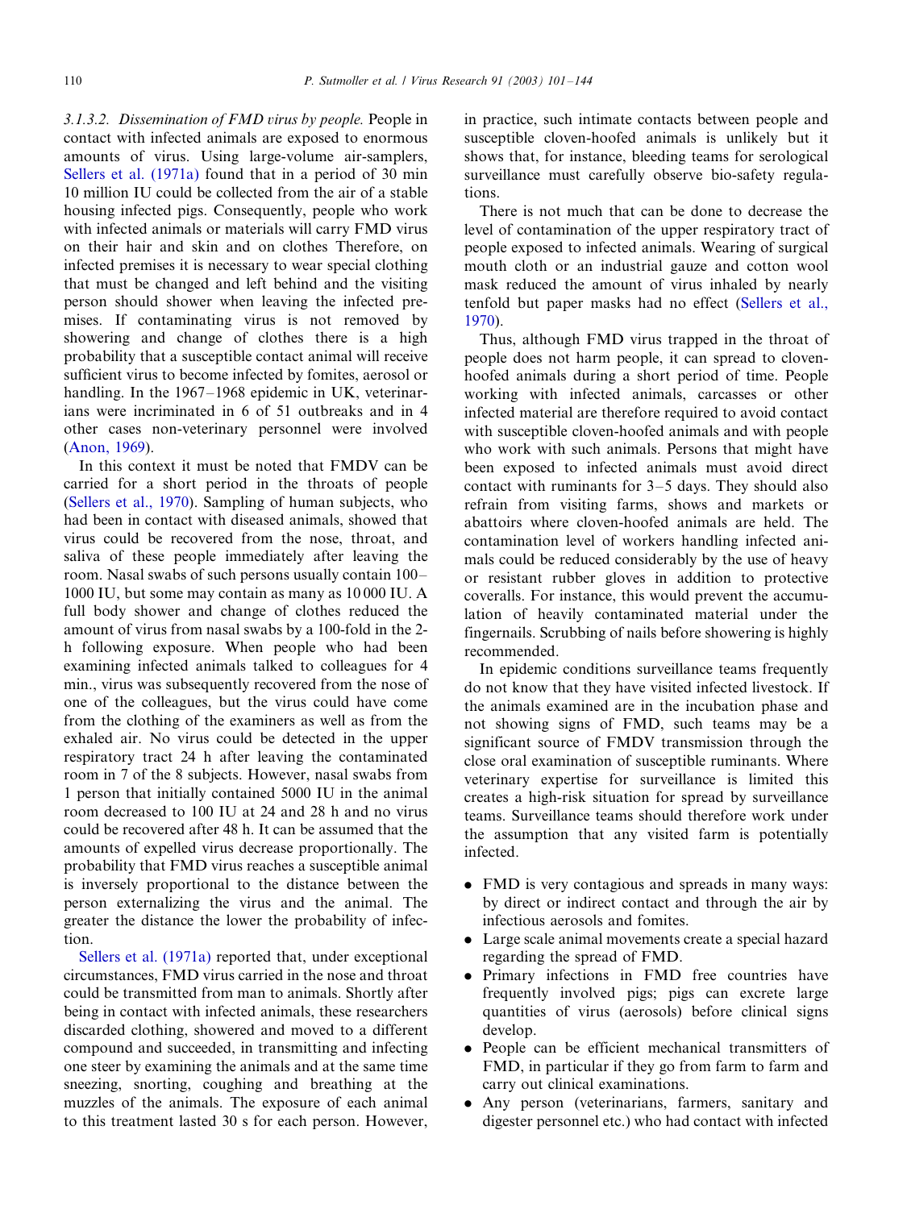*3.1.3.2. Dissemination of FMD virus by people.* People in contact with infected animals are exposed to enormous amounts of virus. Using large-volume air-samplers, Sellers et al. (1971a) found that in a period of 30 min 10 million IU could be collected from the air of a stable housing infected pigs. Consequently, people who work with infected animals or materials will carry FMD virus on their hair and skin and on clothes Therefore, on infected premises it is necessary to wear special clothing that must be changed and left behind and the visiting person should shower when leaving the infected premises. If contaminating virus is not removed by showering and change of clothes there is a high probability that a susceptible contact animal will receive sufficient virus to become infected by fomites, aerosol or handling. In the 1967–1968 epidemic in UK, veterinarians were incriminated in 6 of 51 outbreaks and in 4 other cases non-veterinary personnel were involved (Anon, 1969).

In this context it must be noted that FMDV can be carried for a short period in the throats of people (Sellers et al., 1970). Sampling of human subjects, who had been in contact with diseased animals, showed that virus could be recovered from the nose, throat, and saliva of these people immediately after leaving the room. Nasal swabs of such persons usually contain 100–1000 IU, but some may contain as many as 10 000 IU. A full body shower and change of clothes reduced the amount of virus from nasal swabs by a 100-fold in the 2-h following exposure. When people who had been examining infected animals talked to colleagues for 4 min., virus was subsequently recovered from the nose of one of the colleagues, but the virus could have come from the clothing of the examiners as well as from the exhaled air. No virus could be detected in the upper respiratory tract 24 h after leaving the contaminated room in 7 of the 8 subjects. However, nasal swabs from 1 person that initially contained 5000 IU in the animal room decreased to 100 IU at 24 and 28 h and no virus could be recovered after 48 h. It can be assumed that the amounts of expelled virus decrease proportionally. The probability that FMD virus reaches a susceptible animal is inversely proportional to the distance between the person externalizing the virus and the animal. The greater the distance the lower the probability of infection.

Sellers et al. (1971a) reported that, under exceptional circumstances, FMD virus carried in the nose and throat could be transmitted from man to animals. Shortly after being in contact with infected animals, these researchers discarded clothing, showered and moved to a different compound and succeeded, in transmitting and infecting one steer by examining the animals and at the same time sneezing, snorting, coughing and breathing at the muzzles of the animals. The exposure of each animal to this treatment lasted 30 s for each person. However, in practice, such intimate contacts between people and susceptible cloven-hoofed animals is unlikely but it shows that, for instance, bleeding teams for serological surveillance must carefully observe bio-safety regulations.

There is not much that can be done to decrease the level of contamination of the upper respiratory tract of people exposed to infected animals. Wearing of surgical mouth cloth or an industrial gauze and cotton wool mask reduced the amount of virus inhaled by nearly tenfold but paper masks had no effect (Sellers et al., 1970).

Thus, although FMD virus trapped in the throat of people does not harm people, it can spread to cloven-hoofed animals during a short period of time. People working with infected animals, carcasses or other infected material are therefore required to avoid contact with susceptible cloven-hoofed animals and with people who work with such animals. Persons that might have been exposed to infected animals must avoid direct contact with ruminants for 3–5 days. They should also refrain from visiting farms, shows and markets or abattoirs where cloven-hoofed animals are held. The contamination level of workers handling infected animals could be reduced considerably by the use of heavy or resistant rubber gloves in addition to protective coveralls. For instance, this would prevent the accumulation of heavily contaminated material under the fingernails. Scrubbing of nails before showering is highly recommended.

In epidemic conditions surveillance teams frequently do not know that they have visited infected livestock. If the animals examined are in the incubation phase and not showing signs of FMD, such teams may be a significant source of FMDV transmission through the close oral examination of susceptible ruminants. Where veterinary expertise for surveillance is limited this creates a high-risk situation for spread by surveillance teams. Surveillance teams should therefore work under the assumption that any visited farm is potentially infected.

- FMD is very contagious and spreads in many ways: by direct or indirect contact and through the air by infectious aerosols and fomites.
- Large scale animal movements create a special hazard regarding the spread of FMD.
- Primary infections in FMD free countries have frequently involved pigs; pigs can excrete large quantities of virus (aerosols) before clinical signs develop.
- People can be efficient mechanical transmitters of FMD, in particular if they go from farm to farm and carry out clinical examinations.
- Any person (veterinarians, farmers, sanitary and digester personnel etc.) who had contact with infected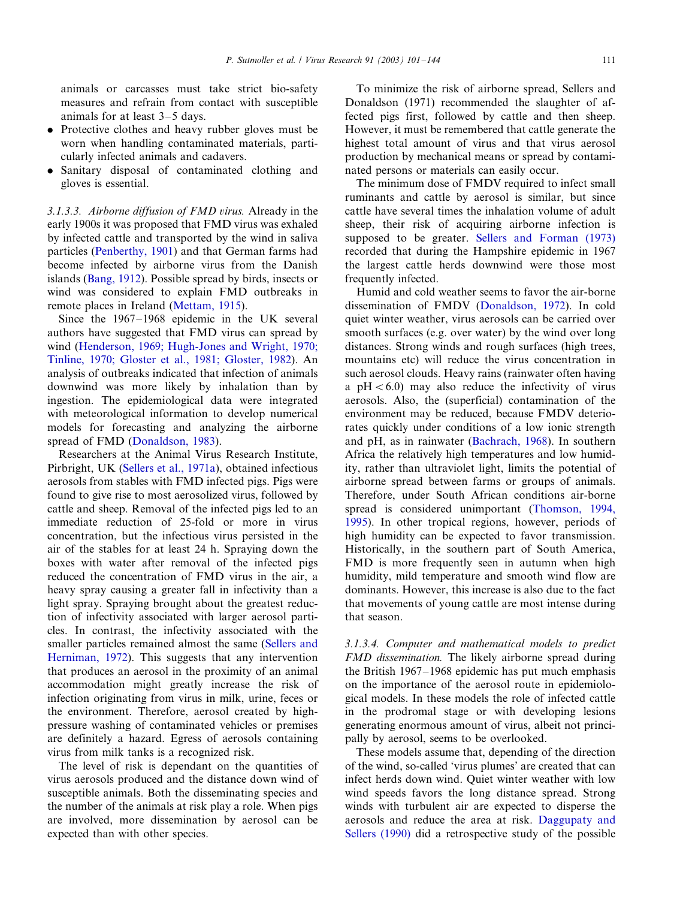animals or carcasses must take strict bio-safety measures and refrain from contact with susceptible animals for at least 3–5 days.

- Protective clothes and heavy rubber gloves must be worn when handling contaminated materials, particulary infected animals and cadavers.
- Sanitary disposal of contaminated clothing and gloves is essential.

*3.1.3.3. Airborne diffusion of FMD virus.* Already in the early 1900s it was proposed that FMD virus was exhaled by infected cattle and transported by the wind in saliva particles (Penberthy, 1901) and that German farms had become infected by airborne virus from the Danish islands (Bang, 1912). Possible spread by birds, insects or wind was considered to explain FMD outbreaks in remote places in Ireland (Mettam, 1915).

Since the 1967–1968 epidemic in the UK several authors have suggested that FMD virus can spread by wind (Henderson, 1969; Hugh-Jones and Wright, 1970; Tinline, 1970; Gloster et al., 1981; Gloster, 1982). An analysis of outbreaks indicated that infection of animals downwind was more likely by inhalation than by ingestion. The epidemiological data were integrated with meteorological information to develop numerical models for forecasting and analyzing the airborne spread of FMD (Donaldson, 1983).

Researchers at the Animal Virus Research Institute, Pirbright, UK (Sellers et al., 1971a), obtained infectious aerosols from stables with FMD infected pigs. Pigs were found to give rise to most aerosolized virus, followed by cattle and sheep. Removal of the infected pigs led to an immediate reduction of 25-fold or more in virus concentration, but the infectious virus persisted in the air of the stables for at least 24 h. Spraying down the boxes with water after removal of the infected pigs reduced the concentration of FMD virus in the air, a heavy spray causing a greater fall in infectivity than a light spray. Spraying brought about the greatest reduction of infectivity associated with larger aerosol particles. In contrast, the infectivity associated with the smaller particles remained almost the same (Sellers and Herniman, 1972). This suggests that any intervention that produces an aerosol in the proximity of an animal accommodation might greatly increase the risk of infection originating from virus in milk, urine, feces or the environment. Therefore, aerosol created by high-pressure washing of contaminated vehicles or premises are definitely a hazard. Egress of aerosols containing virus from milk tanks is a recognized risk.

The level of risk is dependant on the quantities of virus aerosols produced and the distance down wind of susceptible animals. Both the disseminating species and the number of the animals at risk play a role. When pigs are involved, more dissemination by aerosol can be expected than with other species.

To minimize the risk of airborne spread, Sellers and Donaldson (1971) recommended the slaughter of affected pigs first, followed by cattle and then sheep. However, it must be remembered that cattle generate the highest total amount of virus and that virus aerosol production by mechanical means or spread by contaminated persons or materials can easily occur.

The minimum dose of FMDV required to infect small ruminants and cattle by aerosol is similar, but since cattle have several times the inhalation volume of adult sheep, their risk of acquiring airborne infection is supposed to be greater. Sellers and Forman (1973) recorded that during the Hampshire epidemic in 1967 the largest cattle herds downwind were those most frequently infected.

Humid and cold weather seems to favor the air-borne dissemination of FMDV (Donaldson, 1972). In cold quiet winter weather, virus aerosols can be carried over smooth surfaces (e.g. over water) by the wind over long distances. Strong winds and rough surfaces (high trees, mountains etc) will reduce the virus concentration in such aerosol clouds. Heavy rains (rainwater often having a $pH < 6.0$) may also reduce the infectivity of virus aerosols. Also, the (superficial) contamination of the environment may be reduced, because FMDV deteriorates quickly under conditions of a low ionic strength and pH, as in rainwater (Bachrach, 1968). In southern Africa the relatively high temperatures and low humidity, rather than ultraviolet light, limits the potential of airborne spread between farms or groups of animals. Therefore, under South African conditions air-borne spread is considered unimportant (Thomson, 1994, 1995). In other tropical regions, however, periods of high humidity can be expected to favor transmission. Historically, in the southern part of South America, FMD is more frequently seen in autumn when high humidity, mild temperature and smooth wind flow are dominants. However, this increase is also due to the fact that movements of young cattle are most intense during that season.

*3.1.3.4. Computer and mathematical models to predict FMD dissemination.* The likely airborne spread during the British 1967–1968 epidemic has put much emphasis on the importance of the aerosol route in epidemiological models. In these models the role of infected cattle in the prodromal stage or with developing lesions generating enormous amount of virus, albeit not principally by aerosol, seems to be overlooked.

These models assume that, depending of the direction of the wind, so-called 'virus plumes' are created that can infect herds down wind. Quiet winter weather with low wind speeds favors the long distance spread. Strong winds with turbulent air are expected to disperse the aerosols and reduce the area at risk. Daggupaty and Sellers (1990) did a retrospective study of the possible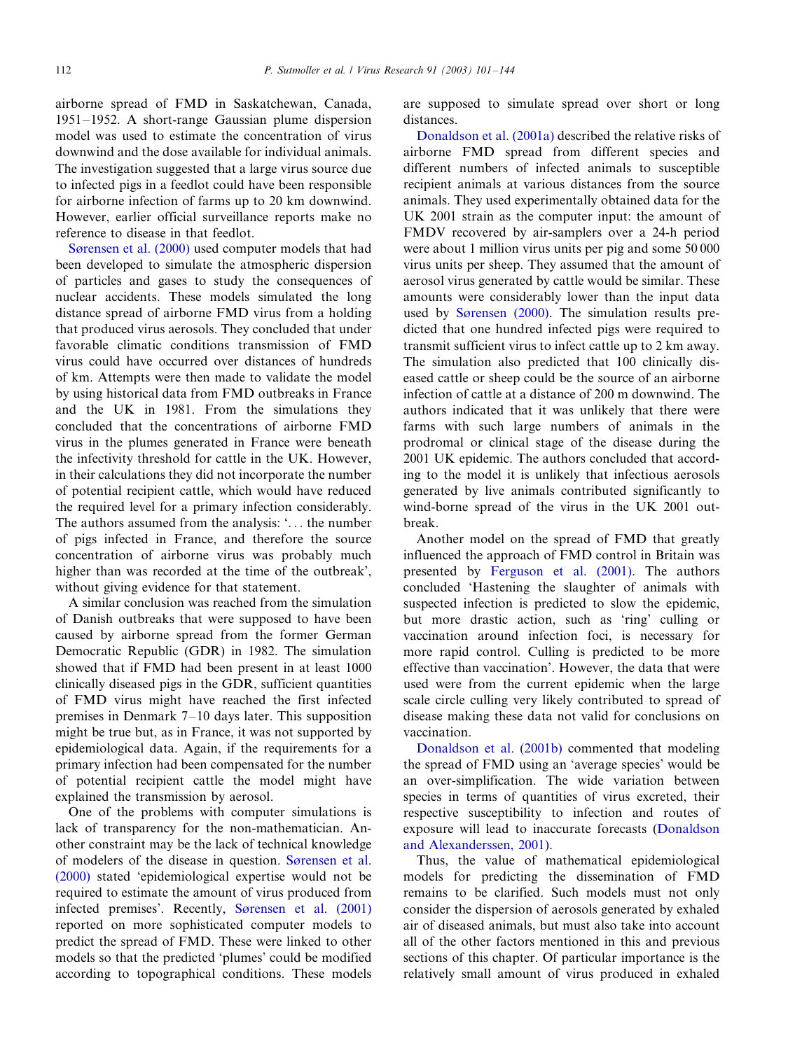airborne spread of FMD in Saskatchewan, Canada, 1951–1952. A short-range Gaussian plume dispersion model was used to estimate the concentration of virus downwind and the dose available for individual animals. The investigation suggested that a large virus source due to infected pigs in a feedlot could have been responsible for airborne infection of farms up to 20 km downwind. However, earlier official surveillance reports make no reference to disease in that feedlot.

Sørensen et al. (2000) used computer models that had been developed to simulate the atmospheric dispersion of particles and gases to study the consequences of nuclear accidents. These models simulated the long distance spread of airborne FMD virus from a holding that produced virus aerosols. They concluded that under favorable climatic conditions transmission of FMD virus could have occurred over distances of hundreds of km. Attempts were then made to validate the model by using historical data from FMD outbreaks in France and the UK in 1981. From the simulations they concluded that the concentrations of airborne FMD virus in the plumes generated in France were beneath the infectivity threshold for cattle in the UK. However, in their calculations they did not incorporate the number of potential recipient cattle, which would have reduced the required level for a primary infection considerably. The authors assumed from the analysis: '... the number of pigs infected in France, and therefore the source concentration of airborne virus was probably much higher than was recorded at the time of the outbreak', without giving evidence for that statement.

A similar conclusion was reached from the simulation of Danish outbreaks that were supposed to have been caused by airborne spread from the former German Democratic Republic (GDR) in 1982. The simulation showed that if FMD had been present in at least 1000 clinically diseased pigs in the GDR, sufficient quantities of FMD virus might have reached the first infected premises in Denmark 7–10 days later. This supposition might be true but, as in France, it was not supported by epidemiological data. Again, if the requirements for a primary infection had been compensated for the number of potential recipient cattle the model might have explained the transmission by aerosol.

One of the problems with computer simulations is lack of transparency for the non-mathematician. Another constraint may be the lack of technical knowledge of modelers of the disease in question. Sørensen et al. (2000) stated 'epidemiological expertise would not be required to estimate the amount of virus produced from infected premises'. Recently, Sørensen et al. (2001) reported on more sophisticated computer models to predict the spread of FMD. These were linked to other models so that the predicted 'plumes' could be modified according to topographical conditions. These models are supposed to simulate spread over short or long distances.

Donaldson et al. (2001a) described the relative risks of airborne FMD spread from different species and different numbers of infected animals to susceptible recipient animals at various distances from the source animals. They used experimentally obtained data for the UK 2001 strain as the computer input: the amount of FMDV recovered by air-samplers over a 24-h period were about 1 million virus units per pig and some 50 000 virus units per sheep. They assumed that the amount of aerosol virus generated by cattle would be similar. These amounts were considerably lower than the input data used by Sørensen (2000). The simulation results predicted that one hundred infected pigs were required to transmit sufficient virus to infect cattle up to 2 km away. The simulation also predicted that 100 clinically diseased cattle or sheep could be the source of an airborne infection of cattle at a distance of 200 m downwind. The authors indicated that it was unlikely that there were farms with such large numbers of animals in the prodromal or clinical stage of the disease during the 2001 UK epidemic. The authors concluded that according to the model it is unlikely that infectious aerosols generated by live animals contributed significantly to wind-borne spread of the virus in the UK 2001 outbreak.

Another model on the spread of FMD that greatly influenced the approach of FMD control in Britain was presented by Ferguson et al. (2001). The authors concluded 'Hastening the slaughter of animals with suspected infection is predicted to slow the epidemic, but more drastic action, such as 'ring' culling or vaccination around infection foci, is necessary for more rapid control. Culling is predicted to be more effective than vaccination'. However, the data that were used were from the current epidemic when the large scale circle culling very likely contributed to spread of disease making these data not valid for conclusions on vaccination.

Donaldson et al. (2001b) commented that modeling the spread of FMD using an 'average species' would be an over-simplification. The wide variation between species in terms of quantities of virus excreted, their respective susceptibility to infection and routes of exposure will lead to inaccurate forecasts (Donaldson and Alexanderssen, 2001).

Thus, the value of mathematical epidemiological models for predicting the dissemination of FMD remains to be clarified. Such models must not only consider the dispersion of aerosols generated by exhaled air of diseased animals, but must also take into account all of the other factors mentioned in this and previous sections of this chapter. Of particular importance is the relatively small amount of virus produced in exhaled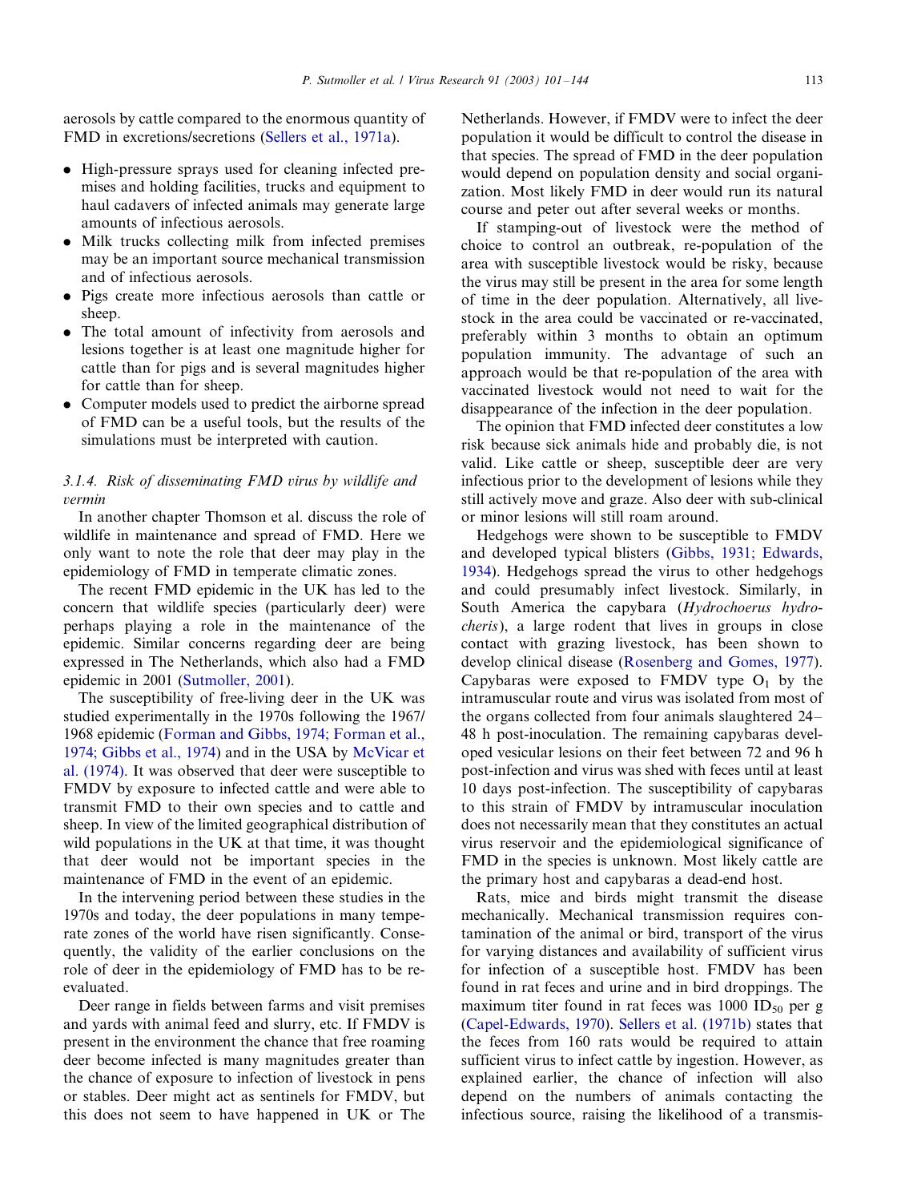aerosols by cattle compared to the enormous quantity of FMD in excretions/secretions (Sellers et al., 1971a).

- High-pressure sprays used for cleaning infected premises and holding facilities, trucks and equipment to haul cadavers of infected animals may generate large amounts of infectious aerosols.
- Milk trucks collecting milk from infected premises may be an important source mechanical transmission and of infectious aerosols.
- Pigs create more infectious aerosols than cattle or sheep.
- The total amount of infectivity from aerosols and lesions together is at least one magnitude higher for cattle than for pigs and is several magnitudes higher for cattle than for sheep.
- Computer models used to predict the airborne spread of FMD can be a useful tools, but the results of the simulations must be interpreted with caution.

#### 3.1.4. Risk of disseminating FMD virus by wildlife and vermin

In another chapter Thomson et al. discuss the role of wildlife in maintenance and spread of FMD. Here we only want to note the role that deer may play in the epidemiology of FMD in temperate climatic zones.

The recent FMD epidemic in the UK has led to the concern that wildlife species (particularly deer) were perhaps playing a role in the maintenance of the epidemic. Similar concerns regarding deer are being expressed in The Netherlands, which also had a FMD epidemic in 2001 (Sutmoller, 2001).

The susceptibility of free-living deer in the UK was studied experimentally in the 1970s following the 1967/1968 epidemic (Forman and Gibbs, 1974; Forman et al., 1974; Gibbs et al., 1974) and in the USA by McVicar et al. (1974). It was observed that deer were susceptible to FMDV by exposure to infected cattle and were able to transmit FMD to their own species and to cattle and sheep. In view of the limited geographical distribution of wild populations in the UK at that time, it was thought that deer would not be important species in the maintenance of FMD in the event of an epidemic.

In the intervening period between these studies in the 1970s and today, the deer populations in many temperate zones of the world have risen significantly. Consequently, the validity of the earlier conclusions on the role of deer in the epidemiology of FMD has to be re-evaluated.

Deer range in fields between farms and visit premises and yards with animal feed and slurry, etc. If FMDV is present in the environment the chance that free roaming deer become infected is many magnitudes greater than the chance of exposure to infection of livestock in pens or stables. Deer might act as sentinels for FMDV, but this does not seem to have happened in UK or The Netherlands. However, if FMDV were to infect the deer population it would be difficult to control the disease in that species. The spread of FMD in the deer population would depend on population density and social organization. Most likely FMD in deer would run its natural course and peter out after several weeks or months.

If stamping-out of livestock were the method of choice to control an outbreak, re-population of the area with susceptible livestock would be risky, because the virus may still be present in the area for some length of time in the deer population. Alternatively, all livestock in the area could be vaccinated or re-vaccinated, preferably within 3 months to obtain an optimum population immunity. The advantage of such an approach would be that re-population of the area with vaccinated livestock would not need to wait for the disappearance of the infection in the deer population.

The opinion that FMD infected deer constitutes a low risk because sick animals hide and probably die, is not valid. Like cattle or sheep, susceptible deer are very infectious prior to the development of lesions while they still actively move and graze. Also deer with sub-clinical or minor lesions will still roam around.

Hedgehogs were shown to be susceptible to FMDV and developed typical blisters (Gibbs, 1931; Edwards, 1934). Hedgehogs spread the virus to other hedgehogs and could presumably infect livestock. Similarly, in South America the capybara (*Hydrochoerus hydrocheris*), a large rodent that lives in groups in close contact with grazing livestock, has been shown to develop clinical disease (Rosenberg and Gomes, 1977). Capybaras were exposed to FMDV type $O_1$ by the intramuscular route and virus was isolated from most of the organs collected from four animals slaughtered 24–48 h post-inoculation. The remaining capybaras developed vesicular lesions on their feet between 72 and 96 h post-infection and virus was shed with feces until at least 10 days post-infection. The susceptibility of capybaras to this strain of FMDV by intramuscular inoculation does not necessarily mean that they constitutes an actual virus reservoir and the epidemiological significance of FMD in the species is unknown. Most likely cattle are the primary host and capybaras a dead-end host.

Rats, mice and birds might transmit the disease mechanically. Mechanical transmission requires contamination of the animal or bird, transport of the virus for varying distances and availability of sufficient virus for infection of a susceptible host. FMDV has been found in rat feces and urine and in bird droppings. The maximum titer found in rat feces was 1000 $ID_{50}$ per g (Capel-Edwards, 1970). Sellers et al. (1971b) states that the feces from 160 rats would be required to attain sufficient virus to infect cattle by ingestion. However, as explained earlier, the chance of infection will also depend on the numbers of animals contacting the infectious source, raising the likelihood of a transmis-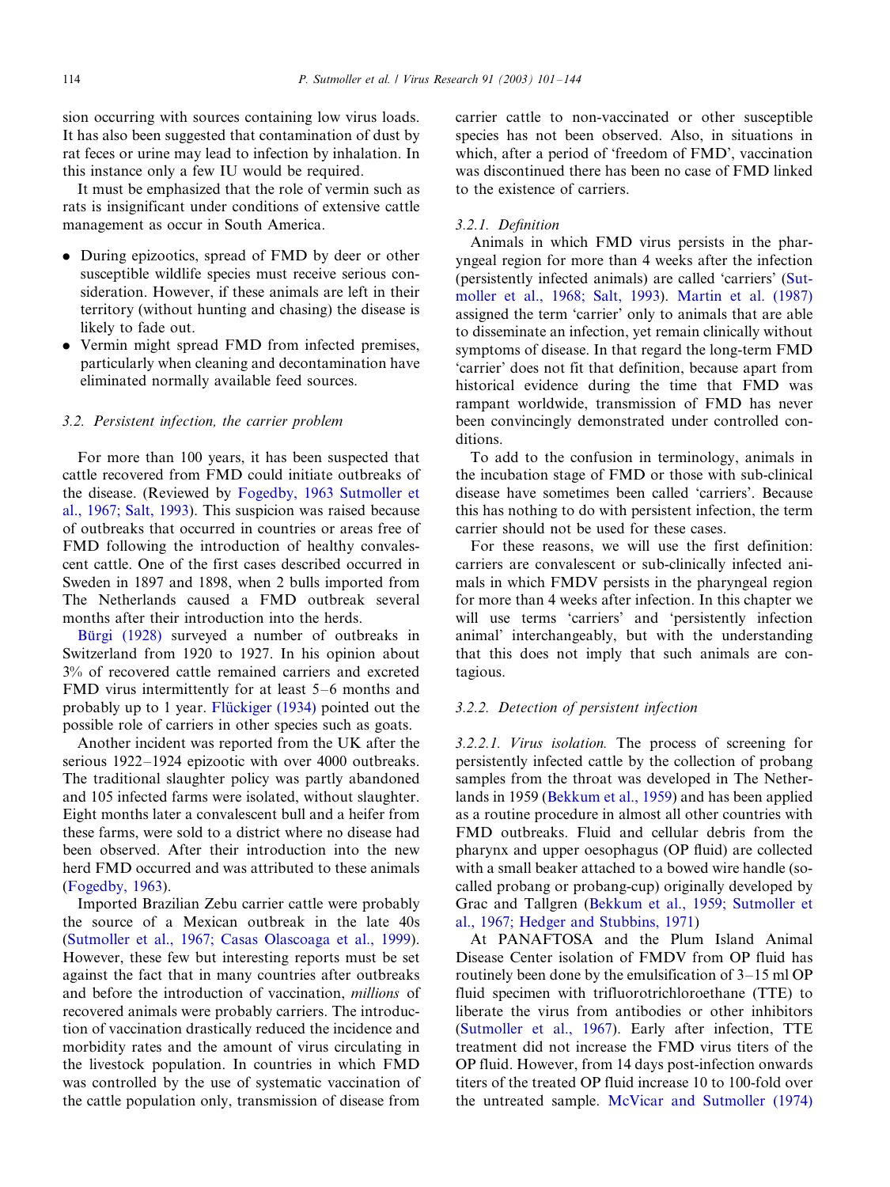sion occurring with sources containing low virus loads. It has also been suggested that contamination of dust by rat feces or urine may lead to infection by inhalation. In this instance only a few IU would be required.

It must be emphasized that the role of vermin such as rats is insignificant under conditions of extensive cattle management as occur in South America.

- During epizootics, spread of FMD by deer or other susceptible wildlife species must receive serious consideration. However, if these animals are left in their territory (without hunting and chasing) the disease is likely to fade out.
- Vermin might spread FMD from infected premises, particularly when cleaning and decontamination have eliminated normally available feed sources.

### 3.2. Persistent infection, the carrier problem

For more than 100 years, it has been suspected that cattle recovered from FMD could initiate outbreaks of the disease. (Reviewed by Fogedby, 1963 Sutmoller et al., 1967; Salt, 1993). This suspicion was raised because of outbreaks that occurred in countries or areas free of FMD following the introduction of healthy convalescent cattle. One of the first cases described occurred in Sweden in 1897 and 1898, when 2 bulls imported from The Netherlands caused a FMD outbreak several months after their introduction into the herds.

Bürgi (1928) surveyed a number of outbreaks in Switzerland from 1920 to 1927. In his opinion about 3% of recovered cattle remained carriers and excreted FMD virus intermittently for at least 5–6 months and probably up to 1 year. Flückiger (1934) pointed out the possible role of carriers in other species such as goats.

Another incident was reported from the UK after the serious 1922–1924 epizootic with over 4000 outbreaks. The traditional slaughter policy was partly abandoned and 105 infected farms were isolated, without slaughter. Eight months later a convalescent bull and a heifer from these farms, were sold to a district where no disease had been observed. After their introduction into the new herd FMD occurred and was attributed to these animals (Fogedby, 1963).

Imported Brazilian Zebu carrier cattle were probably the source of a Mexican outbreak in the late 40s (Sutmoller et al., 1967; Casas Olascoaga et al., 1999). However, these few but interesting reports must be set against the fact that in many countries after outbreaks and before the introduction of vaccination, *millions* of recovered animals were probably carriers. The introduction of vaccination drastically reduced the incidence and morbidity rates and the amount of virus circulating in the livestock population. In countries in which FMD was controlled by the use of systematic vaccination of the cattle population only, transmission of disease from carrier cattle to non-vaccinated or other susceptible species has not been observed. Also, in situations in which, after a period of 'freedom of FMD', vaccination was discontinued there has been no case of FMD linked to the existence of carriers.

#### 3.2.1. Definition

Animals in which FMD virus persists in the pharyngeal region for more than 4 weeks after the infection (persistently infected animals) are called 'carriers' (Sutmoller et al., 1968; Salt, 1993). Martin et al. (1987) assigned the term 'carrier' only to animals that are able to disseminate an infection, yet remain clinically without symptoms of disease. In that regard the long-term FMD 'carrier' does not fit that definition, because apart from historical evidence during the time that FMD was rampant worldwide, transmission of FMD has never been convincingly demonstrated under controlled conditions.

To add to the confusion in terminology, animals in the incubation stage of FMD or those with sub-clinical disease have sometimes been called 'carriers'. Because this has nothing to do with persistent infection, the term carrier should not be used for these cases.

For these reasons, we will use the first definition: carriers are convalescent or sub-clinically infected animals in which FMDV persists in the pharyngeal region for more than 4 weeks after infection. In this chapter we will use terms 'carriers' and 'persistently infection animal' interchangeably, but with the understanding that this does not imply that such animals are contagious.

#### 3.2.2. Detection of persistent infection

*3.2.2.1. Virus isolation.* The process of screening for persistently infected cattle by the collection of probang samples from the throat was developed in The Netherlands in 1959 (Bekkum et al., 1959) and has been applied as a routine procedure in almost all other countries with FMD outbreaks. Fluid and cellular debris from the pharynx and upper oesophagus (OP fluid) are collected with a small beaker attached to a bowed wire handle (so-called probang or probang-cup) originally developed by Grac and Tallgren (Bekkum et al., 1959; Sutmoller et al., 1967; Hedger and Stubbins, 1971)

At PANAFTOSA and the Plum Island Animal Disease Center isolation of FMDV from OP fluid has routinely been done by the emulsification of 3–15 ml OP fluid specimen with trifluorotrichloroethane (TTE) to liberate the virus from antibodies or other inhibitors (Sutmoller et al., 1967). Early after infection, TTE treatment did not increase the FMD virus titers of the OP fluid. However, from 14 days post-infection onwards titers of the treated OP fluid increase 10 to 100-fold over the untreated sample. McVicar and Sutmoller (1974)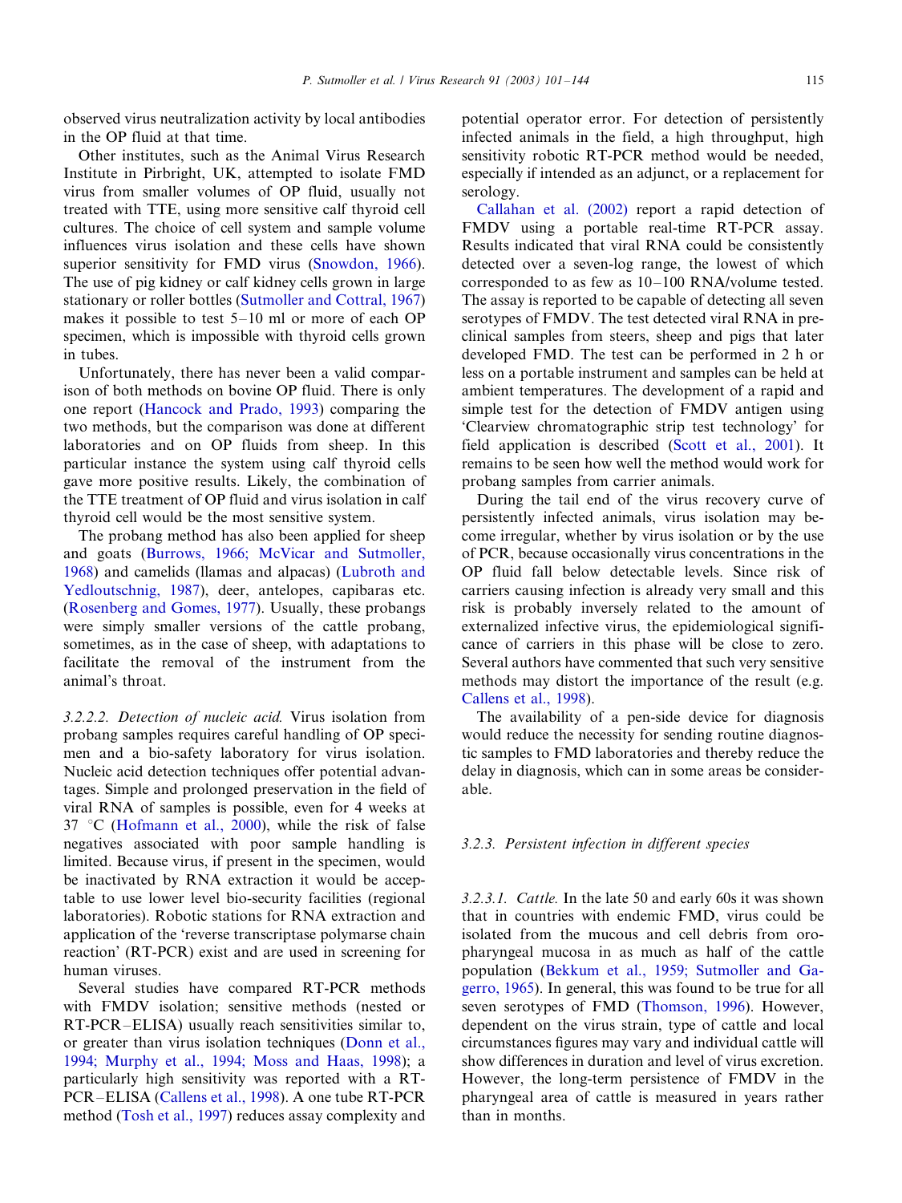observed virus neutralization activity by local antibodies in the OP fluid at that time.

Other institutes, such as the Animal Virus Research Institute in Pirbright, UK, attempted to isolate FMD virus from smaller volumes of OP fluid, usually not treated with TTE, using more sensitive calf thyroid cell cultures. The choice of cell system and sample volume influences virus isolation and these cells have shown superior sensitivity for FMD virus (Snowdon, 1966). The use of pig kidney or calf kidney cells grown in large stationary or roller bottles (Sutmoller and Cottral, 1967) makes it possible to test 5–10 ml or more of each OP specimen, which is impossible with thyroid cells grown in tubes.

Unfortunately, there has never been a valid comparison of both methods on bovine OP fluid. There is only one report (Hancock and Prado, 1993) comparing the two methods, but the comparison was done at different laboratories and on OP fluids from sheep. In this particular instance the system using calf thyroid cells gave more positive results. Likely, the combination of the TTE treatment of OP fluid and virus isolation in calf thyroid cell would be the most sensitive system.

The probang method has also been applied for sheep and goats (Burrows, 1966; McVicar and Sutmoller, 1968) and camelids (llamas and alpacas) (Lubroth and Yedloutschnig, 1987), deer, antelopes, capibaras etc. (Rosenberg and Gomes, 1977). Usually, these probangs were simply smaller versions of the cattle probang, sometimes, as in the case of sheep, with adaptations to facilitate the removal of the instrument from the animal's throat.

*3.2.2.2. Detection of nucleic acid.* Virus isolation from probang samples requires careful handling of OP specimen and a bio-safety laboratory for virus isolation. Nucleic acid detection techniques offer potential advantages. Simple and prolonged preservation in the field of viral RNA of samples is possible, even for 4 weeks at 37 °C (Hofmann et al., 2000), while the risk of false negatives associated with poor sample handling is limited. Because virus, if present in the specimen, would be inactivated by RNA extraction it would be acceptable to use lower level bio-security facilities (regional laboratories). Robotic stations for RNA extraction and application of the 'reverse transcriptase polymarse chain reaction' (RT-PCR) exist and are used in screening for human viruses.

Several studies have compared RT-PCR methods with FMDV isolation; sensitive methods (nested or RT-PCR–ELISA) usually reach sensitivities similar to, or greater than virus isolation techniques (Donn et al., 1994; Murphy et al., 1994; Moss and Haas, 1998); a particularly high sensitivity was reported with a RT-PCR–ELISA (Callens et al., 1998). A one tube RT-PCR method (Tosh et al., 1997) reduces assay complexity and potential operator error. For detection of persistently infected animals in the field, a high throughput, high sensitivity robotic RT-PCR method would be needed, especially if intended as an adjunct, or a replacement for serology.

Callahan et al. (2002) report a rapid detection of FMDV using a portable real-time RT-PCR assay. Results indicated that viral RNA could be consistently detected over a seven-log range, the lowest of which corresponded to as few as 10–100 RNA/volume tested. The assay is reported to be capable of detecting all seven serotypes of FMDV. The test detected viral RNA in preclinical samples from steers, sheep and pigs that later developed FMD. The test can be performed in 2 h or less on a portable instrument and samples can be held at ambient temperatures. The development of a rapid and simple test for the detection of FMDV antigen using 'Clearview chromatographic strip test technology' for field application is described (Scott et al., 2001). It remains to be seen how well the method would work for probang samples from carrier animals.

During the tail end of the virus recovery curve of persistently infected animals, virus isolation may become irregular, whether by virus isolation or by the use of PCR, because occasionally virus concentrations in the OP fluid fall below detectable levels. Since risk of carriers causing infection is already very small and this risk is probably inversely related to the amount of externalized infective virus, the epidemiological significance of carriers in this phase will be close to zero. Several authors have commented that such very sensitive methods may distort the importance of the result (e.g. Callens et al., 1998).

The availability of a pen-side device for diagnosis would reduce the necessity for sending routine diagnostic samples to FMD laboratories and thereby reduce the delay in diagnosis, which can in some areas be considerable.

#### *3.2.3. Persistent infection in different species*

*3.2.3.1. Cattle.* In the late 50 and early 60s it was shown that in countries with endemic FMD, virus could be isolated from the mucous and cell debris from oropharyngeal mucosa in as much as half of the cattle population (Bekkum et al., 1959; Sutmoller and Gagerro, 1965). In general, this was found to be true for all seven serotypes of FMD (Thomson, 1996). However, dependent on the virus strain, type of cattle and local circumstances figures may vary and individual cattle will show differences in duration and level of virus excretion. However, the long-term persistence of FMDV in the pharyngeal area of cattle is measured in years rather than in months.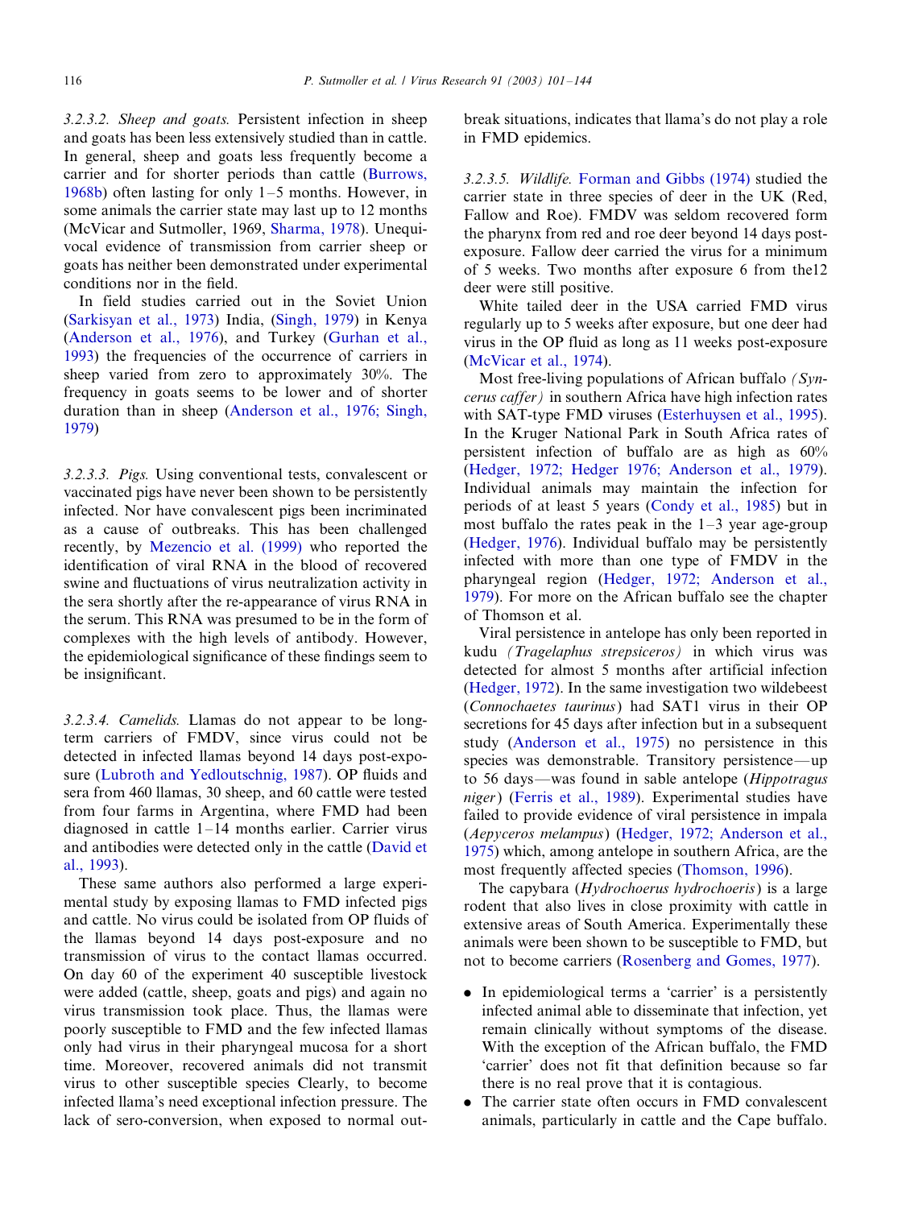*3.2.3.2. Sheep and goats.* Persistent infection in sheep and goats has been less extensively studied than in cattle. In general, sheep and goats less frequently become a carrier and for shorter periods than cattle (Burrows, 1968b) often lasting for only 1–5 months. However, in some animals the carrier state may last up to 12 months (McVicar and Sutmoller, 1969, Sharma, 1978). Unequivocal evidence of transmission from carrier sheep or goats has neither been demonstrated under experimental conditions nor in the field.

In field studies carried out in the Soviet Union (Sarkisyan et al., 1973) India, (Singh, 1979) in Kenya (Anderson et al., 1976), and Turkey (Gurhan et al., 1993) the frequencies of the occurrence of carriers in sheep varied from zero to approximately 30%. The frequency in goats seems to be lower and of shorter duration than in sheep (Anderson et al., 1976; Singh, 1979)

*3.2.3.3. Pigs.* Using conventional tests, convalescent or vaccinated pigs have never been shown to be persistently infected. Nor have convalescent pigs been incriminated as a cause of outbreaks. This has been challenged recently, by Mezencio et al. (1999) who reported the identification of viral RNA in the blood of recovered swine and fluctuations of virus neutralization activity in the sera shortly after the re-appearance of virus RNA in the serum. This RNA was presumed to be in the form of complexes with the high levels of antibody. However, the epidemiological significance of these findings seem to be insignificant.

*3.2.3.4. Camelids.* Llamas do not appear to be long-term carriers of FMDV, since virus could not be detected in infected llamas beyond 14 days post-exposure (Lubroth and Yedloutschnig, 1987). OP fluids and sera from 460 llamas, 30 sheep, and 60 cattle were tested from four farms in Argentina, where FMD had been diagnosed in cattle 1–14 months earlier. Carrier virus and antibodies were detected only in the cattle (David et al., 1993).

These same authors also performed a large experimental study by exposing llamas to FMD infected pigs and cattle. No virus could be isolated from OP fluids of the llamas beyond 14 days post-exposure and no transmission of virus to the contact llamas occurred. On day 60 of the experiment 40 susceptible livestock were added (cattle, sheep, goats and pigs) and again no virus transmission took place. Thus, the llamas were poorly susceptible to FMD and the few infected llamas only had virus in their pharyngeal mucosa for a short time. Moreover, recovered animals did not transmit virus to other susceptible species Clearly, to become infected llama's need exceptional infection pressure. The lack of sero-conversion, when exposed to normal outbreak situations, indicates that llama's do not play a role in FMD epidemics.

*3.2.3.5. Wildlife.* Forman and Gibbs (1974) studied the carrier state in three species of deer in the UK (Red, Fallow and Roe). FMDV was seldom recovered form the pharynx from red and roe deer beyond 14 days post-exposure. Fallow deer carried the virus for a minimum of 5 weeks. Two months after exposure 6 from the12 deer were still positive.

White tailed deer in the USA carried FMD virus regularly up to 5 weeks after exposure, but one deer had virus in the OP fluid as long as 11 weeks post-exposure (McVicar et al., 1974).

Most free-living populations of African buffalo *(Syncerus caffer)* in southern Africa have high infection rates with SAT-type FMD viruses (Esterhuysen et al., 1995). In the Kruger National Park in South Africa rates of persistent infection of buffalo are as high as 60% (Hedger, 1972; Hedger 1976; Anderson et al., 1979). Individual animals may maintain the infection for periods of at least 5 years (Condy et al., 1985) but in most buffalo the rates peak in the 1–3 year age-group (Hedger, 1976). Individual buffalo may be persistently infected with more than one type of FMDV in the pharyngeal region (Hedger, 1972; Anderson et al., 1979). For more on the African buffalo see the chapter of Thomson et al.

Viral persistence in antelope has only been reported in kudu *(Tragelaphus strepsiceros)* in which virus was detected for almost 5 months after artificial infection (Hedger, 1972). In the same investigation two wildebeest (*Connochaetes taurinus*) had SAT1 virus in their OP secretions for 45 days after infection but in a subsequent study (Anderson et al., 1975) no persistence in this species was demonstrable. Transitory persistence—up to 56 days—was found in sable antelope (*Hippotragus niger*) (Ferris et al., 1989). Experimental studies have failed to provide evidence of viral persistence in impala (*Aepyceros melampus*) (Hedger, 1972; Anderson et al., 1975) which, among antelope in southern Africa, are the most frequently affected species (Thomson, 1996).

The capybara (*Hydrochoerus hydrochoeris*) is a large rodent that also lives in close proximity with cattle in extensive areas of South America. Experimentally these animals were been shown to be susceptible to FMD, but not to become carriers (Rosenberg and Gomes, 1977).

- In epidemiological terms a 'carrier' is a persistently infected animal able to disseminate that infection, yet remain clinically without symptoms of the disease. With the exception of the African buffalo, the FMD 'carrier' does not fit that definition because so far there is no real prove that it is contagious.
- The carrier state often occurs in FMD convalescent animals, particularly in cattle and the Cape buffalo.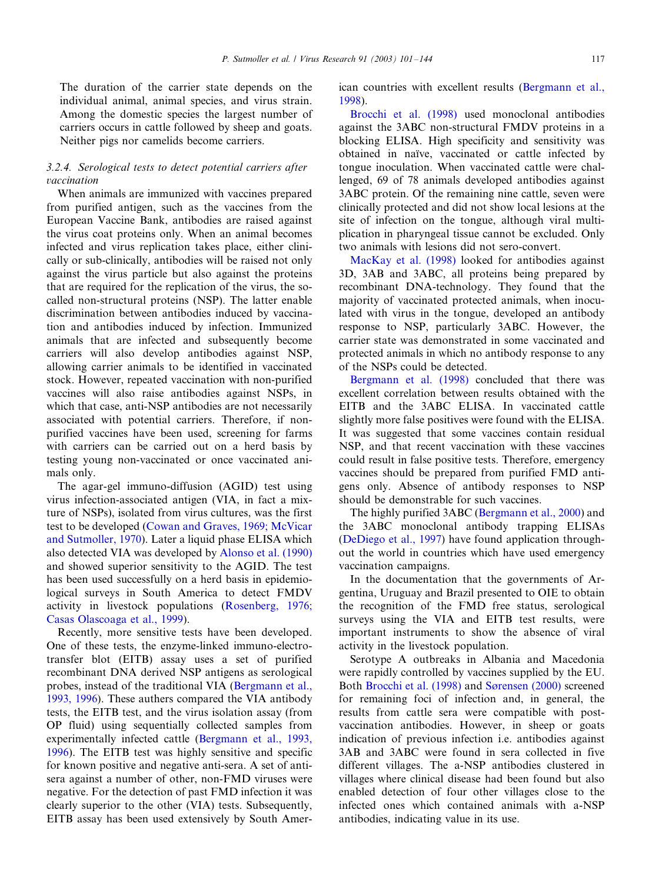The duration of the carrier state depends on the individual animal, animal species, and virus strain. Among the domestic species the largest number of carriers occurs in cattle followed by sheep and goats. Neither pigs nor camelids become carriers.

#### 3.2.4. Serological tests to detect potential carriers after vaccination

When animals are immunized with vaccines prepared from purified antigen, such as the vaccines from the European Vaccine Bank, antibodies are raised against the virus coat proteins only. When an animal becomes infected and virus replication takes place, either clinically or sub-clinically, antibodies will be raised not only against the virus particle but also against the proteins that are required for the replication of the virus, the so-called non-structural proteins (NSP). The latter enable discrimination between antibodies induced by vaccination and antibodies induced by infection. Immunized animals that are infected and subsequently become carriers will also develop antibodies against NSP, allowing carrier animals to be identified in vaccinated stock. However, repeated vaccination with non-purified vaccines will also raise antibodies against NSPs, in which that case, anti-NSP antibodies are not necessarily associated with potential carriers. Therefore, if non-purified vaccines have been used, screening for farms with carriers can be carried out on a herd basis by testing young non-vaccinated or once vaccinated animals only.

The agar-gel immuno-diffusion (AGID) test using virus infection-associated antigen (VIA, in fact a mixture of NSPs), isolated from virus cultures, was the first test to be developed (Cowan and Graves, 1969; McVicar and Sutmoller, 1970). Later a liquid phase ELISA which also detected VIA was developed by Alonso et al. (1990) and showed superior sensitivity to the AGID. The test has been used successfully on a herd basis in epidemiological surveys in South America to detect FMDV activity in livestock populations (Rosenberg, 1976; Casas Olascoaga et al., 1999).

Recently, more sensitive tests have been developed. One of these tests, the enzyme-linked immuno-electro-transfer blot (EITB) assay uses a set of purified recombinant DNA derived NSP antigens as serological probes, instead of the traditional VIA (Bergmann et al., 1993, 1996). These authers compared the VIA antibody tests, the EITB test, and the virus isolation assay (from OP fluid) using sequentially collected samples from experimentally infected cattle (Bergmann et al., 1993, 1996). The EITB test was highly sensitive and specific for known positive and negative anti-sera. A set of anti-sera against a number of other, non-FMD viruses were negative. For the detection of past FMD infection it was clearly superior to the other (VIA) tests. Subsequently, EITB assay has been used extensively by South American countries with excellent results (Bergmann et al., 1998).

Brocchi et al. (1998) used monoclonal antibodies against the 3ABC non-structural FMDV proteins in a blocking ELISA. High specificity and sensitivity was obtained in naïve, vaccinated or cattle infected by tongue inoculation. When vaccinated cattle were challenged, 69 of 78 animals developed antibodies against 3ABC protein. Of the remaining nine cattle, seven were clinically protected and did not show local lesions at the site of infection on the tongue, although viral multiplication in pharyngeal tissue cannot be excluded. Only two animals with lesions did not sero-convert.

MacKay et al. (1998) looked for antibodies against 3D, 3AB and 3ABC, all proteins being prepared by recombinant DNA-technology. They found that the majority of vaccinated protected animals, when inoculated with virus in the tongue, developed an antibody response to NSP, particularly 3ABC. However, the carrier state was demonstrated in some vaccinated and protected animals in which no antibody response to any of the NSPs could be detected.

Bergmann et al. (1998) concluded that there was excellent correlation between results obtained with the EITB and the 3ABC ELISA. In vaccinated cattle slightly more false positives were found with the ELISA. It was suggested that some vaccines contain residual NSP, and that recent vaccination with these vaccines could result in false positive tests. Therefore, emergency vaccines should be prepared from purified FMD antigens only. Absence of antibody responses to NSP should be demonstrable for such vaccines.

The highly purified 3ABC (Bergmann et al., 2000) and the 3ABC monoclonal antibody trapping ELISAs (DeDiego et al., 1997) have found application throughout the world in countries which have used emergency vaccination campaigns.

In the documentation that the governments of Argentina, Uruguay and Brazil presented to OIE to obtain the recognition of the FMD free status, serological surveys using the VIA and EITB test results, were important instruments to show the absence of viral activity in the livestock population.

Serotype A outbreaks in Albania and Macedonia were rapidly controlled by vaccines supplied by the EU. Both Brocchi et al. (1998) and Sørensen (2000) screened for remaining foci of infection and, in general, the results from cattle sera were compatible with post-vaccination antibodies. However, in sheep or goats indication of previous infection i.e. antibodies against 3AB and 3ABC were found in sera collected in five different villages. The a-NSP antibodies clustered in villages where clinical disease had been found but also enabled detection of four other villages close to the infected ones which contained animals with a-NSP antibodies, indicating value in its use.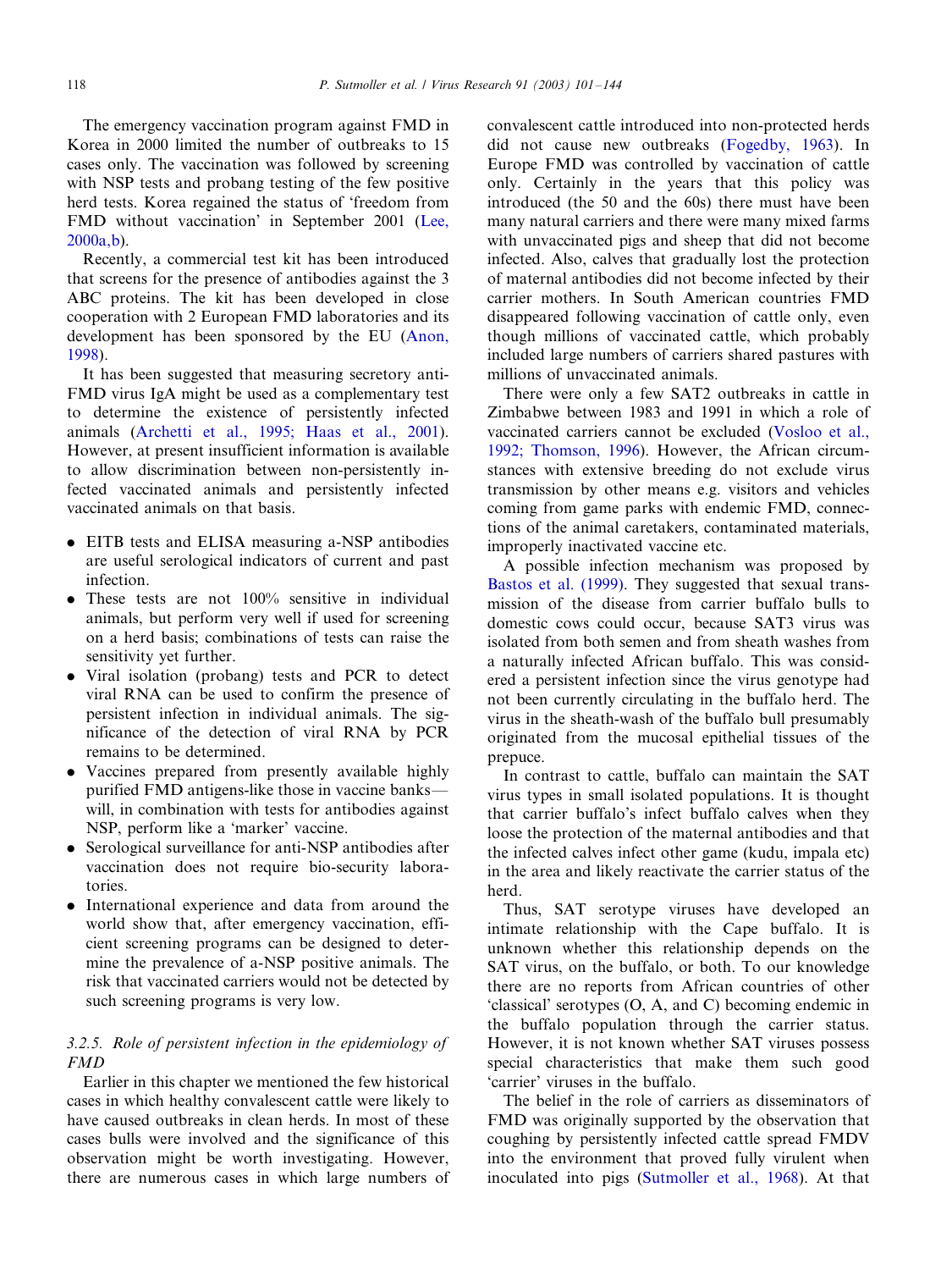The emergency vaccination program against FMD in Korea in 2000 limited the number of outbreaks to 15 cases only. The vaccination was followed by screening with NSP tests and probang testing of the few positive herd tests. Korea regained the status of 'freedom from FMD without vaccination' in September 2001 (Lee, 2000a,b).

Recently, a commercial test kit has been introduced that screens for the presence of antibodies against the 3 ABC proteins. The kit has been developed in close cooperation with 2 European FMD laboratories and its development has been sponsored by the EU (Anon, 1998).

It has been suggested that measuring secretory anti-FMD virus IgA might be used as a complementary test to determine the existence of persistently infected animals (Archetti et al., 1995; Haas et al., 2001). However, at present insufficient information is available to allow discrimination between non-persistently infected vaccinated animals and persistently infected vaccinated animals on that basis.

- EITB tests and ELISA measuring a-NSP antibodies are useful serological indicators of current and past infection.
- These tests are not 100% sensitive in individual animals, but perform very well if used for screening on a herd basis; combinations of tests can raise the sensitivity yet further.
- Viral isolation (probang) tests and PCR to detect viral RNA can be used to confirm the presence of persistent infection in individual animals. The significance of the detection of viral RNA by PCR remains to be determined.
- Vaccines prepared from presently available highly purified FMD antigens-like those in vaccine banks—will, in combination with tests for antibodies against NSP, perform like a 'marker' vaccine.
- Serological surveillance for anti-NSP antibodies after vaccination does not require bio-security laboratories.
- International experience and data from around the world show that, after emergency vaccination, efficient screening programs can be designed to determine the prevalence of a-NSP positive animals. The risk that vaccinated carriers would not be detected by such screening programs is very low.

### 3.2.5. Role of persistent infection in the epidemiology of FMD

Earlier in this chapter we mentioned the few historical cases in which healthy convalescent cattle were likely to have caused outbreaks in clean herds. In most of these cases bulls were involved and the significance of this observation might be worth investigating. However, there are numerous cases in which large numbers of convalescent cattle introduced into non-protected herds did not cause new outbreaks (Fogedby, 1963). In Europe FMD was controlled by vaccination of cattle only. Certainly in the years that this policy was introduced (the 50 and the 60s) there must have been many natural carriers and there were many mixed farms with unvaccinated pigs and sheep that did not become infected. Also, calves that gradually lost the protection of maternal antibodies did not become infected by their carrier mothers. In South American countries FMD disappeared following vaccination of cattle only, even though millions of vaccinated cattle, which probably included large numbers of carriers shared pastures with millions of unvaccinated animals.

There were only a few SAT2 outbreaks in cattle in Zimbabwe between 1983 and 1991 in which a role of vaccinated carriers cannot be excluded (Vosloo et al., 1992; Thomson, 1996). However, the African circumstances with extensive breeding do not exclude virus transmission by other means e.g. visitors and vehicles coming from game parks with endemic FMD, connections of the animal caretakers, contaminated materials, improperly inactivated vaccine etc.

A possible infection mechanism was proposed by Bastos et al. (1999). They suggested that sexual transmission of the disease from carrier buffalo bulls to domestic cows could occur, because SAT3 virus was isolated from both semen and from sheath washes from a naturally infected African buffalo. This was considered a persistent infection since the virus genotype had not been currently circulating in the buffalo herd. The virus in the sheath-wash of the buffalo bull presumably originated from the mucosal epithelial tissues of the prepuce.

In contrast to cattle, buffalo can maintain the SAT virus types in small isolated populations. It is thought that carrier buffalo's infect buffalo calves when they loose the protection of the maternal antibodies and that the infected calves infect other game (kudu, impala etc) in the area and likely reactivate the carrier status of the herd.

Thus, SAT serotype viruses have developed an intimate relationship with the Cape buffalo. It is unknown whether this relationship depends on the SAT virus, on the buffalo, or both. To our knowledge there are no reports from African countries of other 'classical' serotypes (O, A, and C) becoming endemic in the buffalo population through the carrier status. However, it is not known whether SAT viruses possess special characteristics that make them such good 'carrier' viruses in the buffalo.

The belief in the role of carriers as disseminators of FMD was originally supported by the observation that coughing by persistently infected cattle spread FMDV into the environment that proved fully virulent when inoculated into pigs (Sutmoller et al., 1968). At that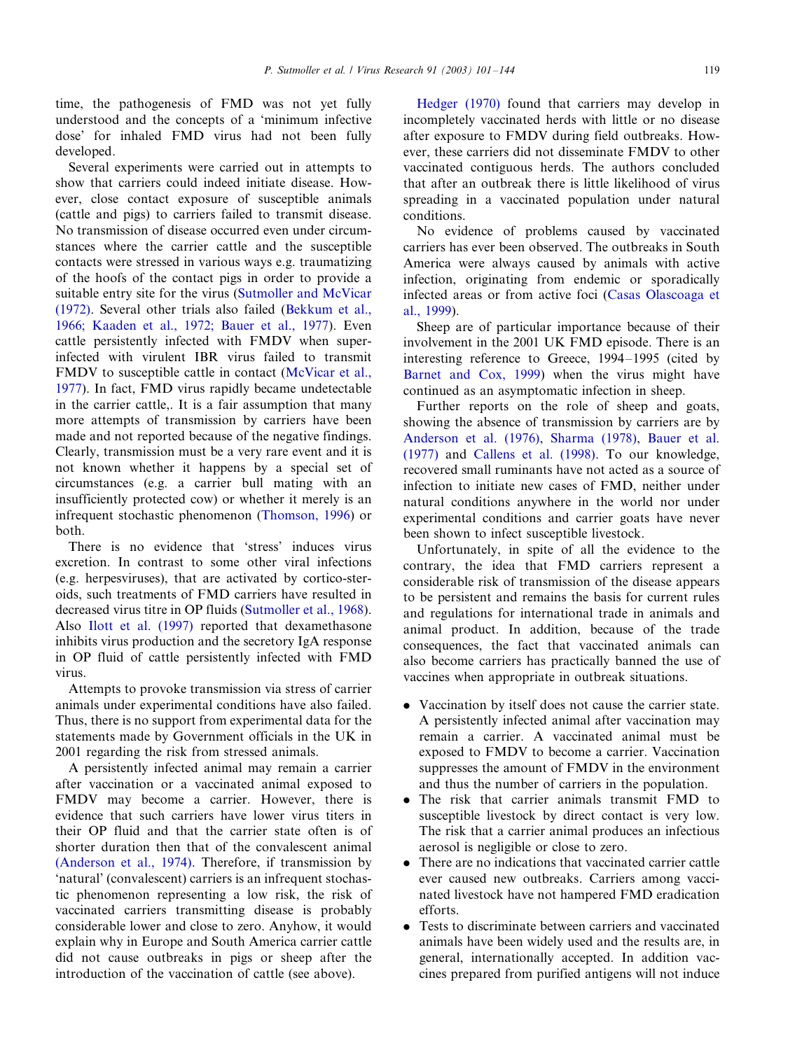time, the pathogenesis of FMD was not yet fully understood and the concepts of a 'minimum infective dose' for inhaled FMD virus had not been fully developed.

Several experiments were carried out in attempts to show that carriers could indeed initiate disease. However, close contact exposure of susceptible animals (cattle and pigs) to carriers failed to transmit disease. No transmission of disease occurred even under circumstances where the carrier cattle and the susceptible contacts were stressed in various ways e.g. traumatizing of the hoofs of the contact pigs in order to provide a suitable entry site for the virus (Sutmoller and McVicar (1972). Several other trials also failed (Bekkum et al., 1966; Kaaden et al., 1972; Bauer et al., 1977). Even cattle persistently infected with FMDV when superinfected with virulent IBR virus failed to transmit FMDV to susceptible cattle in contact (McVicar et al., 1977). In fact, FMD virus rapidly became undetectable in the carrier cattle,. It is a fair assumption that many more attempts of transmission by carriers have been made and not reported because of the negative findings. Clearly, transmission must be a very rare event and it is not known whether it happens by a special set of circumstances (e.g. a carrier bull mating with an insufficiently protected cow) or whether it merely is an infrequent stochastic phenomenon (Thomson, 1996) or both.

There is no evidence that 'stress' induces virus excretion. In contrast to some other viral infections (e.g. herpesviruses), that are activated by cortico-steroids, such treatments of FMD carriers have resulted in decreased virus titre in OP fluids (Sutmoller et al., 1968). Also Ilott et al. (1997) reported that dexamethasone inhibits virus production and the secretory IgA response in OP fluid of cattle persistently infected with FMD virus.

Attempts to provoke transmission via stress of carrier animals under experimental conditions have also failed. Thus, there is no support from experimental data for the statements made by Government officials in the UK in 2001 regarding the risk from stressed animals.

A persistently infected animal may remain a carrier after vaccination or a vaccinated animal exposed to FMDV may become a carrier. However, there is evidence that such carriers have lower virus titers in their OP fluid and that the carrier state often is of shorter duration then that of the convalescent animal (Anderson et al., 1974). Therefore, if transmission by 'natural' (convalescent) carriers is an infrequent stochastic phenomenon representing a low risk, the risk of vaccinated carriers transmitting disease is probably considerable lower and close to zero. Anyhow, it would explain why in Europe and South America carrier cattle did not cause outbreaks in pigs or sheep after the introduction of the vaccination of cattle (see above).

Hedger (1970) found that carriers may develop in incompletely vaccinated herds with little or no disease after exposure to FMDV during field outbreaks. However, these carriers did not disseminate FMDV to other vaccinated contiguous herds. The authors concluded that after an outbreak there is little likelihood of virus spreading in a vaccinated population under natural conditions.

No evidence of problems caused by vaccinated carriers has ever been observed. The outbreaks in South America were always caused by animals with active infection, originating from endemic or sporadically infected areas or from active foci (Casas Olascoaga et al., 1999).

Sheep are of particular importance because of their involvement in the 2001 UK FMD episode. There is an interesting reference to Greece, 1994–1995 (cited by Barnet and Cox, 1999) when the virus might have continued as an asymptomatic infection in sheep.

Further reports on the role of sheep and goats, showing the absence of transmission by carriers are by Anderson et al. (1976), Sharma (1978), Bauer et al. (1977) and Callens et al. (1998). To our knowledge, recovered small ruminants have not acted as a source of infection to initiate new cases of FMD, neither under natural conditions anywhere in the world nor under experimental conditions and carrier goats have never been shown to infect susceptible livestock.

Unfortunately, in spite of all the evidence to the contrary, the idea that FMD carriers represent a considerable risk of transmission of the disease appears to be persistent and remains the basis for current rules and regulations for international trade in animals and animal product. In addition, because of the trade consequences, the fact that vaccinated animals can also become carriers has practically banned the use of vaccines when appropriate in outbreak situations.

- Vaccination by itself does not cause the carrier state. A persistently infected animal after vaccination may remain a carrier. A vaccinated animal must be exposed to FMDV to become a carrier. Vaccination suppresses the amount of FMDV in the environment and thus the number of carriers in the population.
- The risk that carrier animals transmit FMD to susceptible livestock by direct contact is very low. The risk that a carrier animal produces an infectious aerosol is negligible or close to zero.
- There are no indications that vaccinated carrier cattle ever caused new outbreaks. Carriers among vaccinated livestock have not hampered FMD eradication efforts.
- Tests to discriminate between carriers and vaccinated animals have been widely used and the results are, in general, internationally accepted. In addition vaccines prepared from purified antigens will not induce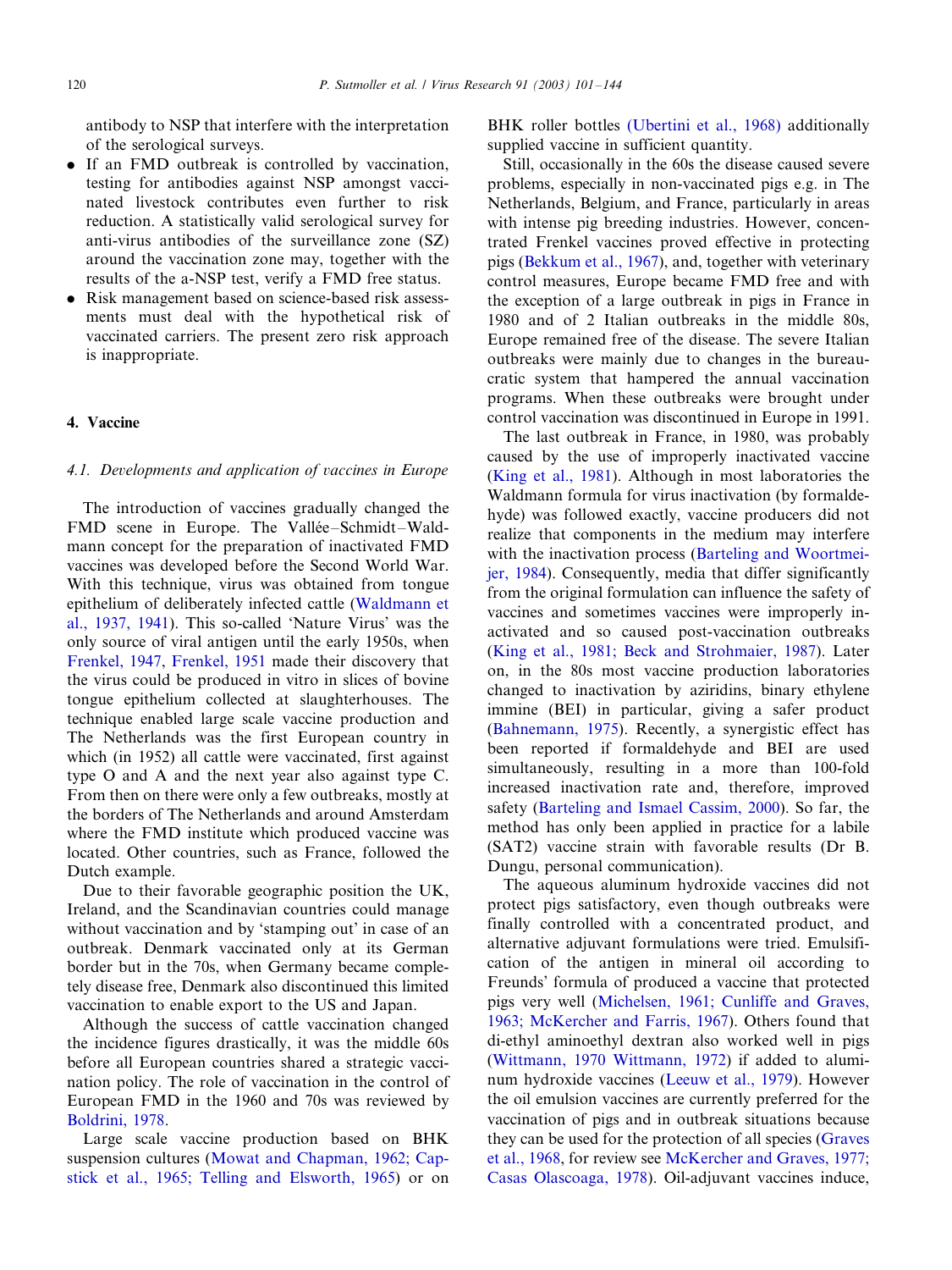antibody to NSP that interfere with the interpretation of the serological surveys.

- If an FMD outbreak is controlled by vaccination, testing for antibodies against NSP amongst vaccinated livestock contributes even further to risk reduction. A statistically valid serological survey for anti-virus antibodies of the surveillance zone (SZ) around the vaccination zone may, together with the results of the a-NSP test, verify a FMD free status.
- Risk management based on science-based risk assessments must deal with the hypothetical risk of vaccinated carriers. The present zero risk approach is inappropriate.

## 4. Vaccine

### 4.1. Developments and application of vaccines in Europe

The introduction of vaccines gradually changed the FMD scene in Europe. The Vallée–Schmidt–Waldmann concept for the preparation of inactivated FMD vaccines was developed before the Second World War. With this technique, virus was obtained from tongue epithelium of deliberately infected cattle (Waldmann et al., 1937, 1941). This so-called 'Nature Virus' was the only source of viral antigen until the early 1950s, when Frenkel, 1947, Frenkel, 1951 made their discovery that the virus could be produced in vitro in slices of bovine tongue epithelium collected at slaughterhouses. The technique enabled large scale vaccine production and The Netherlands was the first European country in which (in 1952) all cattle were vaccinated, first against type O and A and the next year also against type C. From then on there were only a few outbreaks, mostly at the borders of The Netherlands and around Amsterdam where the FMD institute which produced vaccine was located. Other countries, such as France, followed the Dutch example.

Due to their favorable geographic position the UK, Ireland, and the Scandinavian countries could manage without vaccination and by 'stamping out' in case of an outbreak. Denmark vaccinated only at its German border but in the 70s, when Germany became completely disease free, Denmark also discontinued this limited vaccination to enable export to the US and Japan.

Although the success of cattle vaccination changed the incidence figures drastically, it was the middle 60s before all European countries shared a strategic vaccination policy. The role of vaccination in the control of European FMD in the 1960 and 70s was reviewed by Boldrini, 1978.

Large scale vaccine production based on BHK suspension cultures (Mowat and Chapman, 1962; Capstick et al., 1965; Telling and Elsworth, 1965) or on BHK roller bottles (Ubertini et al., 1968) additionally supplied vaccine in sufficient quantity.

Still, occasionally in the 60s the disease caused severe problems, especially in non-vaccinated pigs e.g. in The Netherlands, Belgium, and France, particularly in areas with intense pig breeding industries. However, concentrated Frenkel vaccines proved effective in protecting pigs (Bekkum et al., 1967), and, together with veterinary control measures, Europe became FMD free and with the exception of a large outbreak in pigs in France in 1980 and of 2 Italian outbreaks in the middle 80s, Europe remained free of the disease. The severe Italian outbreaks were mainly due to changes in the bureaucratic system that hampered the annual vaccination programs. When these outbreaks were brought under control vaccination was discontinued in Europe in 1991.

The last outbreak in France, in 1980, was probably caused by the use of improperly inactivated vaccine (King et al., 1981). Although in most laboratories the Waldmann formula for virus inactivation (by formaldehyde) was followed exactly, vaccine producers did not realize that components in the medium may interfere with the inactivation process (Barteling and Woortmeijer, 1984). Consequently, media that differ significantly from the original formulation can influence the safety of vaccines and sometimes vaccines were improperly inactivated and so caused post-vaccination outbreaks (King et al., 1981; Beck and Strohmaier, 1987). Later on, in the 80s most vaccine production laboratories changed to inactivation by aziridins, binary ethylene immine (BEI) in particular, giving a safer product (Bahnemann, 1975). Recently, a synergistic effect has been reported if formaldehyde and BEI are used simultaneously, resulting in a more than 100-fold increased inactivation rate and, therefore, improved safety (Barteling and Ismael Cassim, 2000). So far, the method has only been applied in practice for a labile (SAT2) vaccine strain with favorable results (Dr B. Dungu, personal communication).

The aqueous aluminum hydroxide vaccines did not protect pigs satisfactory, even though outbreaks were finally controlled with a concentrated product, and alternative adjuvant formulations were tried. Emulsification of the antigen in mineral oil according to Freunds' formula of produced a vaccine that protected pigs very well (Michelsen, 1961; Cunliffe and Graves, 1963; McKercher and Farris, 1967). Others found that di-ethyl aminoethyl dextran also worked well in pigs (Wittmann, 1970 Wittmann, 1972) if added to aluminum hydroxide vaccines (Leeuw et al., 1979). However the oil emulsion vaccines are currently preferred for the vaccination of pigs and in outbreak situations because they can be used for the protection of all species (Graves et al., 1968, for review see McKercher and Graves, 1977; Casas Olascoaga, 1978). Oil-adjuvant vaccines induce,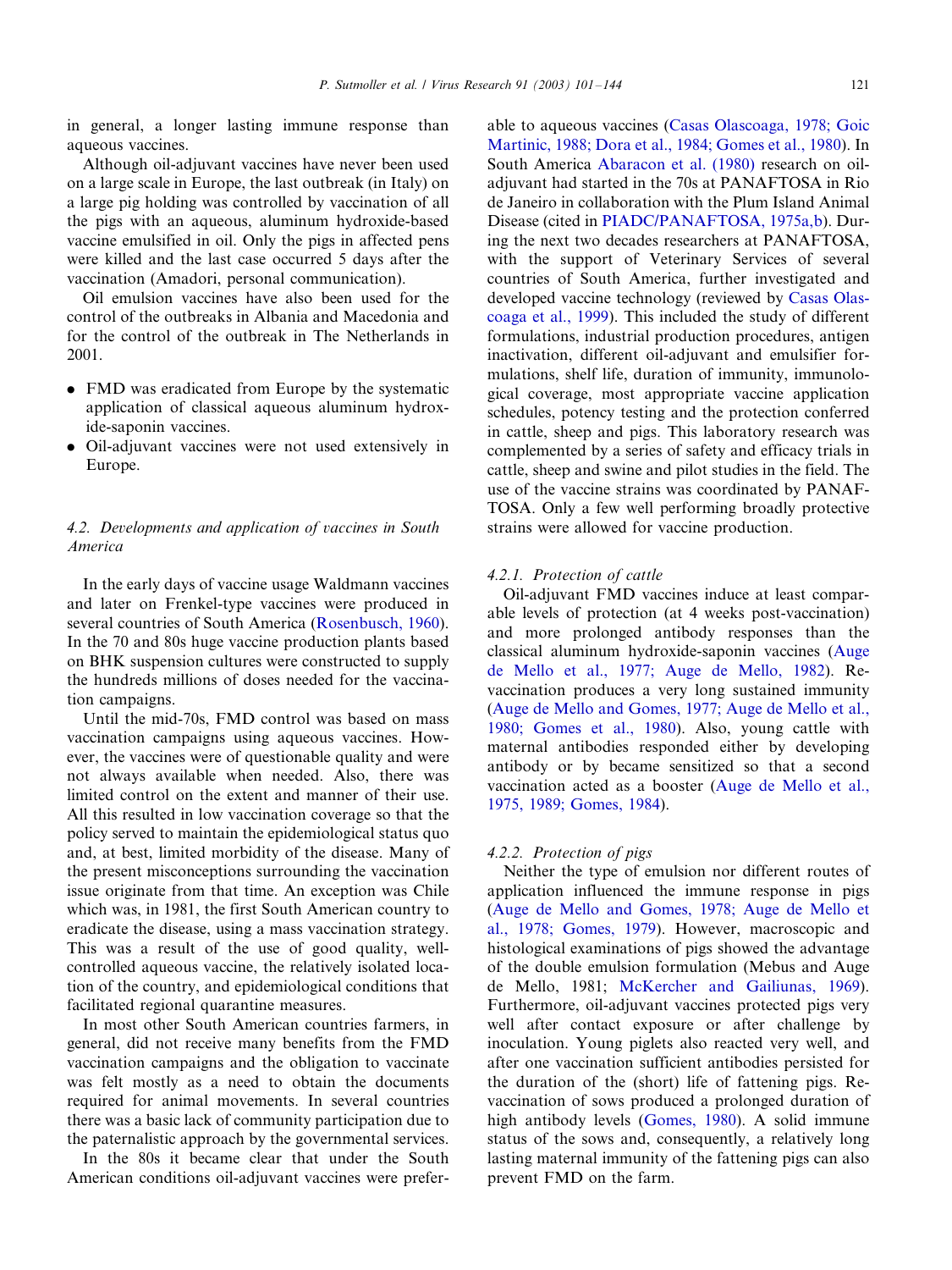in general, a longer lasting immune response than aqueous vaccines.

Although oil-adjuvant vaccines have never been used on a large scale in Europe, the last outbreak (in Italy) on a large pig holding was controlled by vaccination of all the pigs with an aqueous, aluminum hydroxide-based vaccine emulsified in oil. Only the pigs in affected pens were killed and the last case occurred 5 days after the vaccination (Amadori, personal communication).

Oil emulsion vaccines have also been used for the control of the outbreaks in Albania and Macedonia and for the control of the outbreak in The Netherlands in 2001.

- FMD was eradicated from Europe by the systematic application of classical aqueous aluminum hydroxide-saponin vaccines.
- Oil-adjuvant vaccines were not used extensively in Europe.

### 4.2. Developments and application of vaccines in South America

In the early days of vaccine usage Waldmann vaccines and later on Frenkel-type vaccines were produced in several countries of South America (Rosenbusch, 1960). In the 70 and 80s huge vaccine production plants based on BHK suspension cultures were constructed to supply the hundreds millions of doses needed for the vaccination campaigns.

Until the mid-70s, FMD control was based on mass vaccination campaigns using aqueous vaccines. However, the vaccines were of questionable quality and were not always available when needed. Also, there was limited control on the extent and manner of their use. All this resulted in low vaccination coverage so that the policy served to maintain the epidemiological status quo and, at best, limited morbidity of the disease. Many of the present misconceptions surrounding the vaccination issue originate from that time. An exception was Chile which was, in 1981, the first South American country to eradicate the disease, using a mass vaccination strategy. This was a result of the use of good quality, well-controlled aqueous vaccine, the relatively isolated location of the country, and epidemiological conditions that facilitated regional quarantine measures.

In most other South American countries farmers, in general, did not receive many benefits from the FMD vaccination campaigns and the obligation to vaccinate was felt mostly as a need to obtain the documents required for animal movements. In several countries there was a basic lack of community participation due to the paternalistic approach by the governmental services.

In the 80s it became clear that under the South American conditions oil-adjuvant vaccines were preferable to aqueous vaccines (Casas Olascoaga, 1978; Goic Martinic, 1988; Dora et al., 1984; Gomes et al., 1980). In South America Abaracon et al. (1980) research on oil-adjuvant had started in the 70s at PANAFTOSA in Rio de Janeiro in collaboration with the Plum Island Animal Disease (cited in PIADC/PANAFTOSA, 1975a,b). During the next two decades researchers at PANAFTOSA, with the support of Veterinary Services of several countries of South America, further investigated and developed vaccine technology (reviewed by Casas Olascoaga et al., 1999). This included the study of different formulations, industrial production procedures, antigen inactivation, different oil-adjuvant and emulsifier formulations, shelf life, duration of immunity, immunological coverage, most appropriate vaccine application schedules, potency testing and the protection conferred in cattle, sheep and pigs. This laboratory research was complemented by a series of safety and efficacy trials in cattle, sheep and swine and pilot studies in the field. The use of the vaccine strains was coordinated by PANAFTOSA. Only a few well performing broadly protective strains were allowed for vaccine production.

#### 4.2.1. Protection of cattle

Oil-adjuvant FMD vaccines induce at least comparable levels of protection (at 4 weeks post-vaccination) and more prolonged antibody responses than the classical aluminum hydroxide-saponin vaccines (Auge de Mello et al., 1977; Auge de Mello, 1982). Re-vaccination produces a very long sustained immunity (Auge de Mello and Gomes, 1977; Auge de Mello et al., 1980; Gomes et al., 1980). Also, young cattle with maternal antibodies responded either by developing antibody or by became sensitized so that a second vaccination acted as a booster (Auge de Mello et al., 1975, 1989; Gomes, 1984).

#### 4.2.2. Protection of pigs

Neither the type of emulsion nor different routes of application influenced the immune response in pigs (Auge de Mello and Gomes, 1978; Auge de Mello et al., 1978; Gomes, 1979). However, macroscopic and histological examinations of pigs showed the advantage of the double emulsion formulation (Mebus and Auge de Mello, 1981; McKercher and Gailiunas, 1969). Furthermore, oil-adjuvant vaccines protected pigs very well after contact exposure or after challenge by inoculation. Young piglets also reacted very well, and after one vaccination sufficient antibodies persisted for the duration of the (short) life of fattening pigs. Re-vaccination of sows produced a prolonged duration of high antibody levels (Gomes, 1980). A solid immune status of the sows and, consequently, a relatively long lasting maternal immunity of the fattening pigs can also prevent FMD on the farm.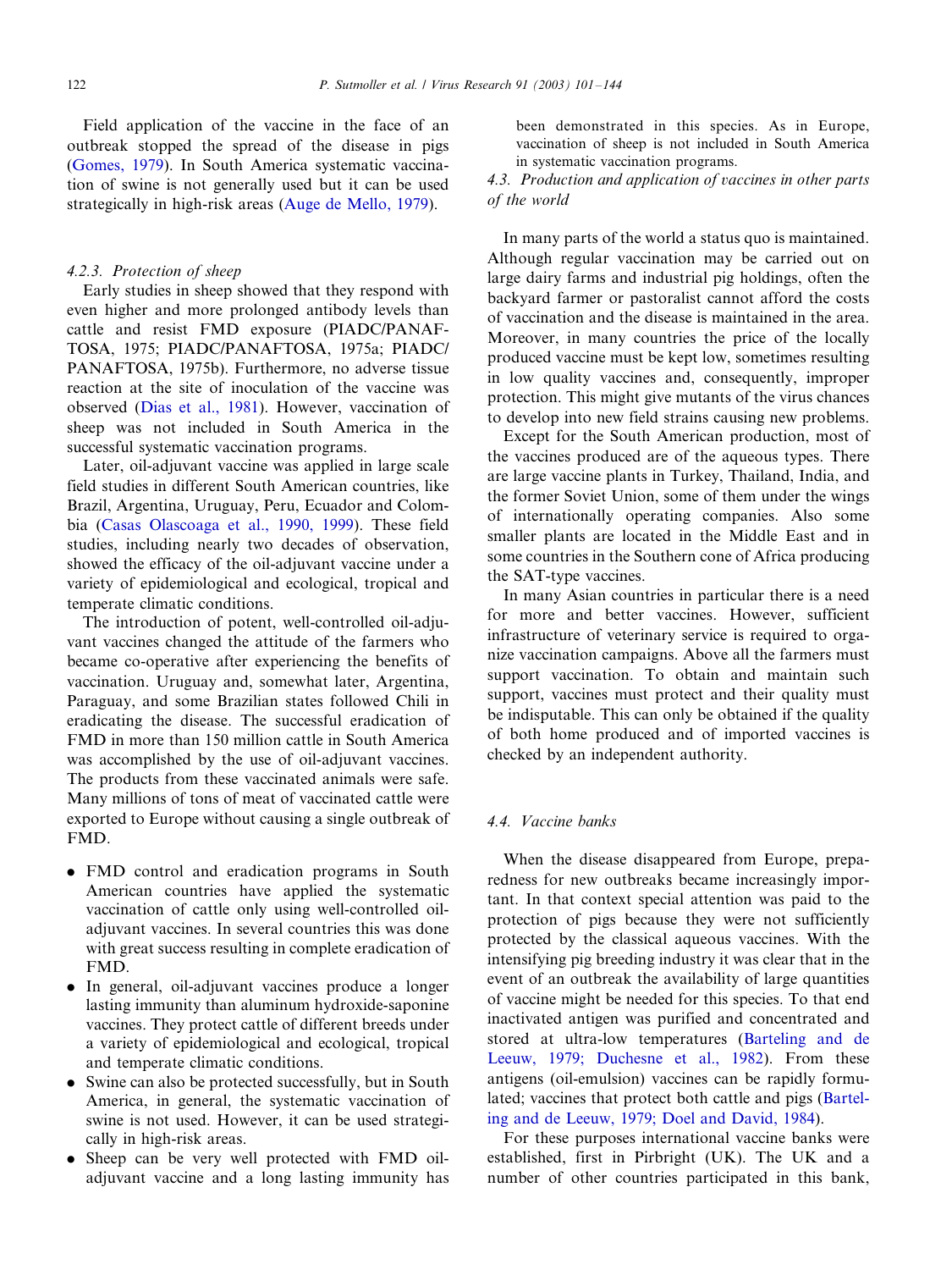Field application of the vaccine in the face of an outbreak stopped the spread of the disease in pigs (Gomes, 1979). In South America systematic vaccination of swine is not generally used but it can be used strategically in high-risk areas (Auge de Mello, 1979).

#### 4.2.3. Protection of sheep

Early studies in sheep showed that they respond with even higher and more prolonged antibody levels than cattle and resist FMD exposure (PIADC/PANAFTOSA, 1975; PIADC/PANAFTOSA, 1975a; PIADC/PANAFTOSA, 1975b). Furthermore, no adverse tissue reaction at the site of inoculation of the vaccine was observed (Dias et al., 1981). However, vaccination of sheep was not included in South America in the successful systematic vaccination programs.

Later, oil-adjuvant vaccine was applied in large scale field studies in different South American countries, like Brazil, Argentina, Uruguay, Peru, Ecuador and Colombia (Casas Olascoaga et al., 1990, 1999). These field studies, including nearly two decades of observation, showed the efficacy of the oil-adjuvant vaccine under a variety of epidemiological and ecological, tropical and temperate climatic conditions.

The introduction of potent, well-controlled oil-adjuvant vaccines changed the attitude of the farmers who became co-operative after experiencing the benefits of vaccination. Uruguay and, somewhat later, Argentina, Paraguay, and some Brazilian states followed Chili in eradicating the disease. The successful eradication of FMD in more than 150 million cattle in South America was accomplished by the use of oil-adjuvant vaccines. The products from these vaccinated animals were safe. Many millions of tons of meat of vaccinated cattle were exported to Europe without causing a single outbreak of FMD.

- FMD control and eradication programs in South American countries have applied the systematic vaccination of cattle only using well-controlled oil-adjuvant vaccines. In several countries this was done with great success resulting in complete eradication of FMD.
- In general, oil-adjuvant vaccines produce a longer lasting immunity than aluminum hydroxide-saponine vaccines. They protect cattle of different breeds under a variety of epidemiological and ecological, tropical and temperate climatic conditions.
- Swine can also be protected successfully, but in South America, in general, the systematic vaccination of swine is not used. However, it can be used strategically in high-risk areas.
- Sheep can be very well protected with FMD oil-adjuvant vaccine and a long lasting immunity has been demonstrated in this species. As in Europe, vaccination of sheep is not included in South America in systematic vaccination programs.

### 4.3. Production and application of vaccines in other parts of the world

In many parts of the world a status quo is maintained. Although regular vaccination may be carried out on large dairy farms and industrial pig holdings, often the backyard farmer or pastoralist cannot afford the costs of vaccination and the disease is maintained in the area. Moreover, in many countries the price of the locally produced vaccine must be kept low, sometimes resulting in low quality vaccines and, consequently, improper protection. This might give mutants of the virus chances to develop into new field strains causing new problems.

Except for the South American production, most of the vaccines produced are of the aqueous types. There are large vaccine plants in Turkey, Thailand, India, and the former Soviet Union, some of them under the wings of internationally operating companies. Also some smaller plants are located in the Middle East and in some countries in the Southern cone of Africa producing the SAT-type vaccines.

In many Asian countries in particular there is a need for more and better vaccines. However, sufficient infrastructure of veterinary service is required to organize vaccination campaigns. Above all the farmers must support vaccination. To obtain and maintain such support, vaccines must protect and their quality must be indisputable. This can only be obtained if the quality of both home produced and of imported vaccines is checked by an independent authority.

### 4.4. Vaccine banks

When the disease disappeared from Europe, preparedness for new outbreaks became increasingly important. In that context special attention was paid to the protection of pigs because they were not sufficiently protected by the classical aqueous vaccines. With the intensifying pig breeding industry it was clear that in the event of an outbreak the availability of large quantities of vaccine might be needed for this species. To that end inactivated antigen was purified and concentrated and stored at ultra-low temperatures (Barteling and de Leeuw, 1979; Duchesne et al., 1982). From these antigens (oil-emulsion) vaccines can be rapidly formulated; vaccines that protect both cattle and pigs (Barteling and de Leeuw, 1979; Doel and David, 1984).

For these purposes international vaccine banks were established, first in Pirbright (UK). The UK and a number of other countries participated in this bank,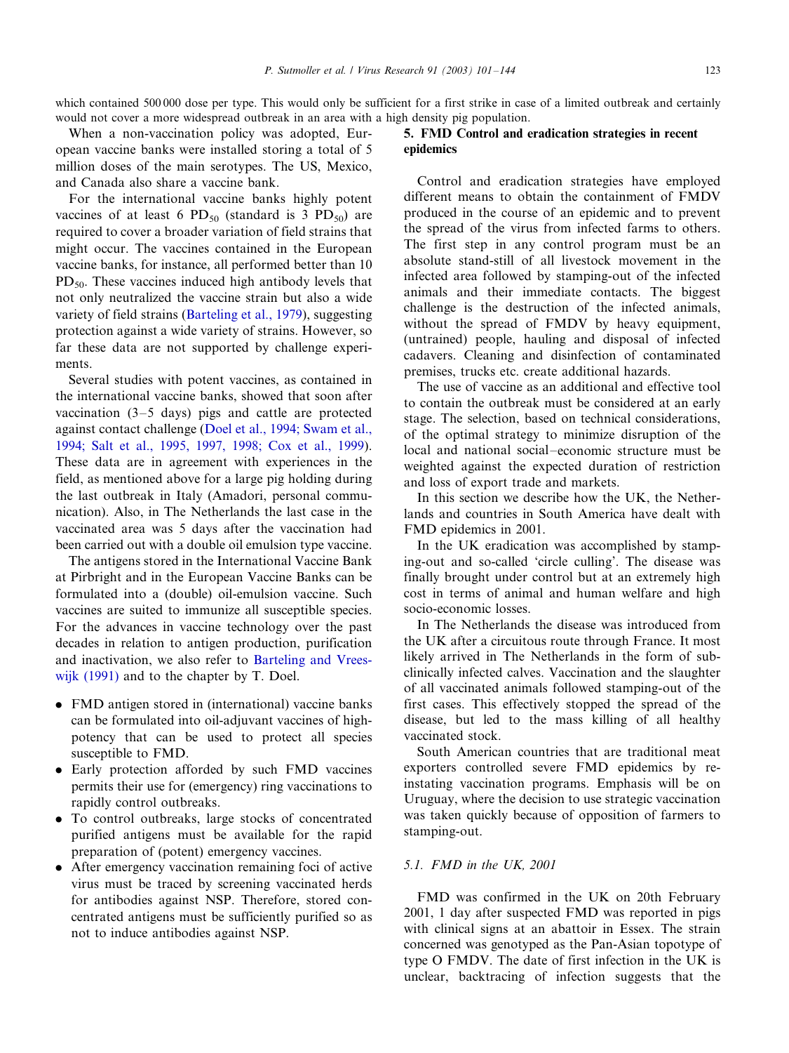which contained 500 000 dose per type. This would only be sufficient for a first strike in case of a limited outbreak and certainly would not cover a more widespread outbreak in an area with a high density pig population.

When a non-vaccination policy was adopted, European vaccine banks were installed storing a total of 5 million doses of the main serotypes. The US, Mexico, and Canada also share a vaccine bank.

For the international vaccine banks highly potent vaccines of at least 6 $PD_{50}$ (standard is 3 $PD_{50}$) are required to cover a broader variation of field strains that might occur. The vaccines contained in the European vaccine banks, for instance, all performed better than 10 $PD_{50}$. These vaccines induced high antibody levels that not only neutralized the vaccine strain but also a wide variety of field strains (Barteling et al., 1979), suggesting protection against a wide variety of strains. However, so far these data are not supported by challenge experiments.

Several studies with potent vaccines, as contained in the international vaccine banks, showed that soon after vaccination (3–5 days) pigs and cattle are protected against contact challenge (Doel et al., 1994; Swam et al., 1994; Salt et al., 1995, 1997, 1998; Cox et al., 1999). These data are in agreement with experiences in the field, as mentioned above for a large pig holding during the last outbreak in Italy (Amadori, personal communication). Also, in The Netherlands the last case in the vaccinated area was 5 days after the vaccination had been carried out with a double oil emulsion type vaccine.

The antigens stored in the International Vaccine Bank at Pirbright and in the European Vaccine Banks can be formulated into a (double) oil-emulsion vaccine. Such vaccines are suited to immunize all susceptible species. For the advances in vaccine technology over the past decades in relation to antigen production, purification and inactivation, we also refer to Barteling and Vreeswijk (1991) and to the chapter by T. Doel.

- FMD antigen stored in (international) vaccine banks can be formulated into oil-adjuvant vaccines of high-potency that can be used to protect all species susceptible to FMD.
- Early protection afforded by such FMD vaccines permits their use for (emergency) ring vaccinations to rapidly control outbreaks.
- To control outbreaks, large stocks of concentrated purified antigens must be available for the rapid preparation of (potent) emergency vaccines.
- After emergency vaccination remaining foci of active virus must be traced by screening vaccinated herds for antibodies against NSP. Therefore, stored concentrated antigens must be sufficiently purified so as not to induce antibodies against NSP.

## 5. FMD Control and eradication strategies in recent epidemics

Control and eradication strategies have employed different means to obtain the containment of FMDV produced in the course of an epidemic and to prevent the spread of the virus from infected farms to others. The first step in any control program must be an absolute stand-still of all livestock movement in the infected area followed by stamping-out of the infected animals and their immediate contacts. The biggest challenge is the destruction of the infected animals, without the spread of FMDV by heavy equipment, (untrained) people, hauling and disposal of infected cadavers. Cleaning and disinfection of contaminated premises, trucks etc. create additional hazards.

The use of vaccine as an additional and effective tool to contain the outbreak must be considered at an early stage. The selection, based on technical considerations, of the optimal strategy to minimize disruption of the local and national social–economic structure must be weighted against the expected duration of restriction and loss of export trade and markets.

In this section we describe how the UK, the Netherlands and countries in South America have dealt with FMD epidemics in 2001.

In the UK eradication was accomplished by stamping-out and so-called 'circle culling'. The disease was finally brought under control but at an extremely high cost in terms of animal and human welfare and high socio-economic losses.

In The Netherlands the disease was introduced from the UK after a circuitous route through France. It most likely arrived in The Netherlands in the form of subclinically infected calves. Vaccination and the slaughter of all vaccinated animals followed stamping-out of the first cases. This effectively stopped the spread of the disease, but led to the mass killing of all healthy vaccinated stock.

South American countries that are traditional meat exporters controlled severe FMD epidemics by re-instating vaccination programs. Emphasis will be on Uruguay, where the decision to use strategic vaccination was taken quickly because of opposition of farmers to stamping-out.

### 5.1. FMD in the UK, 2001

FMD was confirmed in the UK on 20th February 2001, 1 day after suspected FMD was reported in pigs with clinical signs at an abattoir in Essex. The strain concerned was genotyped as the Pan-Asian topotype of type O FMDV. The date of first infection in the UK is unclear, backtracing of infection suggests that the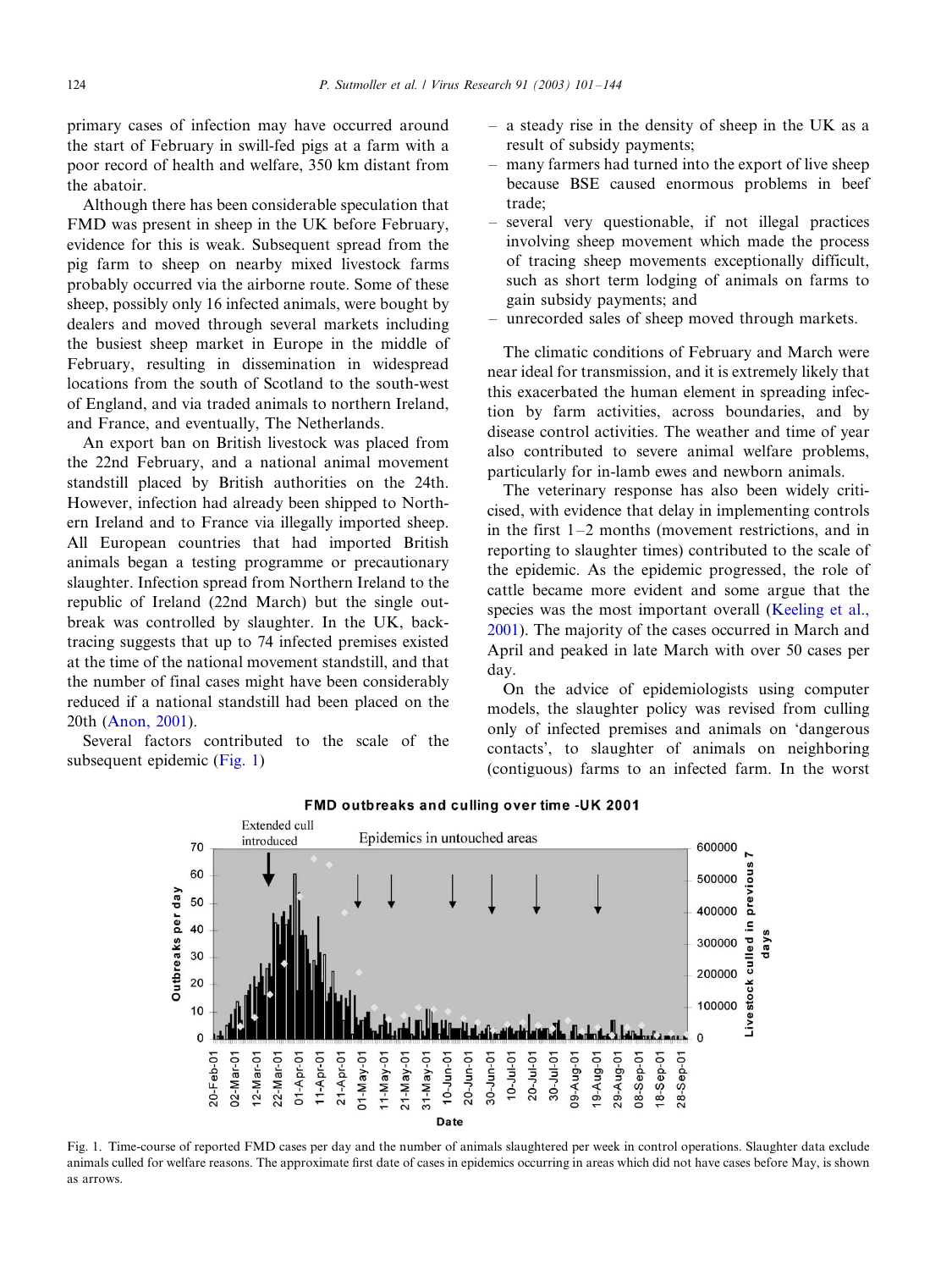primary cases of infection may have occurred around the start of February in swill-fed pigs at a farm with a poor record of health and welfare, 350 km distant from the abatoir.

Although there has been considerable speculation that FMD was present in sheep in the UK before February, evidence for this is weak. Subsequent spread from the pig farm to sheep on nearby mixed livestock farms probably occurred via the airborne route. Some of these sheep, possibly only 16 infected animals, were bought by dealers and moved through several markets including the busiest sheep market in Europe in the middle of February, resulting in dissemination in widespread locations from the south of Scotland to the south-west of England, and via traded animals to northern Ireland, and France, and eventually, The Netherlands.

An export ban on British livestock was placed from the 22nd February, and a national animal movement standstill placed by British authorities on the 24th. However, infection had already been shipped to Northern Ireland and to France via illegally imported sheep. All European countries that had imported British animals began a testing programme or precautionary slaughter. Infection spread from Northern Ireland to the republic of Ireland (22nd March) but the single outbreak was controlled by slaughter. In the UK, back-tracing suggests that up to 74 infected premises existed at the time of the national movement standstill, and that the number of final cases might have been considerably reduced if a national standstill had been placed on the 20th (Anon, 2001).

Several factors contributed to the scale of the subsequent epidemic (Fig. 1)

- a steady rise in the density of sheep in the UK as a result of subsidy payments;
- many farmers had turned into the export of live sheep because BSE caused enormous problems in beef trade;
- several very questionable, if not illegal practices involving sheep movement which made the process of tracing sheep movements exceptionally difficult, such as short term lodging of animals on farms to gain subsidy payments; and
- unrecorded sales of sheep moved through markets.

The climatic conditions of February and March were near ideal for transmission, and it is extremely likely that this exacerbated the human element in spreading infection by farm activities, across boundaries, and by disease control activities. The weather and time of year also contributed to severe animal welfare problems, particularly for in-lamb ewes and newborn animals.

The veterinary response has also been widely criticised, with evidence that delay in implementing controls in the first 1–2 months (movement restrictions, and in reporting to slaughter times) contributed to the scale of the epidemic. As the epidemic progressed, the role of cattle became more evident and some argue that the species was the most important overall (Keeling et al., 2001). The majority of the cases occurred in March and April and peaked in late March with over 50 cases per day.

On the advice of epidemiologists using computer models, the slaughter policy was revised from culling only of infected premises and animals on 'dangerous contacts', to slaughter of animals on neighboring (contiguous) farms to an infected farm. In the worst

Fig. 1. Time-course of reported FMD cases per day and the number of animals slaughtered per week in control operations. Slaughter data exclude animals culled for welfare reasons. The approximate first date of cases in epidemics occurring in areas which did not have cases before May, is shown as arrows.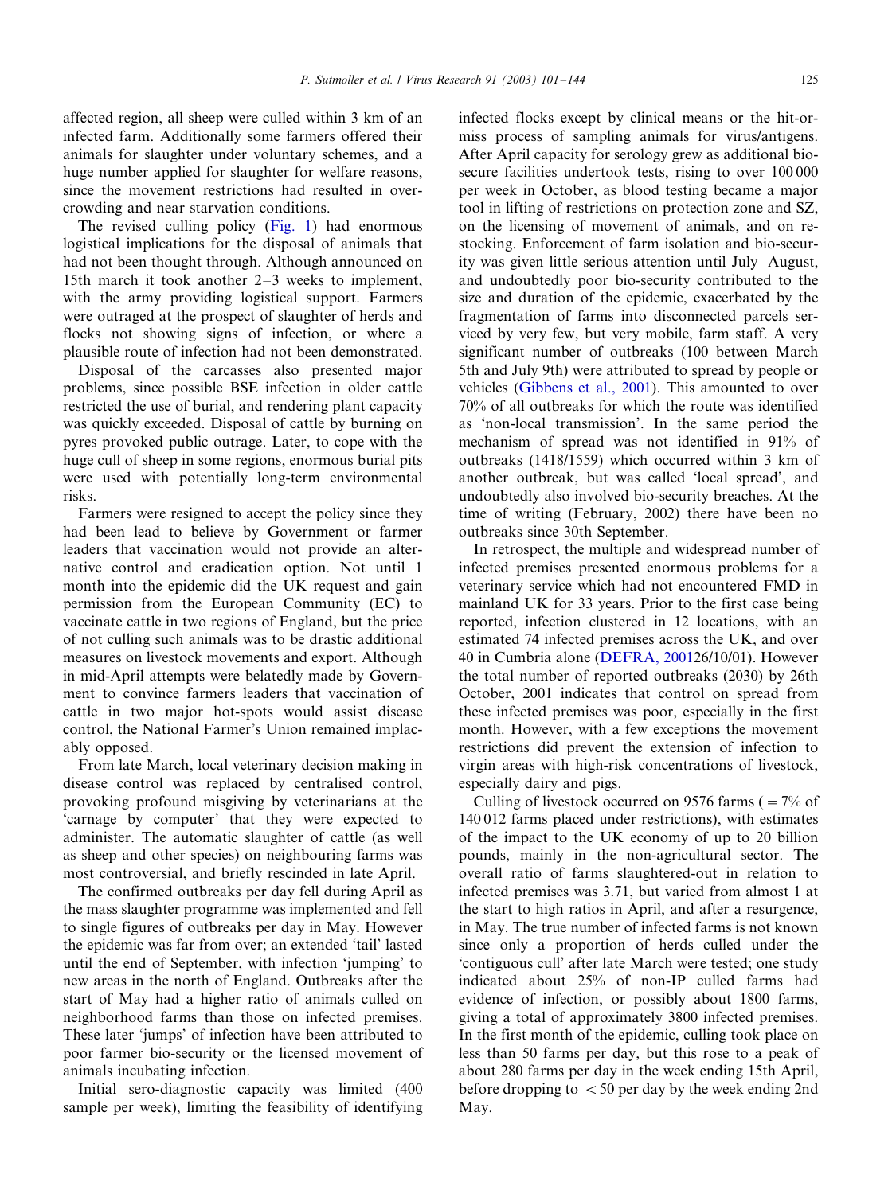affected region, all sheep were culled within 3 km of an infected farm. Additionally some farmers offered their animals for slaughter under voluntary schemes, and a huge number applied for slaughter for welfare reasons, since the movement restrictions had resulted in overcrowding and near starvation conditions.

The revised culling policy (Fig. 1) had enormous logistical implications for the disposal of animals that had not been thought through. Although announced on 15th march it took another 2–3 weeks to implement, with the army providing logistical support. Farmers were outraged at the prospect of slaughter of herds and flocks not showing signs of infection, or where a plausible route of infection had not been demonstrated.

Disposal of the carcasses also presented major problems, since possible BSE infection in older cattle restricted the use of burial, and rendering plant capacity was quickly exceeded. Disposal of cattle by burning on pyres provoked public outrage. Later, to cope with the huge cull of sheep in some regions, enormous burial pits were used with potentially long-term environmental risks.

Farmers were resigned to accept the policy since they had been lead to believe by Government or farmer leaders that vaccination would not provide an alternative control and eradication option. Not until 1 month into the epidemic did the UK request and gain permission from the European Community (EC) to vaccinate cattle in two regions of England, but the price of not culling such animals was to be drastic additional measures on livestock movements and export. Although in mid-April attempts were belatedly made by Government to convince farmers leaders that vaccination of cattle in two major hot-spots would assist disease control, the National Farmer's Union remained implacably opposed.

From late March, local veterinary decision making in disease control was replaced by centralised control, provoking profound misgiving by veterinarians at the 'carnage by computer' that they were expected to administer. The automatic slaughter of cattle (as well as sheep and other species) on neighbouring farms was most controversial, and briefly rescinded in late April.

The confirmed outbreaks per day fell during April as the mass slaughter programme was implemented and fell to single figures of outbreaks per day in May. However the epidemic was far from over; an extended 'tail' lasted until the end of September, with infection 'jumping' to new areas in the north of England. Outbreaks after the start of May had a higher ratio of animals culled on neighborhood farms than those on infected premises. These later 'jumps' of infection have been attributed to poor farmer bio-security or the licensed movement of animals incubating infection.

Initial sero-diagnostic capacity was limited (400 sample per week), limiting the feasibility of identifying infected flocks except by clinical means or the hit-or-miss process of sampling animals for virus/antigens. After April capacity for serology grew as additional bio-secure facilities undertook tests, rising to over 100 000 per week in October, as blood testing became a major tool in lifting of restrictions on protection zone and SZ, on the licensing of movement of animals, and on re-stocking. Enforcement of farm isolation and bio-security was given little serious attention until July–August, and undoubtedly poor bio-security contributed to the size and duration of the epidemic, exacerbated by the fragmentation of farms into disconnected parcels serviced by very few, but very mobile, farm staff. A very significant number of outbreaks (100 between March 5th and July 9th) were attributed to spread by people or vehicles (Gibbens et al., 2001). This amounted to over 70% of all outbreaks for which the route was identified as 'non-local transmission'. In the same period the mechanism of spread was not identified in 91% of outbreaks (1418/1559) which occurred within 3 km of another outbreak, but was called 'local spread', and undoubtedly also involved bio-security breaches. At the time of writing (February, 2002) there have been no outbreaks since 30th September.

In retrospect, the multiple and widespread number of infected premises presented enormous problems for a veterinary service which had not encountered FMD in mainland UK for 33 years. Prior to the first case being reported, infection clustered in 12 locations, with an estimated 74 infected premises across the UK, and over 40 in Cumbria alone (DEFRA, 200126/10/01). However the total number of reported outbreaks (2030) by 26th October, 2001 indicates that control on spread from these infected premises was poor, especially in the first month. However, with a few exceptions the movement restrictions did prevent the extension of infection to virgin areas with high-risk concentrations of livestock, especially dairy and pigs.

Culling of livestock occurred on 9576 farms (= 7% of 140 012 farms placed under restrictions), with estimates of the impact to the UK economy of up to 20 billion pounds, mainly in the non-agricultural sector. The overall ratio of farms slaughtered-out in relation to infected premises was 3.71, but varied from almost 1 at the start to high ratios in April, and after a resurgence, in May. The true number of infected farms is not known since only a proportion of herds culled under the 'contiguous cull' after late March were tested; one study indicated about 25% of non-IP culled farms had evidence of infection, or possibly about 1800 farms, giving a total of approximately 3800 infected premises. In the first month of the epidemic, culling took place on less than 50 farms per day, but this rose to a peak of about 280 farms per day in the week ending 15th April, before dropping to < 50 per day by the week ending 2nd May.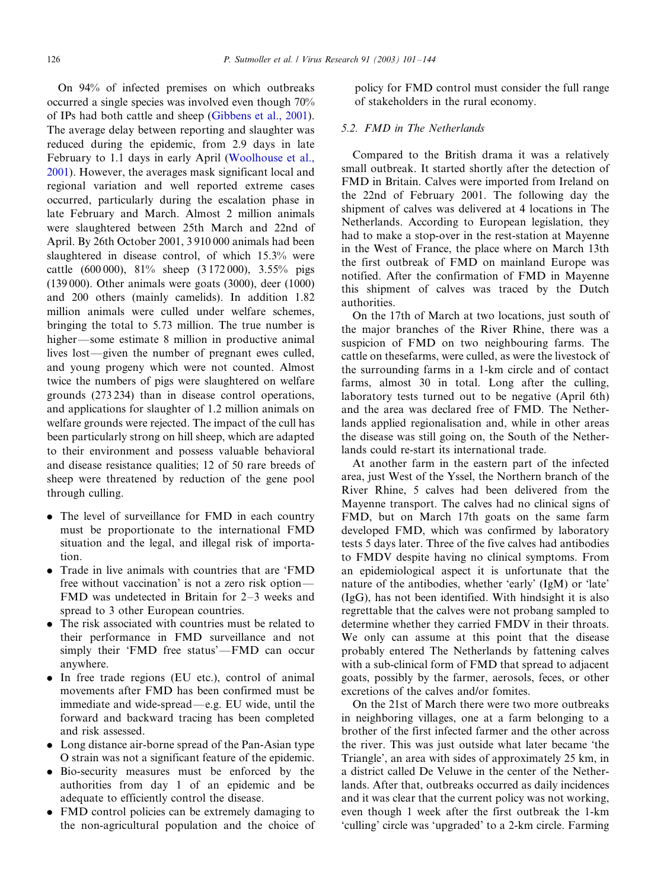On 94% of infected premises on which outbreaks occurred a single species was involved even though 70% of IPs had both cattle and sheep (Gibbens et al., 2001). The average delay between reporting and slaughter was reduced during the epidemic, from 2.9 days in late February to 1.1 days in early April (Woolhouse et al., 2001). However, the averages mask significant local and regional variation and well reported extreme cases occurred, particularly during the escalation phase in late February and March. Almost 2 million animals were slaughtered between 25th March and 22nd of April. By 26th October 2001, 3 910 000 animals had been slaughtered in disease control, of which 15.3% were cattle (600 000), 81% sheep (3 172 000), 3.55% pigs (139 000). Other animals were goats (3000), deer (1000) and 200 others (mainly camelids). In addition 1.82 million animals were culled under welfare schemes, bringing the total to 5.73 million. The true number is higher—some estimate 8 million in productive animal lives lost—given the number of pregnant ewes culled, and young progeny which were not counted. Almost twice the numbers of pigs were slaughtered on welfare grounds (273 234) than in disease control operations, and applications for slaughter of 1.2 million animals on welfare grounds were rejected. The impact of the cull has been particularly strong on hill sheep, which are adapted to their environment and possess valuable behavioral and disease resistance qualities; 12 of 50 rare breeds of sheep were threatened by reduction of the gene pool through culling.

- The level of surveillance for FMD in each country must be proportionate to the international FMD situation and the legal, and illegal risk of importation.
- Trade in live animals with countries that are 'FMD free without vaccination' is not a zero risk option—FMD was undetected in Britain for 2–3 weeks and spread to 3 other European countries.
- The risk associated with countries must be related to their performance in FMD surveillance and not simply their 'FMD free status'—FMD can occur anywhere.
- In free trade regions (EU etc.), control of animal movements after FMD has been confirmed must be immediate and wide-spread—e.g. EU wide, until the forward and backward tracing has been completed and risk assessed.
- Long distance air-borne spread of the Pan-Asian type O strain was not a significant feature of the epidemic.
- Bio-security measures must be enforced by the authorities from day 1 of an epidemic and be adequate to efficiently control the disease.
- FMD control policies can be extremely damaging to the non-agricultural population and the choice of policy for FMD control must consider the full range of stakeholders in the rural economy.

### 5.2. FMD in The Netherlands

Compared to the British drama it was a relatively small outbreak. It started shortly after the detection of FMD in Britain. Calves were imported from Ireland on the 22nd of February 2001. The following day the shipment of calves was delivered at 4 locations in The Netherlands. According to European legislation, they had to make a stop-over in the rest-station at Mayenne in the West of France, the place where on March 13th the first outbreak of FMD on mainland Europe was notified. After the confirmation of FMD in Mayenne this shipment of calves was traced by the Dutch authorities.

On the 17th of March at two locations, just south of the major branches of the River Rhine, there was a suspicion of FMD on two neighbouring farms. The cattle on thesefarms, were culled, as were the livestock of the surrounding farms in a 1-km circle and of contact farms, almost 30 in total. Long after the culling, laboratory tests turned out to be negative (April 6th) and the area was declared free of FMD. The Netherlands applied regionalisation and, while in other areas the disease was still going on, the South of the Netherlands could re-start its international trade.

At another farm in the eastern part of the infected area, just West of the Yssel, the Northern branch of the River Rhine, 5 calves had been delivered from the Mayenne transport. The calves had no clinical signs of FMD, but on March 17th goats on the same farm developed FMD, which was confirmed by laboratory tests 5 days later. Three of the five calves had antibodies to FMDV despite having no clinical symptoms. From an epidemiological aspect it is unfortunate that the nature of the antibodies, whether 'early' (IgM) or 'late' (IgG), has not been identified. With hindsight it is also regrettable that the calves were not probang sampled to determine whether they carried FMDV in their throats. We only can assume at this point that the disease probably entered The Netherlands by fattening calves with a sub-clinical form of FMD that spread to adjacent goats, possibly by the farmer, aerosols, feces, or other excretions of the calves and/or fomites.

On the 21st of March there were two more outbreaks in neighboring villages, one at a farm belonging to a brother of the first infected farmer and the other across the river. This was just outside what later became 'the Triangle', an area with sides of approximately 25 km, in a district called De Veluwe in the center of the Netherlands. After that, outbreaks occurred as daily incidences and it was clear that the current policy was not working, even though 1 week after the first outbreak the 1-km 'culling' circle was 'upgraded' to a 2-km circle. Farming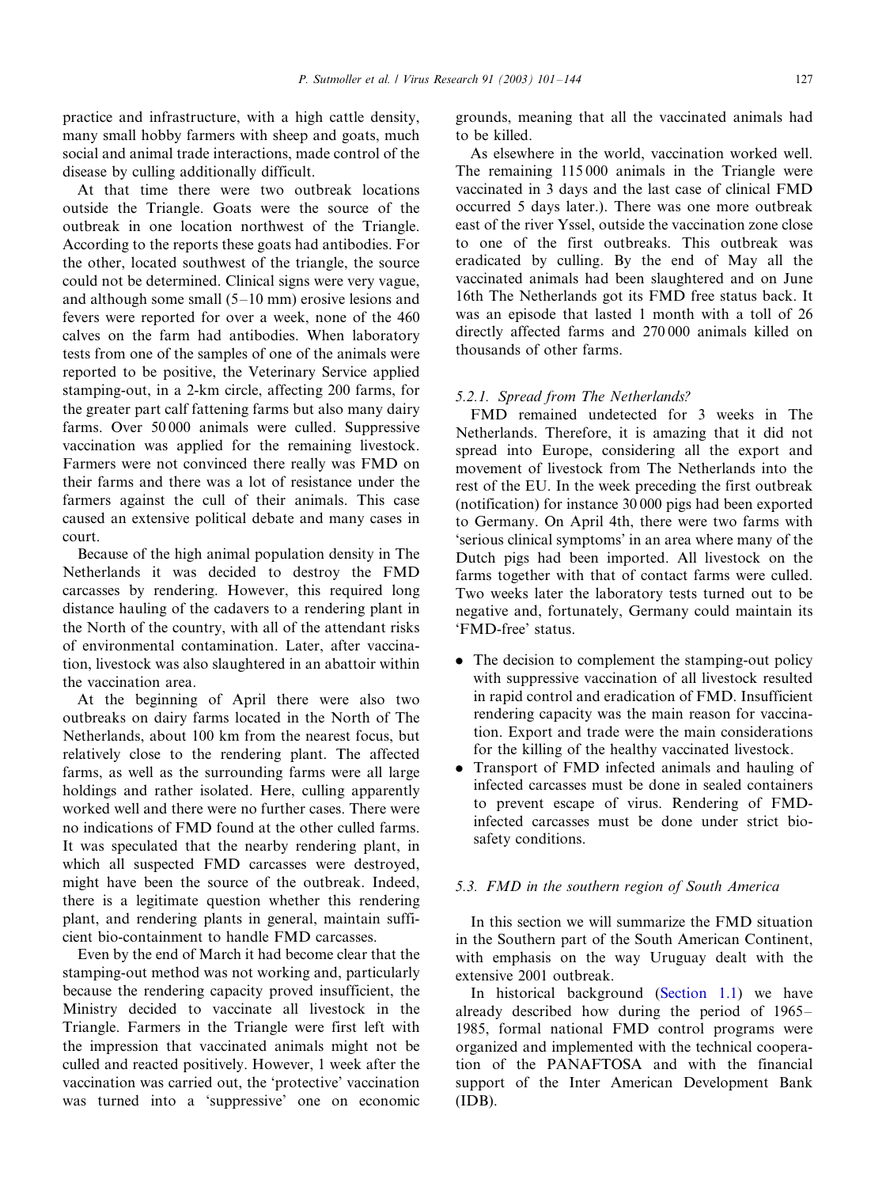practice and infrastructure, with a high cattle density, many small hobby farmers with sheep and goats, much social and animal trade interactions, made control of the disease by culling additionally difficult.

At that time there were two outbreak locations outside the Triangle. Goats were the source of the outbreak in one location northwest of the Triangle. According to the reports these goats had antibodies. For the other, located southwest of the triangle, the source could not be determined. Clinical signs were very vague, and although some small (5–10 mm) erosive lesions and fevers were reported for over a week, none of the 460 calves on the farm had antibodies. When laboratory tests from one of the samples of one of the animals were reported to be positive, the Veterinary Service applied stamping-out, in a 2-km circle, affecting 200 farms, for the greater part calf fattening farms but also many dairy farms. Over 50 000 animals were culled. Suppressive vaccination was applied for the remaining livestock. Farmers were not convinced there really was FMD on their farms and there was a lot of resistance under the farmers against the cull of their animals. This case caused an extensive political debate and many cases in court.

Because of the high animal population density in The Netherlands it was decided to destroy the FMD carcasses by rendering. However, this required long distance hauling of the cadavers to a rendering plant in the North of the country, with all of the attendant risks of environmental contamination. Later, after vaccination, livestock was also slaughtered in an abattoir within the vaccination area.

At the beginning of April there were also two outbreaks on dairy farms located in the North of The Netherlands, about 100 km from the nearest focus, but relatively close to the rendering plant. The affected farms, as well as the surrounding farms were all large holdings and rather isolated. Here, culling apparently worked well and there were no further cases. There were no indications of FMD found at the other culled farms. It was speculated that the nearby rendering plant, in which all suspected FMD carcasses were destroyed, might have been the source of the outbreak. Indeed, there is a legitimate question whether this rendering plant, and rendering plants in general, maintain sufficient bio-containment to handle FMD carcasses.

Even by the end of March it had become clear that the stamping-out method was not working and, particularly because the rendering capacity proved insufficient, the Ministry decided to vaccinate all livestock in the Triangle. Farmers in the Triangle were first left with the impression that vaccinated animals might not be culled and reacted positively. However, 1 week after the vaccination was carried out, the 'protective' vaccination was turned into a 'suppressive' one on economic grounds, meaning that all the vaccinated animals had to be killed.

As elsewhere in the world, vaccination worked well. The remaining 115 000 animals in the Triangle were vaccinated in 3 days and the last case of clinical FMD occurred 5 days later.). There was one more outbreak east of the river Yssel, outside the vaccination zone close to one of the first outbreaks. This outbreak was eradicated by culling. By the end of May all the vaccinated animals had been slaughtered and on June 16th The Netherlands got its FMD free status back. It was an episode that lasted 1 month with a toll of 26 directly affected farms and 270 000 animals killed on thousands of other farms.

#### 5.2.1. Spread from The Netherlands?

FMD remained undetected for 3 weeks in The Netherlands. Therefore, it is amazing that it did not spread into Europe, considering all the export and movement of livestock from The Netherlands into the rest of the EU. In the week preceding the first outbreak (notification) for instance 30 000 pigs had been exported to Germany. On April 4th, there were two farms with 'serious clinical symptoms' in an area where many of the Dutch pigs had been imported. All livestock on the farms together with that of contact farms were culled. Two weeks later the laboratory tests turned out to be negative and, fortunately, Germany could maintain its 'FMD-free' status.

- The decision to complement the stamping-out policy with suppressive vaccination of all livestock resulted in rapid control and eradication of FMD. Insufficient rendering capacity was the main reason for vaccination. Export and trade were the main considerations for the killing of the healthy vaccinated livestock.
- Transport of FMD infected animals and hauling of infected carcasses must be done in sealed containers to prevent escape of virus. Rendering of FMD-infected carcasses must be done under strict biosafety conditions.

### 5.3. FMD in the southern region of South America

In this section we will summarize the FMD situation in the Southern part of the South American Continent, with emphasis on the way Uruguay dealt with the extensive 2001 outbreak.

In historical background (Section 1.1) we have already described how during the period of 1965–1985, formal national FMD control programs were organized and implemented with the technical cooperation of the PANAFTOSA and with the financial support of the Inter American Development Bank (IDB).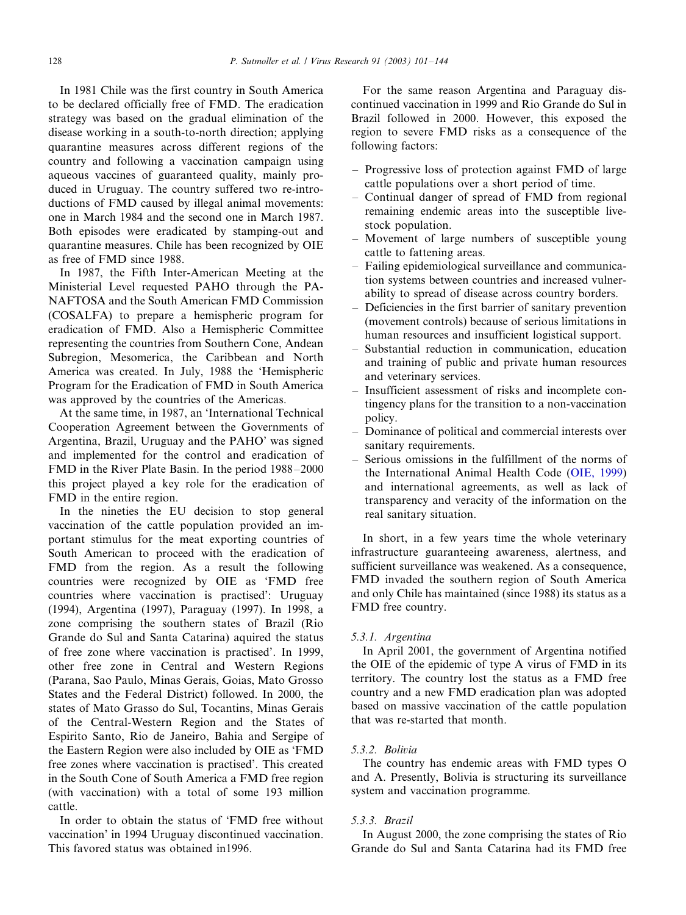In 1981 Chile was the first country in South America to be declared officially free of FMD. The eradication strategy was based on the gradual elimination of the disease working in a south-to-north direction; applying quarantine measures across different regions of the country and following a vaccination campaign using aqueous vaccines of guaranteed quality, mainly produced in Uruguay. The country suffered two re-introductions of FMD caused by illegal animal movements: one in March 1984 and the second one in March 1987. Both episodes were eradicated by stamping-out and quarantine measures. Chile has been recognized by OIE as free of FMD since 1988.

In 1987, the Fifth Inter-American Meeting at the Ministerial Level requested PAHO through the PANAFTOSA and the South American FMD Commission (COSALFA) to prepare a hemispheric program for eradication of FMD. Also a Hemispheric Committee representing the countries from Southern Cone, Andean Subregion, Mesomerica, the Caribbean and North America was created. In July, 1988 the 'Hemispheric Program for the Eradication of FMD in South America was approved by the countries of the Americas.

At the same time, in 1987, an 'International Technical Cooperation Agreement between the Governments of Argentina, Brazil, Uruguay and the PAHO' was signed and implemented for the control and eradication of FMD in the River Plate Basin. In the period 1988–2000 this project played a key role for the eradication of FMD in the entire region.

In the nineties the EU decision to stop general vaccination of the cattle population provided an important stimulus for the meat exporting countries of South American to proceed with the eradication of FMD from the region. As a result the following countries were recognized by OIE as 'FMD free countries where vaccination is practised': Uruguay (1994), Argentina (1997), Paraguay (1997). In 1998, a zone comprising the southern states of Brazil (Rio Grande do Sul and Santa Catarina) aquired the status of free zone where vaccination is practised'. In 1999, other free zone in Central and Western Regions (Parana, Sao Paulo, Minas Gerais, Goias, Mato Grosso States and the Federal District) followed. In 2000, the states of Mato Grasso do Sul, Tocantins, Minas Gerais of the Central-Western Region and the States of Espirito Santo, Rio de Janeiro, Bahia and Sergipe of the Eastern Region were also included by OIE as 'FMD free zones where vaccination is practised'. This created in the South Cone of South America a FMD free region (with vaccination) with a total of some 193 million cattle.

In order to obtain the status of 'FMD free without vaccination' in 1994 Uruguay discontinued vaccination. This favored status was obtained in1996.

For the same reason Argentina and Paraguay discontinued vaccination in 1999 and Rio Grande do Sul in Brazil followed in 2000. However, this exposed the region to severe FMD risks as a consequence of the following factors:

- Progressive loss of protection against FMD of large cattle populations over a short period of time.
- Continual danger of spread of FMD from regional remaining endemic areas into the susceptible livestock population.
- Movement of large numbers of susceptible young cattle to fattening areas.
- Failing epidemiological surveillance and communication systems between countries and increased vulnerability to spread of disease across country borders.
- Deficiencies in the first barrier of sanitary prevention (movement controls) because of serious limitations in human resources and insufficient logistical support.
- Substantial reduction in communication, education and training of public and private human resources and veterinary services.
- Insufficient assessment of risks and incomplete contingency plans for the transition to a non-vaccination policy.
- Dominance of political and commercial interests over sanitary requirements.
- Serious omissions in the fulfillment of the norms of the International Animal Health Code (OIE, 1999) and international agreements, as well as lack of transparency and veracity of the information on the real sanitary situation.

In short, in a few years time the whole veterinary infrastructure guaranteeing awareness, alertness, and sufficient surveillance was weakened. As a consequence, FMD invaded the southern region of South America and only Chile has maintained (since 1988) its status as a FMD free country.

#### 5.3.1. Argentina

In April 2001, the government of Argentina notified the OIE of the epidemic of type A virus of FMD in its territory. The country lost the status as a FMD free country and a new FMD eradication plan was adopted based on massive vaccination of the cattle population that was re-started that month.

#### 5.3.2. Bolivia

The country has endemic areas with FMD types O and A. Presently, Bolivia is structuring its surveillance system and vaccination programme.

#### 5.3.3. Brazil

In August 2000, the zone comprising the states of Rio Grande do Sul and Santa Catarina had its FMD free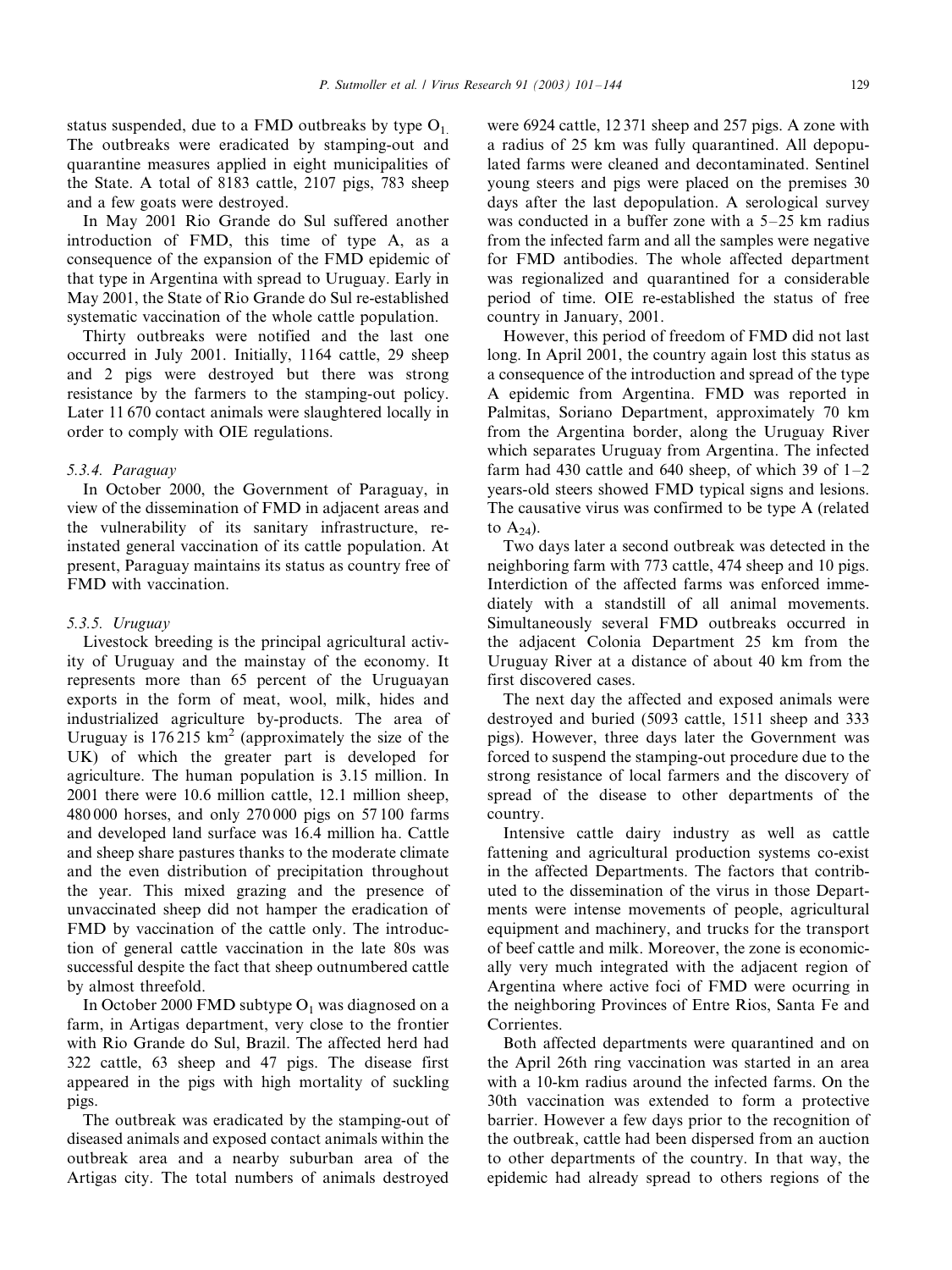status suspended, due to a FMD outbreaks by type $O_1$. The outbreaks were eradicated by stamping-out and quarantine measures applied in eight municipalities of the State. A total of 8183 cattle, 2107 pigs, 783 sheep and a few goats were destroyed.

In May 2001 Rio Grande do Sul suffered another introduction of FMD, this time of type A, as a consequence of the expansion of the FMD epidemic of that type in Argentina with spread to Uruguay. Early in May 2001, the State of Rio Grande do Sul re-established systematic vaccination of the whole cattle population.

Thirty outbreaks were notified and the last one occurred in July 2001. Initially, 1164 cattle, 29 sheep and 2 pigs were destroyed but there was strong resistance by the farmers to the stamping-out policy. Later 11 670 contact animals were slaughtered locally in order to comply with OIE regulations.

#### 5.3.4. Paraguay

In October 2000, the Government of Paraguay, in view of the dissemination of FMD in adjacent areas and the vulnerability of its sanitary infrastructure, re-instated general vaccination of its cattle population. At present, Paraguay maintains its status as country free of FMD with vaccination.

#### 5.3.5. Uruguay

Livestock breeding is the principal agricultural activity of Uruguay and the mainstay of the economy. It represents more than 65 percent of the Uruguayan exports in the form of meat, wool, milk, hides and industrialized agriculture by-products. The area of Uruguay is 176 215 km$^2$ (approximately the size of the UK) of which the greater part is developed for agriculture. The human population is 3.15 million. In 2001 there were 10.6 million cattle, 12.1 million sheep, 480 000 horses, and only 270 000 pigs on 57 100 farms and developed land surface was 16.4 million ha. Cattle and sheep share pastures thanks to the moderate climate and the even distribution of precipitation throughout the year. This mixed grazing and the presence of unvaccinated sheep did not hamper the eradication of FMD by vaccination of the cattle only. The introduction of general cattle vaccination in the late 80s was successful despite the fact that sheep outnumbered cattle by almost threefold.

In October 2000 FMD subtype $O_1$ was diagnosed on a farm, in Artigas department, very close to the frontier with Rio Grande do Sul, Brazil. The affected herd had 322 cattle, 63 sheep and 47 pigs. The disease first appeared in the pigs with high mortality of suckling pigs.

The outbreak was eradicated by the stamping-out of diseased animals and exposed contact animals within the outbreak area and a nearby suburban area of the Artigas city. The total numbers of animals destroyed were 6924 cattle, 12 371 sheep and 257 pigs. A zone with a radius of 25 km was fully quarantined. All depopulated farms were cleaned and decontaminated. Sentinel young steers and pigs were placed on the premises 30 days after the last depopulation. A serological survey was conducted in a buffer zone with a 5–25 km radius from the infected farm and all the samples were negative for FMD antibodies. The whole affected department was regionalized and quarantined for a considerable period of time. OIE re-established the status of free country in January, 2001.

However, this period of freedom of FMD did not last long. In April 2001, the country again lost this status as a consequence of the introduction and spread of the type A epidemic from Argentina. FMD was reported in Palmitas, Soriano Department, approximately 70 km from the Argentina border, along the Uruguay River which separates Uruguay from Argentina. The infected farm had 430 cattle and 640 sheep, of which 39 of 1–2 years-old steers showed FMD typical signs and lesions. The causative virus was confirmed to be type A (related to $A_{24}$).

Two days later a second outbreak was detected in the neighboring farm with 773 cattle, 474 sheep and 10 pigs. Interdiction of the affected farms was enforced immediately with a standstill of all animal movements. Simultaneously several FMD outbreaks occurred in the adjacent Colonia Department 25 km from the Uruguay River at a distance of about 40 km from the first discovered cases.

The next day the affected and exposed animals were destroyed and buried (5093 cattle, 1511 sheep and 333 pigs). However, three days later the Government was forced to suspend the stamping-out procedure due to the strong resistance of local farmers and the discovery of spread of the disease to other departments of the country.

Intensive cattle dairy industry as well as cattle fattening and agricultural production systems co-exist in the affected Departments. The factors that contributed to the dissemination of the virus in those Departments were intense movements of people, agricultural equipment and machinery, and trucks for the transport of beef cattle and milk. Moreover, the zone is economically very much integrated with the adjacent region of Argentina where active foci of FMD were ocurring in the neighboring Provinces of Entre Rios, Santa Fe and Corrientes.

Both affected departments were quarantined and on the April 26th ring vaccination was started in an area with a 10-km radius around the infected farms. On the 30th vaccination was extended to form a protective barrier. However a few days prior to the recognition of the outbreak, cattle had been dispersed from an auction to other departments of the country. In that way, the epidemic had already spread to others regions of the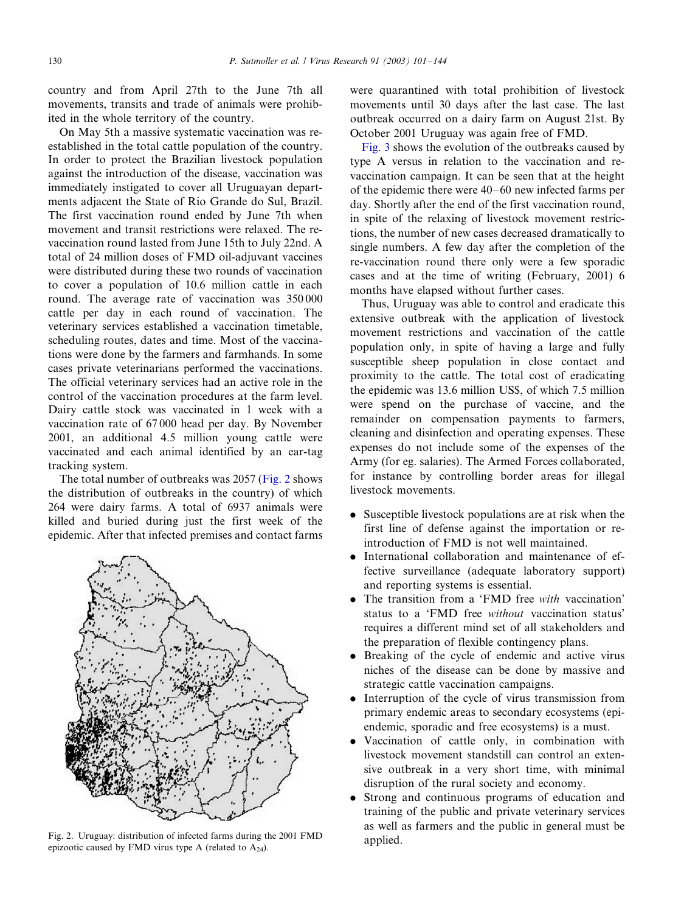country and from April 27th to the June 7th all movements, transits and trade of animals were prohibited in the whole territory of the country.

On May 5th a massive systematic vaccination was re-established in the total cattle population of the country. In order to protect the Brazilian livestock population against the introduction of the disease, vaccination was immediately instigated to cover all Uruguayan departments adjacent the State of Rio Grande do Sul, Brazil. The first vaccination round ended by June 7th when movement and transit restrictions were relaxed. The re-vaccination round lasted from June 15th to July 22nd. A total of 24 million doses of FMD oil-adjuvant vaccines were distributed during these two rounds of vaccination to cover a population of 10.6 million cattle in each round. The average rate of vaccination was 350 000 cattle per day in each round of vaccination. The veterinary services established a vaccination timetable, scheduling routes, dates and time. Most of the vaccinations were done by the farmers and farmhands. In some cases private veterinarians performed the vaccinations. The official veterinary services had an active role in the control of the vaccination procedures at the farm level. Dairy cattle stock was vaccinated in 1 week with a vaccination rate of 67 000 head per day. By November 2001, an additional 4.5 million young cattle were vaccinated and each animal identified by an ear-tag tracking system.

The total number of outbreaks was 2057 (Fig. 2 shows the distribution of outbreaks in the country) of which 264 were dairy farms. A total of 6937 animals were killed and buried during just the first week of the epidemic. After that infected premises and contact farms were quarantined with total prohibition of livestock movements until 30 days after the last case. The last outbreak occurred on a dairy farm on August 21st. By October 2001 Uruguay was again free of FMD.

Fig. 2. Uruguay: distribution of infected farms during the 2001 FMD epizootic caused by FMD virus type A (related to $A_{24}$).

Fig. 3 shows the evolution of the outbreaks caused by type A versus in relation to the vaccination and re-vaccination campaign. It can be seen that at the height of the epidemic there were 40–60 new infected farms per day. Shortly after the end of the first vaccination round, in spite of the relaxing of livestock movement restrictions, the number of new cases decreased dramatically to single numbers. A few day after the completion of the re-vaccination round there only were a few sporadic cases and at the time of writing (February, 2001) 6 months have elapsed without further cases.

Thus, Uruguay was able to control and eradicate this extensive outbreak with the application of livestock movement restrictions and vaccination of the cattle population only, in spite of having a large and fully susceptible sheep population in close contact and proximity to the cattle. The total cost of eradicating the epidemic was 13.6 million US$, of which 7.5 million were spend on the purchase of vaccine, and the remainder on compensation payments to farmers, cleaning and disinfection and operating expenses. These expenses do not include some of the expenses of the Army (for eg. salaries). The Armed Forces collaborated, for instance by controlling border areas for illegal livestock movements.

- Susceptible livestock populations are at risk when the first line of defense against the importation or re-introduction of FMD is not well maintained.
- International collaboration and maintenance of effective surveillance (adequate laboratory support) and reporting systems is essential.
- The transition from a 'FMD free *with* vaccination' status to a 'FMD free *without* vaccination status' requires a different mind set of all stakeholders and the preparation of flexible contingency plans.
- Breaking of the cycle of endemic and active virus niches of the disease can be done by massive and strategic cattle vaccination campaigns.
- Interruption of the cycle of virus transmission from primary endemic areas to secondary ecosystems (epi-endemic, sporadic and free ecosystems) is a must.
- Vaccination of cattle only, in combination with livestock movement standstill can control an extensive outbreak in a very short time, with minimal disruption of the rural society and economy.
- Strong and continuous programs of education and training of the public and private veterinary services as well as farmers and the public in general must be applied.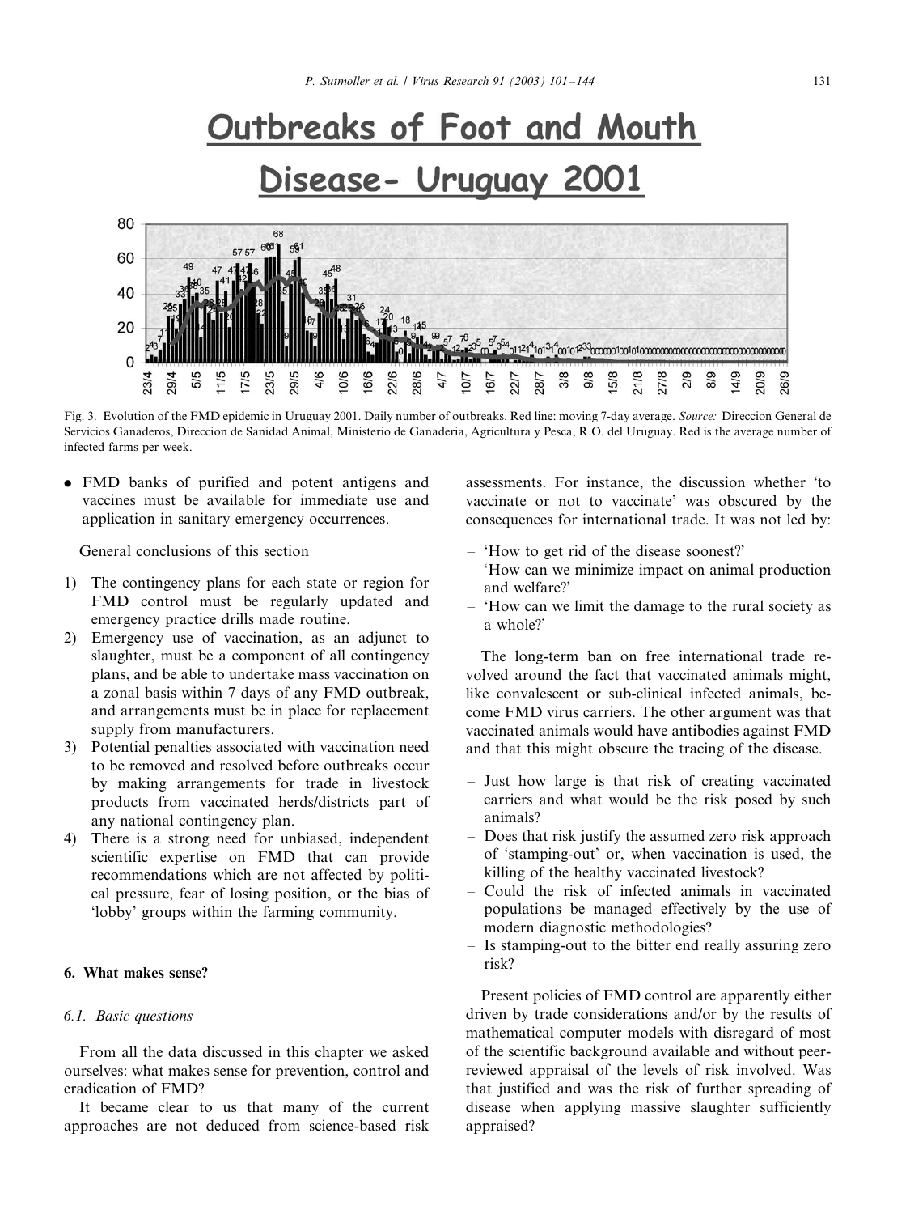Fig. 3. Evolution of the FMD epidemic in Uruguay 2001. Daily number of outbreaks. Red line: moving 7-day average. *Source:* Direccion General de Servicios Ganaderos, Direccion de Sanidad Animal, Ministerio de Ganaderia, Agricultura y Pesca, R.O. del Uruguay. Red is the average number of infected farms per week.

- FMD banks of purified and potent antigens and vaccines must be available for immediate use and application in sanitary emergency occurrences.

General conclusions of this section

1) The contingency plans for each state or region for FMD control must be regularly updated and emergency practice drills made routine.
2) Emergency use of vaccination, as an adjunct to slaughter, must be a component of all contingency plans, and be able to undertake mass vaccination on a zonal basis within 7 days of any FMD outbreak, and arrangements must be in place for replacement supply from manufacturers.
3) Potential penalties associated with vaccination need to be removed and resolved before outbreaks occur by making arrangements for trade in livestock products from vaccinated herds/districts part of any national contingency plan.
4) There is a strong need for unbiased, independent scientific expertise on FMD that can provide recommendations which are not affected by political pressure, fear of losing position, or the bias of 'lobby' groups within the farming community.

## 6. What makes sense?

### 6.1. Basic questions

From all the data discussed in this chapter we asked ourselves: what makes sense for prevention, control and eradication of FMD?

It became clear to us that many of the current approaches are not deduced from science-based risk assessments. For instance, the discussion whether 'to vaccinate or not to vaccinate' was obscured by the consequences for international trade. It was not led by:

- 'How to get rid of the disease soonest?'
- 'How can we minimize impact on animal production and welfare?'
- 'How can we limit the damage to the rural society as a whole?'

The long-term ban on free international trade revolved around the fact that vaccinated animals might, like convalescent or sub-clinical infected animals, become FMD virus carriers. The other argument was that vaccinated animals would have antibodies against FMD and that this might obscure the tracing of the disease.

- Just how large is that risk of creating vaccinated carriers and what would be the risk posed by such animals?
- Does that risk justify the assumed zero risk approach of 'stamping-out' or, when vaccination is used, the killing of the healthy vaccinated livestock?
- Could the risk of infected animals in vaccinated populations be managed effectively by the use of modern diagnostic methodologies?
- Is stamping-out to the bitter end really assuring zero risk?

Present policies of FMD control are apparently either driven by trade considerations and/or by the results of mathematical computer models with disregard of most of the scientific background available and without peer-reviewed appraisal of the levels of risk involved. Was that justified and was the risk of further spreading of disease when applying massive slaughter sufficiently appraised?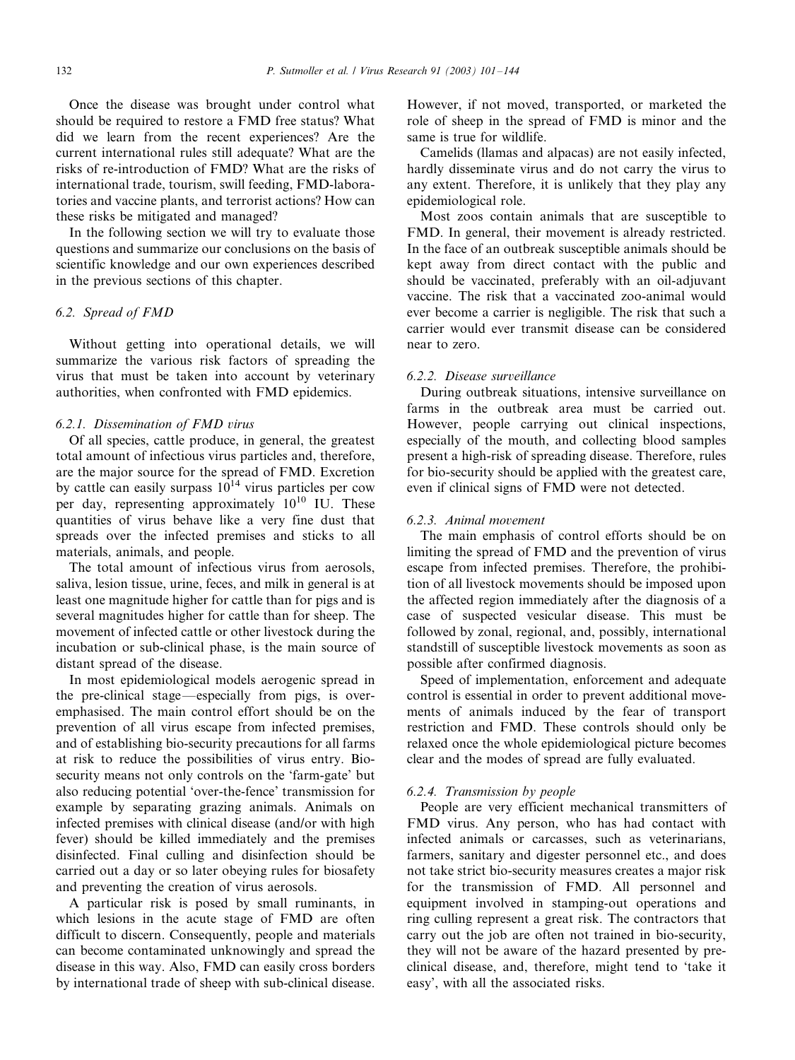Once the disease was brought under control what should be required to restore a FMD free status? What did we learn from the recent experiences? Are the current international rules still adequate? What are the risks of re-introduction of FMD? What are the risks of international trade, tourism, swill feeding, FMD-laboratories and vaccine plants, and terrorist actions? How can these risks be mitigated and managed?

In the following section we will try to evaluate those questions and summarize our conclusions on the basis of scientific knowledge and our own experiences described in the previous sections of this chapter.

### 6.2. Spread of FMD

Without getting into operational details, we will summarize the various risk factors of spreading the virus that must be taken into account by veterinary authorities, when confronted with FMD epidemics.

#### 6.2.1. Dissemination of FMD virus

Of all species, cattle produce, in general, the greatest total amount of infectious virus particles and, therefore, are the major source for the spread of FMD. Excretion by cattle can easily surpass $10^{14}$ virus particles per cow per day, representing approximately $10^{10}$ IU. These quantities of virus behave like a very fine dust that spreads over the infected premises and sticks to all materials, animals, and people.

The total amount of infectious virus from aerosols, saliva, lesion tissue, urine, feces, and milk in general is at least one magnitude higher for cattle than for pigs and is several magnitudes higher for cattle than for sheep. The movement of infected cattle or other livestock during the incubation or sub-clinical phase, is the main source of distant spread of the disease.

In most epidemiological models aerogenic spread in the pre-clinical stage—especially from pigs, is over-emphasised. The main control effort should be on the prevention of all virus escape from infected premises, and of establishing bio-security precautions for all farms at risk to reduce the possibilities of virus entry. Bio-security means not only controls on the 'farm-gate' but also reducing potential 'over-the-fence' transmission for example by separating grazing animals. Animals on infected premises with clinical disease (and/or with high fever) should be killed immediately and the premises disinfected. Final culling and disinfection should be carried out a day or so later obeying rules for biosafety and preventing the creation of virus aerosols.

A particular risk is posed by small ruminants, in which lesions in the acute stage of FMD are often difficult to discern. Consequently, people and materials can become contaminated unknowingly and spread the disease in this way. Also, FMD can easily cross borders by international trade of sheep with sub-clinical disease. However, if not moved, transported, or marketed the role of sheep in the spread of FMD is minor and the same is true for wildlife.

Camelids (llamas and alpacas) are not easily infected, hardly disseminate virus and do not carry the virus to any extent. Therefore, it is unlikely that they play any epidemiological role.

Most zoos contain animals that are susceptible to FMD. In general, their movement is already restricted. In the face of an outbreak susceptible animals should be kept away from direct contact with the public and should be vaccinated, preferably with an oil-adjuvant vaccine. The risk that a vaccinated zoo-animal would ever become a carrier is negligible. The risk that such a carrier would ever transmit disease can be considered near to zero.

#### 6.2.2. Disease surveillance

During outbreak situations, intensive surveillance on farms in the outbreak area must be carried out. However, people carrying out clinical inspections, especially of the mouth, and collecting blood samples present a high-risk of spreading disease. Therefore, rules for bio-security should be applied with the greatest care, even if clinical signs of FMD were not detected.

#### 6.2.3. Animal movement

The main emphasis of control efforts should be on limiting the spread of FMD and the prevention of virus escape from infected premises. Therefore, the prohibition of all livestock movements should be imposed upon the affected region immediately after the diagnosis of a case of suspected vesicular disease. This must be followed by zonal, regional, and, possibly, international standstill of susceptible livestock movements as soon as possible after confirmed diagnosis.

Speed of implementation, enforcement and adequate control is essential in order to prevent additional movements of animals induced by the fear of transport restriction and FMD. These controls should only be relaxed once the whole epidemiological picture becomes clear and the modes of spread are fully evaluated.

#### 6.2.4. Transmission by people

People are very efficient mechanical transmitters of FMD virus. Any person, who has had contact with infected animals or carcasses, such as veterinarians, farmers, sanitary and digester personnel etc., and does not take strict bio-security measures creates a major risk for the transmission of FMD. All personnel and equipment involved in stamping-out operations and ring culling represent a great risk. The contractors that carry out the job are often not trained in bio-security, they will not be aware of the hazard presented by pre-clinical disease, and, therefore, might tend to 'take it easy', with all the associated risks.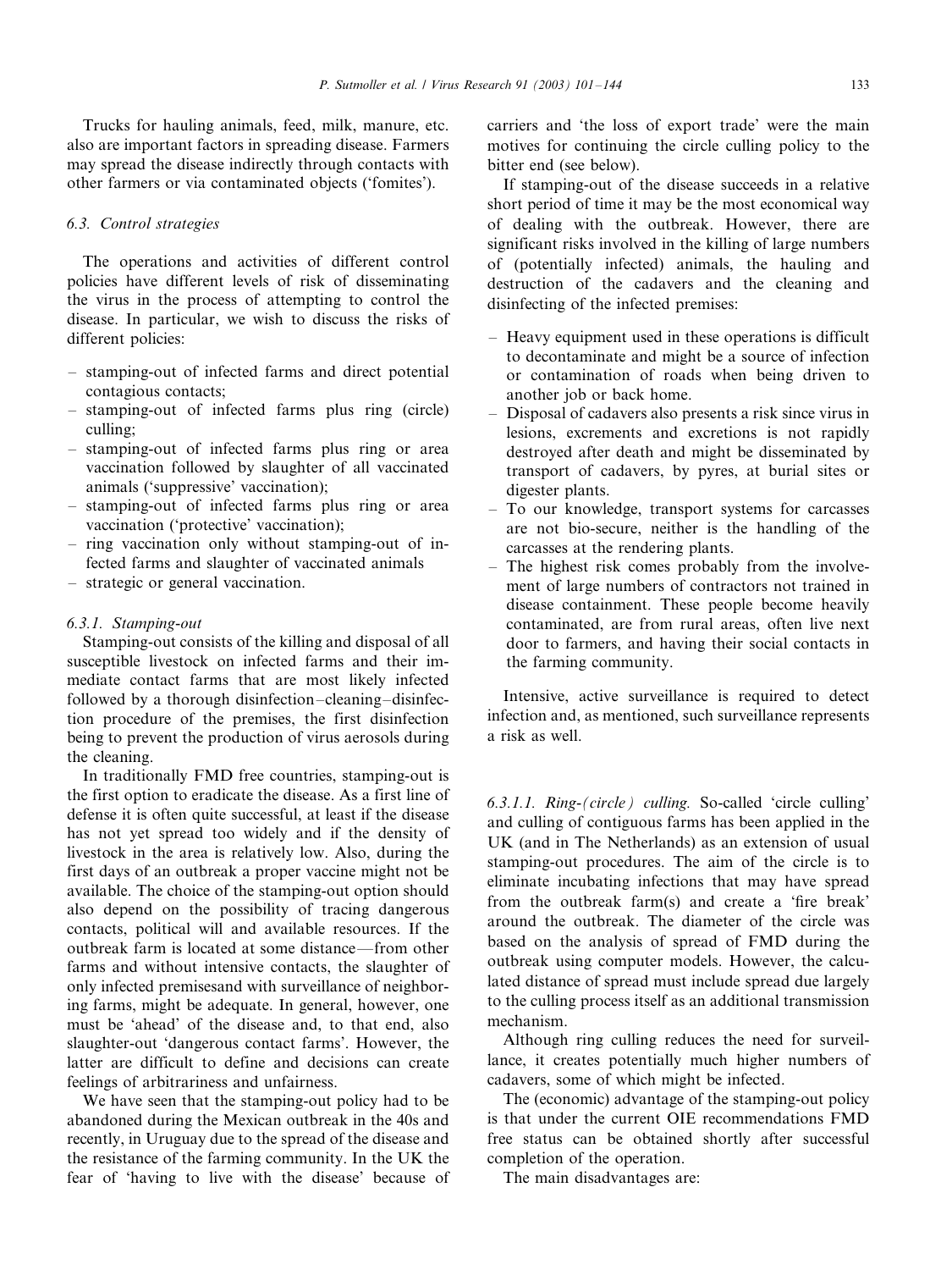Trucks for hauling animals, feed, milk, manure, etc. also are important factors in spreading disease. Farmers may spread the disease indirectly through contacts with other farmers or via contaminated objects ('fomites').

### 6.3. Control strategies

The operations and activities of different control policies have different levels of risk of disseminating the virus in the process of attempting to control the disease. In particular, we wish to discuss the risks of different policies:

- stamping-out of infected farms and direct potential contagious contacts;
- stamping-out of infected farms plus ring (circle) culling;
- stamping-out of infected farms plus ring or area vaccination followed by slaughter of all vaccinated animals ('suppressive' vaccination);
- stamping-out of infected farms plus ring or area vaccination ('protective' vaccination);
- ring vaccination only without stamping-out of infected farms and slaughter of vaccinated animals
- strategic or general vaccination.

#### 6.3.1. Stamping-out

Stamping-out consists of the killing and disposal of all susceptible livestock on infected farms and their immediate contact farms that are most likely infected followed by a thorough disinfection–cleaning–disinfection procedure of the premises, the first disinfection being to prevent the production of virus aerosols during the cleaning.

In traditionally FMD free countries, stamping-out is the first option to eradicate the disease. As a first line of defense it is often quite successful, at least if the disease has not yet spread too widely and if the density of livestock in the area is relatively low. Also, during the first days of an outbreak a proper vaccine might not be available. The choice of the stamping-out option should also depend on the possibility of tracing dangerous contacts, political will and available resources. If the outbreak farm is located at some distance—from other farms and without intensive contacts, the slaughter of only infected premisesand with surveillance of neighboring farms, might be adequate. In general, however, one must be 'ahead' of the disease and, to that end, also slaughter-out 'dangerous contact farms'. However, the latter are difficult to define and decisions can create feelings of arbitrariness and unfairness.

We have seen that the stamping-out policy had to be abandoned during the Mexican outbreak in the 40s and recently, in Uruguay due to the spread of the disease and the resistance of the farming community. In the UK the fear of 'having to live with the disease' because of carriers and 'the loss of export trade' were the main motives for continuing the circle culling policy to the bitter end (see below).

If stamping-out of the disease succeeds in a relative short period of time it may be the most economical way of dealing with the outbreak. However, there are significant risks involved in the killing of large numbers of (potentially infected) animals, the hauling and destruction of the cadavers and the cleaning and disinfecting of the infected premises:

- Heavy equipment used in these operations is difficult to decontaminate and might be a source of infection or contamination of roads when being driven to another job or back home.
- Disposal of cadavers also presents a risk since virus in lesions, excrements and excretions is not rapidly destroyed after death and might be disseminated by transport of cadavers, by pyres, at burial sites or digester plants.
- To our knowledge, transport systems for carcasses are not bio-secure, neither is the handling of the carcasses at the rendering plants.
- The highest risk comes probably from the involvement of large numbers of contractors not trained in disease containment. These people become heavily contaminated, are from rural areas, often live next door to farmers, and having their social contacts in the farming community.

Intensive, active surveillance is required to detect infection and, as mentioned, such surveillance represents a risk as well.

##### 6.3.1.1. Ring-(circle) culling.

So-called 'circle culling' and culling of contiguous farms has been applied in the UK (and in The Netherlands) as an extension of usual stamping-out procedures. The aim of the circle is to eliminate incubating infections that may have spread from the outbreak farm(s) and create a 'fire break' around the outbreak. The diameter of the circle was based on the analysis of spread of FMD during the outbreak using computer models. However, the calculated distance of spread must include spread due largely to the culling process itself as an additional transmission mechanism.

Although ring culling reduces the need for surveillance, it creates potentially much higher numbers of cadavers, some of which might be infected.

The (economic) advantage of the stamping-out policy is that under the current OIE recommendations FMD free status can be obtained shortly after successful completion of the operation.

The main disadvantages are: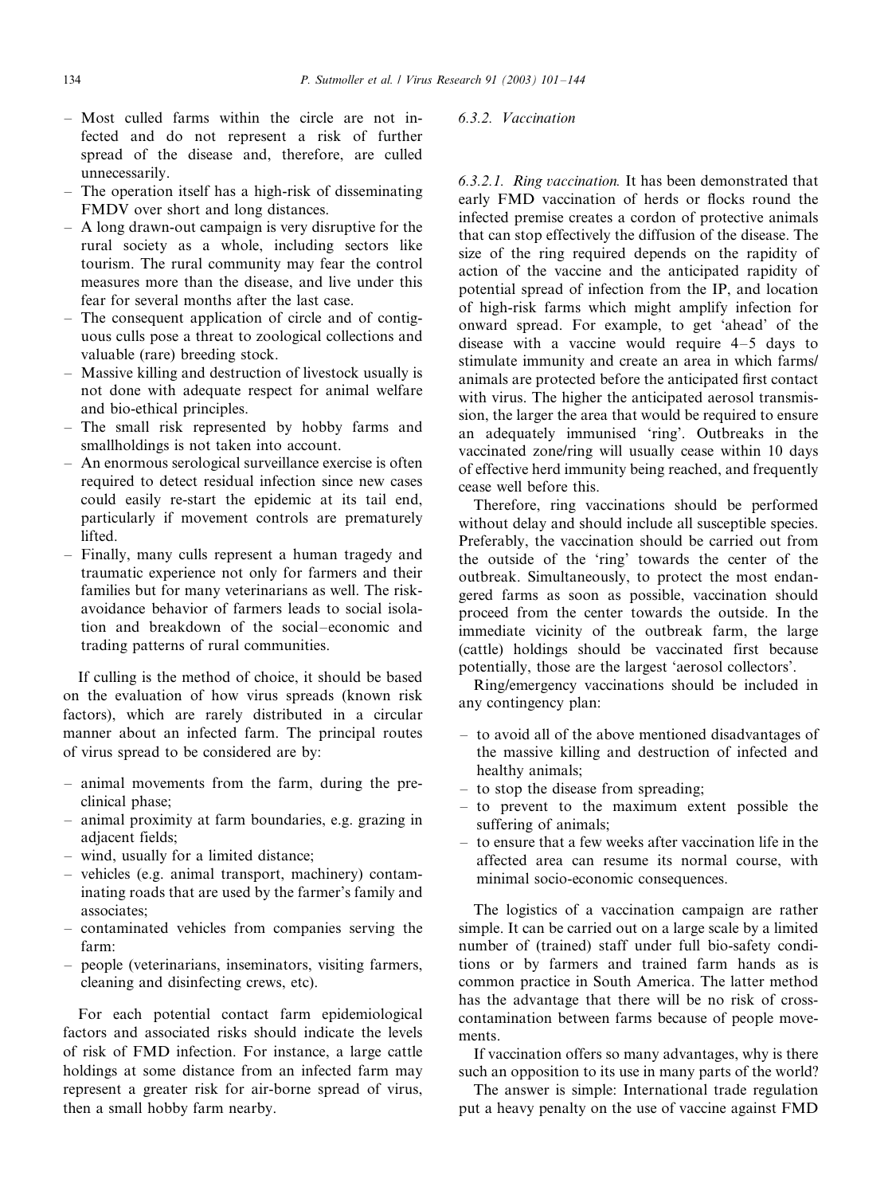- Most culled farms within the circle are not infected and do not represent a risk of further spread of the disease and, therefore, are culled unnecessarily.
- The operation itself has a high-risk of disseminating FMDV over short and long distances.
- A long drawn-out campaign is very disruptive for the rural society as a whole, including sectors like tourism. The rural community may fear the control measures more than the disease, and live under this fear for several months after the last case.
- The consequent application of circle and of contiguous culls pose a threat to zoological collections and valuable (rare) breeding stock.
- Massive killing and destruction of livestock usually is not done with adequate respect for animal welfare and bio-ethical principles.
- The small risk represented by hobby farms and smallholdings is not taken into account.
- An enormous serological surveillance exercise is often required to detect residual infection since new cases could easily re-start the epidemic at its tail end, particularly if movement controls are prematurely lifted.
- Finally, many culls represent a human tragedy and traumatic experience not only for farmers and their families but for many veterinarians as well. The risk-avoidance behavior of farmers leads to social isolation and breakdown of the social–economic and trading patterns of rural communities.

If culling is the method of choice, it should be based on the evaluation of how virus spreads (known risk factors), which are rarely distributed in a circular manner about an infected farm. The principal routes of virus spread to be considered are by:

- animal movements from the farm, during the preclinical phase;
- animal proximity at farm boundaries, e.g. grazing in adjacent fields;
- wind, usually for a limited distance;
- vehicles (e.g. animal transport, machinery) contaminating roads that are used by the farmer's family and associates;
- contaminated vehicles from companies serving the farm:
- people (veterinarians, inseminators, visiting farmers, cleaning and disinfecting crews, etc).

For each potential contact farm epidemiological factors and associated risks should indicate the levels of risk of FMD infection. For instance, a large cattle holdings at some distance from an infected farm may represent a greater risk for air-borne spread of virus, then a small hobby farm nearby.

### 6.3.2. Vaccination

*6.3.2.1. Ring vaccination.* It has been demonstrated that early FMD vaccination of herds or flocks round the infected premise creates a cordon of protective animals that can stop effectively the diffusion of the disease. The size of the ring required depends on the rapidity of action of the vaccine and the anticipated rapidity of potential spread of infection from the IP, and location of high-risk farms which might amplify infection for onward spread. For example, to get 'ahead' of the disease with a vaccine would require 4–5 days to stimulate immunity and create an area in which farms/animals are protected before the anticipated first contact with virus. The higher the anticipated aerosol transmission, the larger the area that would be required to ensure an adequately immunised 'ring'. Outbreaks in the vaccinated zone/ring will usually cease within 10 days of effective herd immunity being reached, and frequently cease well before this.

Therefore, ring vaccinations should be performed without delay and should include all susceptible species. Preferably, the vaccination should be carried out from the outside of the 'ring' towards the center of the outbreak. Simultaneously, to protect the most endangered farms as soon as possible, vaccination should proceed from the center towards the outside. In the immediate vicinity of the outbreak farm, the large (cattle) holdings should be vaccinated first because potentially, those are the largest 'aerosol collectors'.

Ring/emergency vaccinations should be included in any contingency plan:

- to avoid all of the above mentioned disadvantages of the massive killing and destruction of infected and healthy animals;
- to stop the disease from spreading;
- to prevent to the maximum extent possible the suffering of animals;
- to ensure that a few weeks after vaccination life in the affected area can resume its normal course, with minimal socio-economic consequences.

The logistics of a vaccination campaign are rather simple. It can be carried out on a large scale by a limited number of (trained) staff under full bio-safety conditions or by farmers and trained farm hands as is common practice in South America. The latter method has the advantage that there will be no risk of cross-contamination between farms because of people movements.

If vaccination offers so many advantages, why is there such an opposition to its use in many parts of the world?

The answer is simple: International trade regulation put a heavy penalty on the use of vaccine against FMD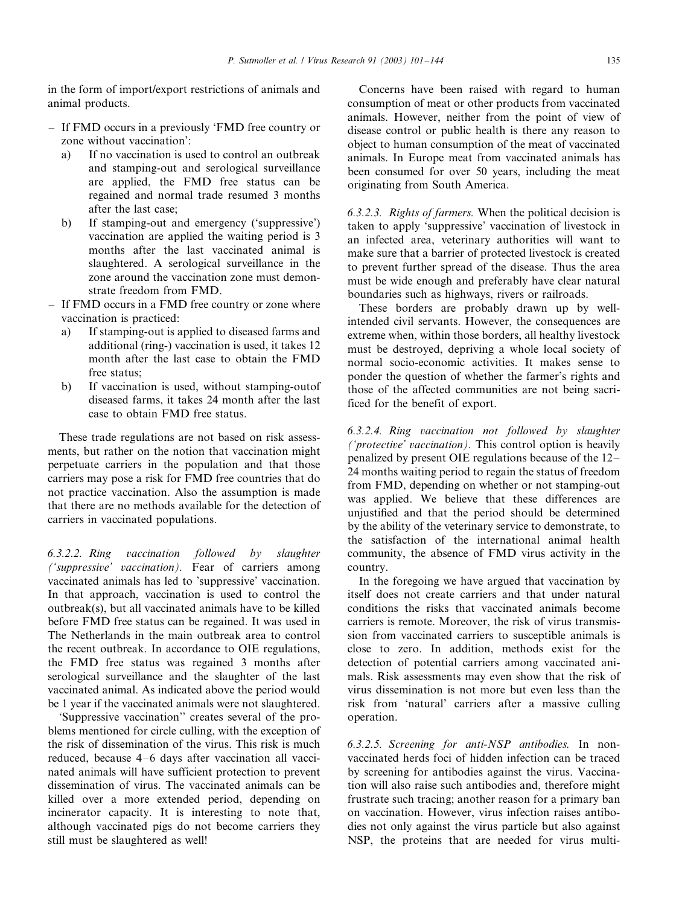in the form of import/export restrictions of animals and animal products.

- If FMD occurs in a previously 'FMD free country or zone without vaccination':
  a) If no vaccination is used to control an outbreak and stamping-out and serological surveillance are applied, the FMD free status can be regained and normal trade resumed 3 months after the last case;
  b) If stamping-out and emergency ('suppressive') vaccination are applied the waiting period is 3 months after the last vaccinated animal is slaughtered. A serological surveillance in the zone around the vaccination zone must demonstrate freedom from FMD.
- If FMD occurs in a FMD free country or zone where vaccination is practiced:
  a) If stamping-out is applied to diseased farms and additional (ring-) vaccination is used, it takes 12 month after the last case to obtain the FMD free status;
  b) If vaccination is used, without stamping-outof diseased farms, it takes 24 month after the last case to obtain FMD free status.

These trade regulations are not based on risk assessments, but rather on the notion that vaccination might perpetuate carriers in the population and that those carriers may pose a risk for FMD free countries that do not practice vaccination. Also the assumption is made that there are no methods available for the detection of carriers in vaccinated populations.

#### 6.3.2.2. *Ring vaccination followed by slaughter ('suppressive' vaccination).*

Fear of carriers among vaccinated animals has led to 'suppressive' vaccination. In that approach, vaccination is used to control the outbreak(s), but all vaccinated animals have to be killed before FMD free status can be regained. It was used in The Netherlands in the main outbreak area to control the recent outbreak. In accordance to OIE regulations, the FMD free status was regained 3 months after serological surveillance and the slaughter of the last vaccinated animal. As indicated above the period would be 1 year if the vaccinated animals were not slaughtered.

'Suppressive vaccination'' creates several of the problems mentioned for circle culling, with the exception of the risk of dissemination of the virus. This risk is much reduced, because 4–6 days after vaccination all vaccinated animals will have sufficient protection to prevent dissemination of virus. The vaccinated animals can be killed over a more extended period, depending on incinerator capacity. It is interesting to note that, although vaccinated pigs do not become carriers they still must be slaughtered as well!

Concerns have been raised with regard to human consumption of meat or other products from vaccinated animals. However, neither from the point of view of disease control or public health is there any reason to object to human consumption of the meat of vaccinated animals. In Europe meat from vaccinated animals has been consumed for over 50 years, including the meat originating from South America.

#### 6.3.2.3. *Rights of farmers.*

When the political decision is taken to apply 'suppressive' vaccination of livestock in an infected area, veterinary authorities will want to make sure that a barrier of protected livestock is created to prevent further spread of the disease. Thus the area must be wide enough and preferably have clear natural boundaries such as highways, rivers or railroads.

These borders are probably drawn up by well-intended civil servants. However, the consequences are extreme when, within those borders, all healthy livestock must be destroyed, depriving a whole local society of normal socio-economic activities. It makes sense to ponder the question of whether the farmer's rights and those of the affected communities are not being sacrificed for the benefit of export.

#### 6.3.2.4. *Ring vaccination not followed by slaughter ('protective' vaccination).*

This control option is heavily penalized by present OIE regulations because of the 12–24 months waiting period to regain the status of freedom from FMD, depending on whether or not stamping-out was applied. We believe that these differences are unjustified and that the period should be determined by the ability of the veterinary service to demonstrate, to the satisfaction of the international animal health community, the absence of FMD virus activity in the country.

In the foregoing we have argued that vaccination by itself does not create carriers and that under natural conditions the risks that vaccinated animals become carriers is remote. Moreover, the risk of virus transmission from vaccinated carriers to susceptible animals is close to zero. In addition, methods exist for the detection of potential carriers among vaccinated animals. Risk assessments may even show that the risk of virus dissemination is not more but even less than the risk from 'natural' carriers after a massive culling operation.

#### 6.3.2.5. *Screening for anti-NSP antibodies.*

In non-vaccinated herds foci of hidden infection can be traced by screening for antibodies against the virus. Vaccination will also raise such antibodies and, therefore might frustrate such tracing; another reason for a primary ban on vaccination. However, virus infection raises antibodies not only against the virus particle but also against NSP, the proteins that are needed for virus multi-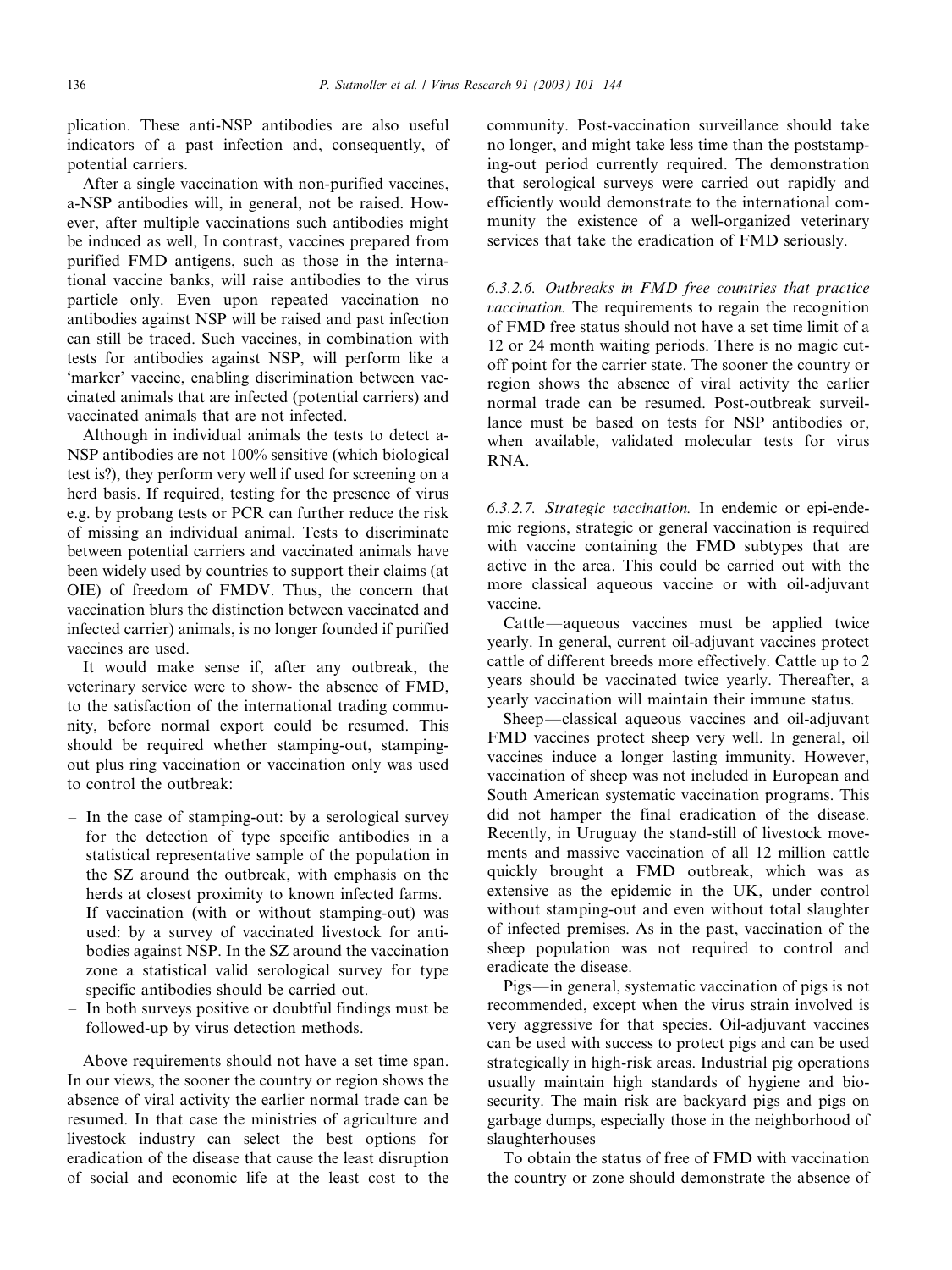plication. These anti-NSP antibodies are also useful indicators of a past infection and, consequently, of potential carriers.

After a single vaccination with non-purified vaccines, a-NSP antibodies will, in general, not be raised. However, after multiple vaccinations such antibodies might be induced as well, In contrast, vaccines prepared from purified FMD antigens, such as those in the international vaccine banks, will raise antibodies to the virus particle only. Even upon repeated vaccination no antibodies against NSP will be raised and past infection can still be traced. Such vaccines, in combination with tests for antibodies against NSP, will perform like a 'marker' vaccine, enabling discrimination between vaccinated animals that are infected (potential carriers) and vaccinated animals that are not infected.

Although in individual animals the tests to detect a-NSP antibodies are not 100% sensitive (which biological test is?), they perform very well if used for screening on a herd basis. If required, testing for the presence of virus e.g. by probang tests or PCR can further reduce the risk of missing an individual animal. Tests to discriminate between potential carriers and vaccinated animals have been widely used by countries to support their claims (at OIE) of freedom of FMDV. Thus, the concern that vaccination blurs the distinction between vaccinated and infected carrier) animals, is no longer founded if purified vaccines are used.

It would make sense if, after any outbreak, the veterinary service were to show- the absence of FMD, to the satisfaction of the international trading community, before normal export could be resumed. This should be required whether stamping-out, stamping-out plus ring vaccination or vaccination only was used to control the outbreak:

- In the case of stamping-out: by a serological survey for the detection of type specific antibodies in a statistical representative sample of the population in the SZ around the outbreak, with emphasis on the herds at closest proximity to known infected farms.
- If vaccination (with or without stamping-out) was used: by a survey of vaccinated livestock for antibodies against NSP. In the SZ around the vaccination zone a statistical valid serological survey for type specific antibodies should be carried out.
- In both surveys positive or doubtful findings must be followed-up by virus detection methods.

Above requirements should not have a set time span. In our views, the sooner the country or region shows the absence of viral activity the earlier normal trade can be resumed. In that case the ministries of agriculture and livestock industry can select the best options for eradication of the disease that cause the least disruption of social and economic life at the least cost to the community. Post-vaccination surveillance should take no longer, and might take less time than the poststamping-out period currently required. The demonstration that serological surveys were carried out rapidly and efficiently would demonstrate to the international community the existence of a well-organized veterinary services that take the eradication of FMD seriously.

*6.3.2.6. Outbreaks in FMD free countries that practice vaccination.* The requirements to regain the recognition of FMD free status should not have a set time limit of a 12 or 24 month waiting periods. There is no magic cut-off point for the carrier state. The sooner the country or region shows the absence of viral activity the earlier normal trade can be resumed. Post-outbreak surveillance must be based on tests for NSP antibodies or, when available, validated molecular tests for virus RNA.

*6.3.2.7. Strategic vaccination.* In endemic or epi-endemic regions, strategic or general vaccination is required with vaccine containing the FMD subtypes that are active in the area. This could be carried out with the more classical aqueous vaccine or with oil-adjuvant vaccine.

Cattle—aqueous vaccines must be applied twice yearly. In general, current oil-adjuvant vaccines protect cattle of different breeds more effectively. Cattle up to 2 years should be vaccinated twice yearly. Thereafter, a yearly vaccination will maintain their immune status.

Sheep—classical aqueous vaccines and oil-adjuvant FMD vaccines protect sheep very well. In general, oil vaccines induce a longer lasting immunity. However, vaccination of sheep was not included in European and South American systematic vaccination programs. This did not hamper the final eradication of the disease. Recently, in Uruguay the stand-still of livestock movements and massive vaccination of all 12 million cattle quickly brought a FMD outbreak, which was as extensive as the epidemic in the UK, under control without stamping-out and even without total slaughter of infected premises. As in the past, vaccination of the sheep population was not required to control and eradicate the disease.

Pigs—in general, systematic vaccination of pigs is not recommended, except when the virus strain involved is very aggressive for that species. Oil-adjuvant vaccines can be used with success to protect pigs and can be used strategically in high-risk areas. Industrial pig operations usually maintain high standards of hygiene and biosecurity. The main risk are backyard pigs and pigs on garbage dumps, especially those in the neighborhood of slaughterhouses

To obtain the status of free of FMD with vaccination the country or zone should demonstrate the absence of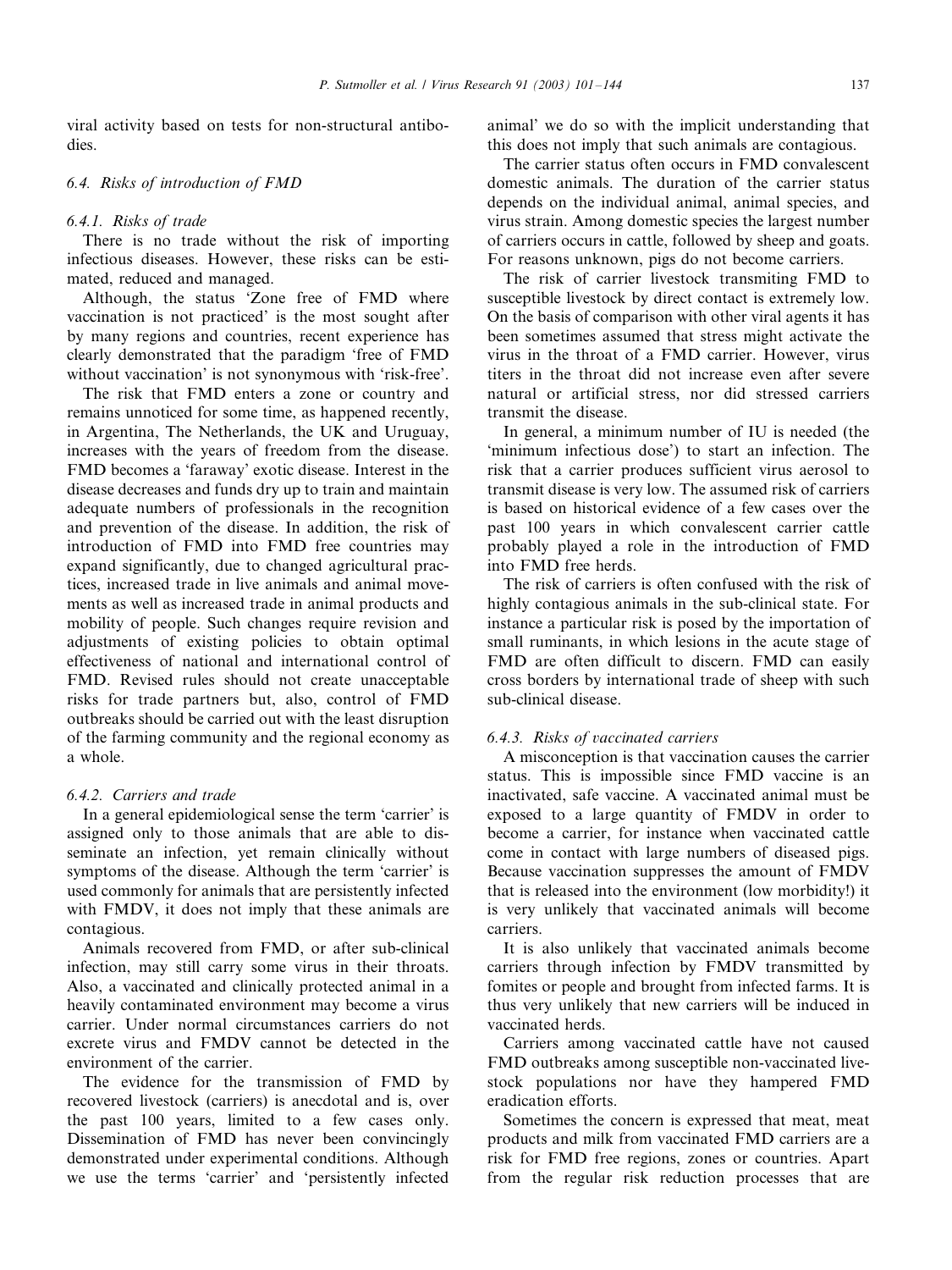viral activity based on tests for non-structural antibodies.

### 6.4. Risks of introduction of FMD

#### 6.4.1. Risks of trade

There is no trade without the risk of importing infectious diseases. However, these risks can be estimated, reduced and managed.

Although, the status 'Zone free of FMD where vaccination is not practiced' is the most sought after by many regions and countries, recent experience has clearly demonstrated that the paradigm 'free of FMD without vaccination' is not synonymous with 'risk-free'.

The risk that FMD enters a zone or country and remains unnoticed for some time, as happened recently, in Argentina, The Netherlands, the UK and Uruguay, increases with the years of freedom from the disease. FMD becomes a 'faraway' exotic disease. Interest in the disease decreases and funds dry up to train and maintain adequate numbers of professionals in the recognition and prevention of the disease. In addition, the risk of introduction of FMD into FMD free countries may expand significantly, due to changed agricultural practices, increased trade in live animals and animal movements as well as increased trade in animal products and mobility of people. Such changes require revision and adjustments of existing policies to obtain optimal effectiveness of national and international control of FMD. Revised rules should not create unacceptable risks for trade partners but, also, control of FMD outbreaks should be carried out with the least disruption of the farming community and the regional economy as a whole.

#### 6.4.2. Carriers and trade

In a general epidemiological sense the term 'carrier' is assigned only to those animals that are able to disseminate an infection, yet remain clinically without symptoms of the disease. Although the term 'carrier' is used commonly for animals that are persistently infected with FMDV, it does not imply that these animals are contagious.

Animals recovered from FMD, or after sub-clinical infection, may still carry some virus in their throats. Also, a vaccinated and clinically protected animal in a heavily contaminated environment may become a virus carrier. Under normal circumstances carriers do not excrete virus and FMDV cannot be detected in the environment of the carrier.

The evidence for the transmission of FMD by recovered livestock (carriers) is anecdotal and is, over the past 100 years, limited to a few cases only. Dissemination of FMD has never been convincingly demonstrated under experimental conditions. Although we use the terms 'carrier' and 'persistently infected animal' we do so with the implicit understanding that this does not imply that such animals are contagious.

The carrier status often occurs in FMD convalescent domestic animals. The duration of the carrier status depends on the individual animal, animal species, and virus strain. Among domestic species the largest number of carriers occurs in cattle, followed by sheep and goats. For reasons unknown, pigs do not become carriers.

The risk of carrier livestock transmiting FMD to susceptible livestock by direct contact is extremely low. On the basis of comparison with other viral agents it has been sometimes assumed that stress might activate the virus in the throat of a FMD carrier. However, virus titers in the throat did not increase even after severe natural or artificial stress, nor did stressed carriers transmit the disease.

In general, a minimum number of IU is needed (the 'minimum infectious dose') to start an infection. The risk that a carrier produces sufficient virus aerosol to transmit disease is very low. The assumed risk of carriers is based on historical evidence of a few cases over the past 100 years in which convalescent carrier cattle probably played a role in the introduction of FMD into FMD free herds.

The risk of carriers is often confused with the risk of highly contagious animals in the sub-clinical state. For instance a particular risk is posed by the importation of small ruminants, in which lesions in the acute stage of FMD are often difficult to discern. FMD can easily cross borders by international trade of sheep with such sub-clinical disease.

#### 6.4.3. Risks of vaccinated carriers

A misconception is that vaccination causes the carrier status. This is impossible since FMD vaccine is an inactivated, safe vaccine. A vaccinated animal must be exposed to a large quantity of FMDV in order to become a carrier, for instance when vaccinated cattle come in contact with large numbers of diseased pigs. Because vaccination suppresses the amount of FMDV that is released into the environment (low morbidity!) it is very unlikely that vaccinated animals will become carriers.

It is also unlikely that vaccinated animals become carriers through infection by FMDV transmitted by fomites or people and brought from infected farms. It is thus very unlikely that new carriers will be induced in vaccinated herds.

Carriers among vaccinated cattle have not caused FMD outbreaks among susceptible non-vaccinated livestock populations nor have they hampered FMD eradication efforts.

Sometimes the concern is expressed that meat, meat products and milk from vaccinated FMD carriers are a risk for FMD free regions, zones or countries. Apart from the regular risk reduction processes that are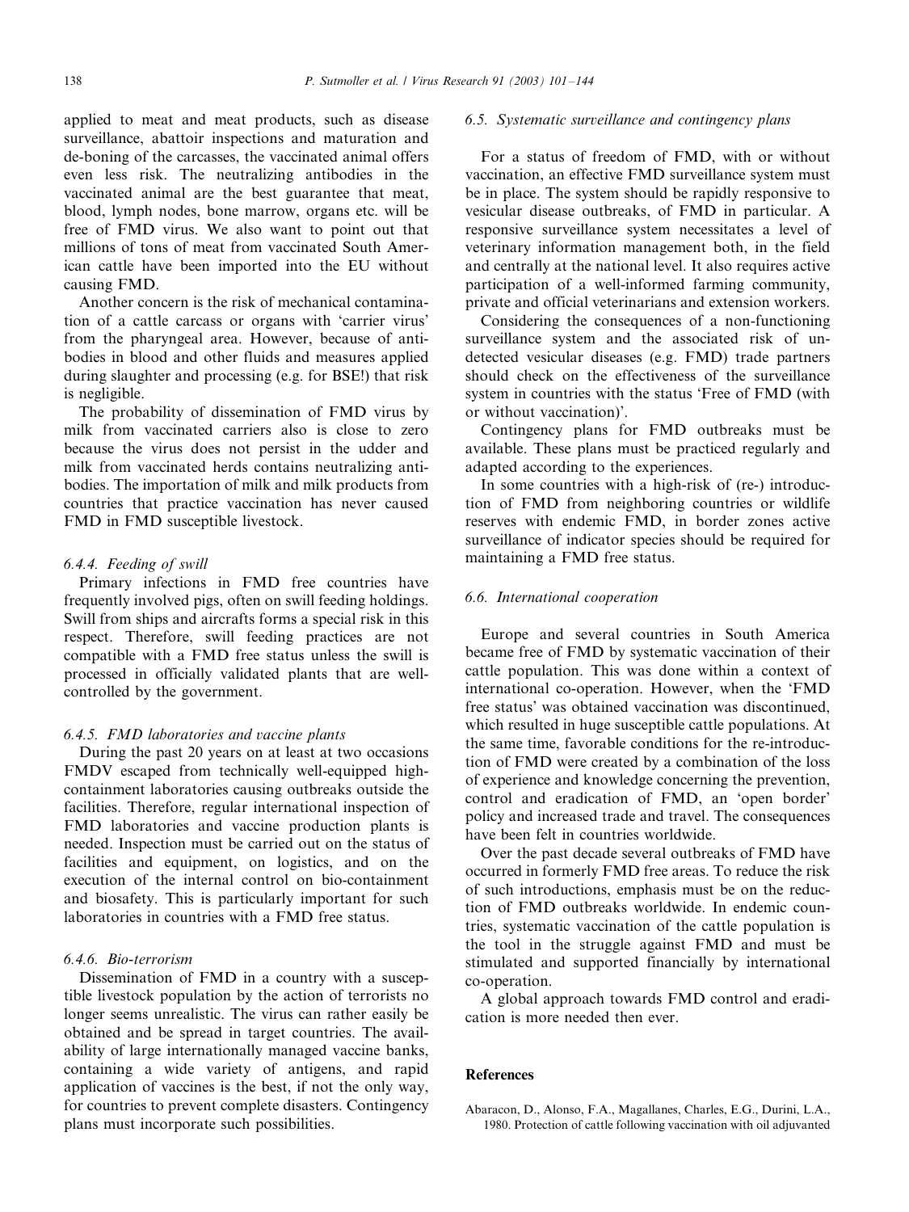applied to meat and meat products, such as disease surveillance, abattoir inspections and maturation and de-boning of the carcasses, the vaccinated animal offers even less risk. The neutralizing antibodies in the vaccinated animal are the best guarantee that meat, blood, lymph nodes, bone marrow, organs etc. will be free of FMD virus. We also want to point out that millions of tons of meat from vaccinated South American cattle have been imported into the EU without causing FMD.

Another concern is the risk of mechanical contamination of a cattle carcass or organs with 'carrier virus' from the pharyngeal area. However, because of antibodies in blood and other fluids and measures applied during slaughter and processing (e.g. for BSE!) that risk is negligible.

The probability of dissemination of FMD virus by milk from vaccinated carriers also is close to zero because the virus does not persist in the udder and milk from vaccinated herds contains neutralizing antibodies. The importation of milk and milk products from countries that practice vaccination has never caused FMD in FMD susceptible livestock.

#### *6.4.4. Feeding of swill*

Primary infections in FMD free countries have frequently involved pigs, often on swill feeding holdings. Swill from ships and aircrafts forms a special risk in this respect. Therefore, swill feeding practices are not compatible with a FMD free status unless the swill is processed in officially validated plants that are well-controlled by the government.

#### *6.4.5. FMD laboratories and vaccine plants*

During the past 20 years on at least at two occasions FMDV escaped from technically well-equipped high-containment laboratories causing outbreaks outside the facilities. Therefore, regular international inspection of FMD laboratories and vaccine production plants is needed. Inspection must be carried out on the status of facilities and equipment, on logistics, and on the execution of the internal control on bio-containment and biosafety. This is particularly important for such laboratories in countries with a FMD free status.

#### *6.4.6. Bio-terrorism*

Dissemination of FMD in a country with a susceptible livestock population by the action of terrorists no longer seems unrealistic. The virus can rather easily be obtained and be spread in target countries. The availability of large internationally managed vaccine banks, containing a wide variety of antigens, and rapid application of vaccines is the best, if not the only way, for countries to prevent complete disasters. Contingency plans must incorporate such possibilities.

### *6.5. Systematic surveillance and contingency plans*

For a status of freedom of FMD, with or without vaccination, an effective FMD surveillance system must be in place. The system should be rapidly responsive to vesicular disease outbreaks, of FMD in particular. A responsive surveillance system necessitates a level of veterinary information management both, in the field and centrally at the national level. It also requires active participation of a well-informed farming community, private and official veterinarians and extension workers.

Considering the consequences of a non-functioning surveillance system and the associated risk of undetected vesicular diseases (e.g. FMD) trade partners should check on the effectiveness of the surveillance system in countries with the status 'Free of FMD (with or without vaccination)'.

Contingency plans for FMD outbreaks must be available. These plans must be practiced regularly and adapted according to the experiences.

In some countries with a high-risk of (re-) introduction of FMD from neighboring countries or wildlife reserves with endemic FMD, in border zones active surveillance of indicator species should be required for maintaining a FMD free status.

### *6.6. International cooperation*

Europe and several countries in South America became free of FMD by systematic vaccination of their cattle population. This was done within a context of international co-operation. However, when the 'FMD free status' was obtained vaccination was discontinued, which resulted in huge susceptible cattle populations. At the same time, favorable conditions for the re-introduction of FMD were created by a combination of the loss of experience and knowledge concerning the prevention, control and eradication of FMD, an 'open border' policy and increased trade and travel. The consequences have been felt in countries worldwide.

Over the past decade several outbreaks of FMD have occurred in formerly FMD free areas. To reduce the risk of such introductions, emphasis must be on the reduction of FMD outbreaks worldwide. In endemic countries, systematic vaccination of the cattle population is the tool in the struggle against FMD and must be stimulated and supported financially by international co-operation.

A global approach towards FMD control and eradication is more needed then ever.

## References

Abaracon, D., Alonso, F.A., Magallanes, Charles, E.G., Durini, L.A., 1980. Protection of cattle following vaccination with oil adjuvanted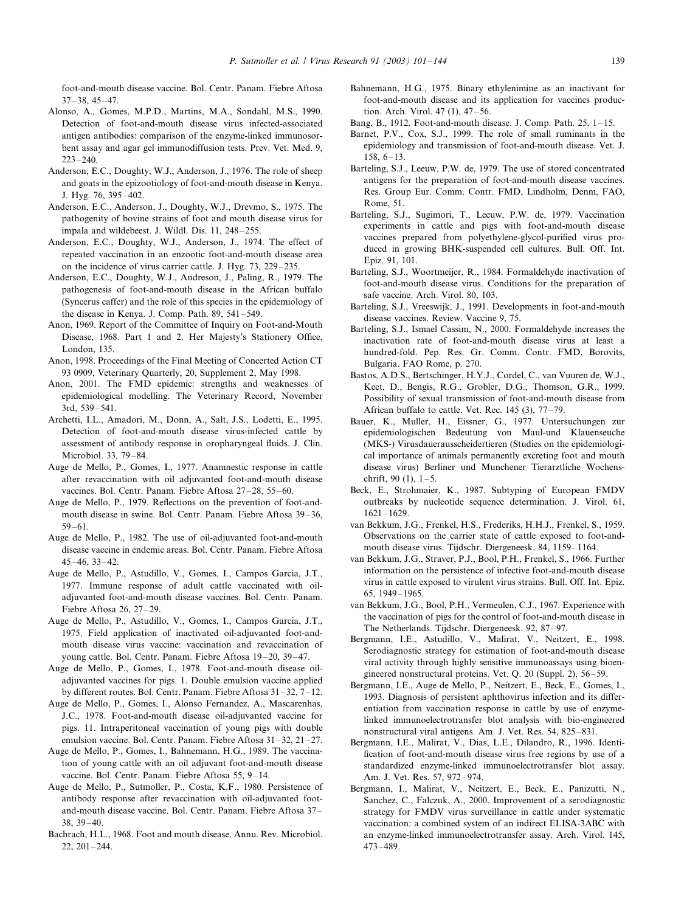foot-and-mouth disease vaccine. Bol. Centr. Panam. Fiebre Aftosa 37–38, 45–47.

Alonso, A., Gomes, M.P.D., Martins, M.A., Sondahl, M.S., 1990. Detection of foot-and-mouth disease virus infected-associated antigen antibodies: comparison of the enzyme-linked immunosorbent assay and agar gel immunodiffusion tests. Prev. Vet. Med. 9, 223–240.

Anderson, E.C., Doughty, W.J., Anderson, J., 1976. The role of sheep and goats in the epizootiology of foot-and-mouth disease in Kenya. J. Hyg. 76, 395–402.

Anderson, E.C., Anderson, J., Doughty, W.J., Drevmo, S., 1975. The pathogenity of bovine strains of foot and mouth disease virus for impala and wildebeest. J. Wildl. Dis. 11, 248–255.

Anderson, E.C., Doughty, W.J., Anderson, J., 1974. The effect of repeated vaccination in an enzootic foot-and-mouth disease area on the incidence of virus carrier cattle. J. Hyg. 73, 229–235.

Anderson, E.C., Doughty, W.J., Andreson, J., Paling, R., 1979. The pathogenesis of foot-and-mouth disease in the African buffalo (Syncerus caffer) and the role of this species in the epidemiology of the disease in Kenya. J. Comp. Path. 89, 541–549.

Anon, 1969. Report of the Committee of Inquiry on Foot-and-Mouth Disease, 1968. Part 1 and 2. Her Majesty's Stationery Office, London, 135.

Anon, 1998. Proceedings of the Final Meeting of Concerted Action CT 93 0909, Veterinary Quarterly, 20, Supplement 2, May 1998.

Anon, 2001. The FMD epidemic: strengths and weaknesses of epidemiological modelling. The Veterinary Record, November 3rd, 539–541.

Archetti, I.L., Amadori, M., Donn, A., Salt, J.S., Lodetti, E., 1995. Detection of foot-and-mouth disease virus-infected cattle by assessment of antibody response in oropharyngeal fluids. J. Clin. Microbiol. 33, 79–84.

Auge de Mello, P., Gomes, I., 1977. Anamnestic response in cattle after revaccination with oil adjuvanted foot-and-mouth disease vaccines. Bol. Centr. Panam. Fiebre Aftosa 27–28, 55–60.

Auge de Mello, P., 1979. Reflections on the prevention of foot-and-mouth disease in swine. Bol. Centr. Panam. Fiebre Aftosa 39–36, 59–61.

Auge de Mello, P., 1982. The use of oil-adjuvanted foot-and-mouth disease vaccine in endemic areas. Bol. Centr. Panam. Fiebre Aftosa 45–46, 33–42.

Auge de Mello, P., Astudillo, V., Gomes, I., Campos Garcia, J.T., 1977. Immune response of adult cattle vaccinated with oil-adjuvanted foot-and-mouth disease vaccines. Bol. Centr. Panam. Fiebre Aftosa 26, 27–29.

Auge de Mello, P., Astudillo, V., Gomes, I., Campos Garcia, J.T., 1975. Field application of inactivated oil-adjuvanted foot-and-mouth disease virus vaccine: vaccination and revaccination of young cattle. Bol. Centr. Panam. Fiebre Aftosa 19–20, 39–47.

Auge de Mello, P., Gomes, I., 1978. Foot-and-mouth disease oil-adjuvanted vaccines for pigs. 1. Double emulsion vaccine applied by different routes. Bol. Centr. Panam. Fiebre Aftosa 31–32, 7–12.

Auge de Mello, P., Gomes, I., Alonso Fernandez, A., Mascarenhas, J.C., 1978. Foot-and-mouth disease oil-adjuvanted vaccine for pigs. 11. Intraperitoneal vaccination of young pigs with double emulsion vaccine. Bol. Centr. Panam. Fiebre Aftosa 31–32, 21–27.

Auge de Mello, P., Gomes, I., Bahnemann, H.G., 1989. The vaccination of young cattle with an oil adjuvant foot-and-mouth disease vaccine. Bol. Centr. Panam. Fiebre Aftosa 55, 9–14.

Auge de Mello, P., Sutmoller, P., Costa, K.F., 1980. Persistence of antibody response after revaccination with oil-adjuvanted foot-and-mouth disease vaccine. Bol. Centr. Panam. Fiebre Aftosa 37–38, 39–40.

Bachrach, H.L., 1968. Foot and mouth disease. Annu. Rev. Microbiol. 22, 201–244.

Bahnemann, H.G., 1975. Binary ethylenimine as an inactivant for foot-and-mouth disease and its application for vaccines production. Arch. Virol. 47 (1), 47–56.

Bang, B., 1912. Foot-and-mouth disease. J. Comp. Path. 25, 1–15.

Barnet, P.V., Cox, S.J., 1999. The role of small ruminants in the epidemiology and transmission of foot-and-mouth disease. Vet. J. 158, 6–13.

Barteling, S.J., Leeuw, P.W. de, 1979. The use of stored concentrated antigens for the preparation of foot-and-mouth disease vaccines. Res. Group Eur. Comm. Contr. FMD, Lindholm, Denm, FAO, Rome, 51.

Barteling, S.J., Sugimori, T., Leeuw, P.W. de, 1979. Vaccination experiments in cattle and pigs with foot-and-mouth disease vaccines prepared from polyethylene-glycol-purified virus produced in growing BHK-suspended cell cultures. Bull. Off. Int. Epiz. 91, 101.

Barteling, S.J., Woortmeijer, R., 1984. Formaldehyde inactivation of foot-and-mouth disease virus. Conditions for the preparation of safe vaccine. Arch. Virol. 80, 103.

Barteling, S.J., Vreeswijk, J., 1991. Developments in foot-and-mouth disease vaccines. Review. Vaccine 9, 75.

Barteling, S.J., Ismael Cassim, N., 2000. Formaldehyde increases the inactivation rate of foot-and-mouth disease virus at least a hundred-fold. Pep. Res. Gr. Comm. Contr. FMD, Borovits, Bulgaria. FAO Rome, p. 270.

Bastos, A.D.S., Bertschinger, H.Y.J., Cordel, C., van Vuuren de, W.J., Keet, D., Bengis, R.G., Grobler, D.G., Thomson, G.R., 1999. Possibility of sexual transmission of foot-and-mouth disease from African buffalo to cattle. Vet. Rec. 145 (3), 77–79.

Bauer, K., Muller, H., Eissner, G., 1977. Untersuchungen zur epidemiologischen Bedeutung von Maul-und Klauenseuche (MKS-) Virusdauerausscheidertieren (Studies on the epidemiological importance of animals permanently excreting foot and mouth disease virus) Berliner und Munchener Tierarztliche Wochenschrift, 90 (1), 1–5.

Beck, E., Strohmaier, K., 1987. Subtyping of European FMDV outbreaks by nucleotide sequence determination. J. Virol. 61, 1621–1629.

van Bekkum, J.G., Frenkel, H.S., Frederiks, H.H.J., Frenkel, S., 1959. Observations on the carrier state of cattle exposed to foot-and-mouth disease virus. Tijdschr. Diergeneesk. 84, 1159–1164.

van Bekkum, J.G., Straver, P.J., Bool, P.H., Frenkel, S., 1966. Further information on the persistence of infective foot-and-mouth disease virus in cattle exposed to virulent virus strains. Bull. Off. Int. Epiz. 65, 1949–1965.

van Bekkum, J.G., Bool, P.H., Vermeulen, C.J., 1967. Experience with the vaccination of pigs for the control of foot-and-mouth disease in The Netherlands. Tijdschr. Diergeneesk. 92, 87–97.

Bergmann, I.E., Astudillo, V., Malirat, V., Neitzert, E., 1998. Serodiagnostic strategy for estimation of foot-and-mouth disease viral activity through highly sensitive immunoassays using bioengineered nonstructural proteins. Vet. Q. 20 (Suppl. 2), 56–59.

Bergmann, I.E., Auge de Mello, P., Neitzert, E., Beck, E., Gomes, I., 1993. Diagnosis of persistent aphthovirus infection and its differentiation from vaccination response in cattle by use of enzyme-linked immunoelectrotransfer blot analysis with bio-engineered nonstructural viral antigens. Am. J. Vet. Res. 54, 825–831.

Bergmann, I.E., Malirat, V., Dias, L.E., Dilandro, R., 1996. Identification of foot-and-mouth disease virus free regions by use of a standardized enzyme-linked immunoelectrotransfer blot assay. Am. J. Vet. Res. 57, 972–974.

Bergmann, I., Malirat, V., Neitzert, E., Beck, E., Panizutti, N., Sanchez, C., Falczuk, A., 2000. Improvement of a serodiagnostic strategy for FMDV virus surveillance in cattle under systematic vaccination: a combined system of an indirect ELISA-3ABC with an enzyme-linked immunoelectrotransfer assay. Arch. Virol. 145, 473–489.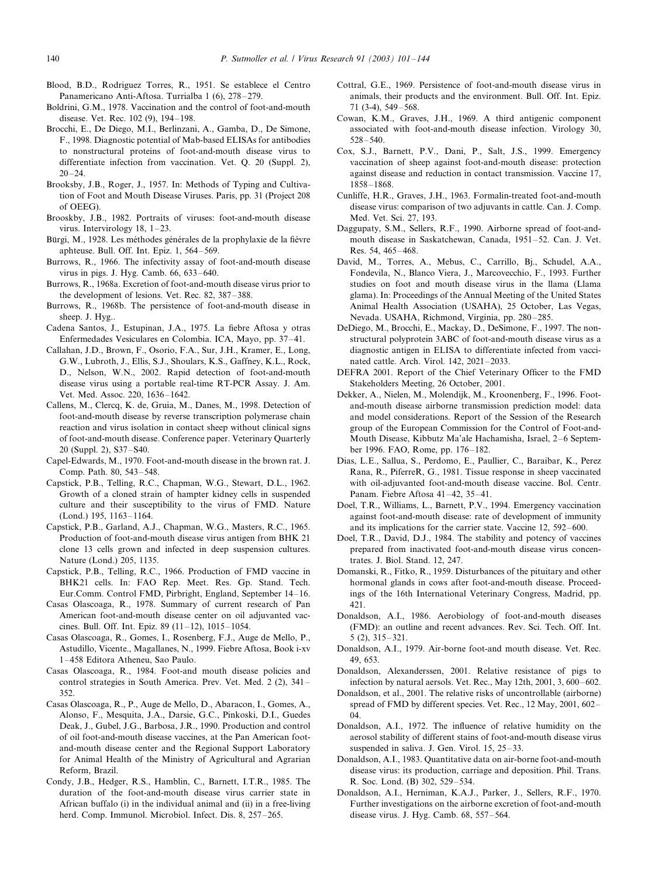Blood, B.D., Rodriguez Torres, R., 1951. Se establece el Centro Panamericano Anti-Aftosa. Turrialba 1 (6), 278–279.

Boldrini, G.M., 1978. Vaccination and the control of foot-and-mouth disease. Vet. Rec. 102 (9), 194–198.

Brocchi, E., De Diego, M.I., Berlinzani, A., Gamba, D., De Simone, F., 1998. Diagnostic potential of Mab-based ELISAs for antibodies to nonstructural proteins of foot-and-mouth disease virus to differentiate infection from vaccination. Vet. Q. 20 (Suppl. 2), 20–24.

Brooksby, J.B., Roger, J., 1957. In: Methods of Typing and Cultivation of Foot and Mouth Disease Viruses. Paris, pp. 31 (Project 208 of OEEG).

Brooskby, J.B., 1982. Portraits of viruses: foot-and-mouth disease virus. Intervirology 18, 1–23.

Bürgi, M., 1928. Les méthodes générales de la prophylaxie de la fiévre aphteuse. Bull. Off. Int. Epiz. 1, 564–569.

Burrows, R., 1966. The infectivity assay of foot-and-mouth disease virus in pigs. J. Hyg. Camb. 66, 633–640.

Burrows, R., 1968a. Excretion of foot-and-mouth disease virus prior to the development of lesions. Vet. Rec. 82, 387–388.

Burrows, R., 1968b. The persistence of foot-and-mouth disease in sheep. J. Hyg..

Cadena Santos, J., Estupinan, J.A., 1975. La fiebre Aftosa y otras Enfermedades Vesiculares en Colombia. ICA, Mayo, pp. 37–41.

Callahan, J.D., Brown, F., Osorio, F.A., Sur, J.H., Kramer, E., Long, G.W., Lubroth, J., Ellis, S.J., Shoulars, K.S., Gaffney, K.L., Rock, D., Nelson, W.N., 2002. Rapid detection of foot-and-mouth disease virus using a portable real-time RT-PCR Assay. J. Am. Vet. Med. Assoc. 220, 1636–1642.

Callens, M., Clercq, K. de, Gruia, M., Danes, M., 1998. Detection of foot-and-mouth disease by reverse transcription polymerase chain reaction and virus isolation in contact sheep without clinical signs of foot-and-mouth disease. Conference paper. Veterinary Quarterly 20 (Suppl. 2), S37–S40.

Capel-Edwards, M., 1970. Foot-and-mouth disease in the brown rat. J. Comp. Path. 80, 543–548.

Capstick, P.B., Telling, R.C., Chapman, W.G., Stewart, D.L., 1962. Growth of a cloned strain of hampter kidney cells in suspended culture and their susceptibility to the virus of FMD. Nature (Lond.) 195, 1163–1164.

Capstick, P.B., Garland, A.J., Chapman, W.G., Masters, R.C., 1965. Production of foot-and-mouth disease virus antigen from BHK 21 clone 13 cells grown and infected in deep suspension cultures. Nature (Lond.) 205, 1135.

Capstick, P.B., Telling, R.C., 1966. Production of FMD vaccine in BHK21 cells. In: FAO Rep. Meet. Res. Gp. Stand. Tech. Eur.Comm. Control FMD, Pirbright, England, September 14–16.

Casas Olascoaga, R., 1978. Summary of current research of Pan American foot-and-mouth disease center on oil adjuvanted vaccines. Bull. Off. Int. Epiz. 89 (11–12), 1015–1054.

Casas Olascoaga, R., Gomes, I., Rosenberg, F.J., Auge de Mello, P., Astudillo, Vicente., Magallanes, N., 1999. Fiebre Aftosa, Book i-xv 1–458 Editora Atheneu, Sao Paulo.

Casas Olascoaga, R., 1984. Foot-and mouth disease policies and control strategies in South America. Prev. Vet. Med. 2 (2), 341–352.

Casas Olascoaga, R., P., Auge de Mello, D., Abaracon, I., Gomes, A., Alonso, F., Mesquita, J.A., Darsie, G.C., Pinkoski, D.I., Guedes Deak, J., Gubel, J.G., Barbosa, J.R., 1990. Production and control of oil foot-and-mouth disease vaccines, at the Pan American foot-and-mouth disease center and the Regional Support Laboratory for Animal Health of the Ministry of Agricultural and Agrarian Reform, Brazil.

Condy, J.B., Hedger, R.S., Hamblin, C., Barnett, I.T.R., 1985. The duration of the foot-and-mouth disease virus carrier state in African buffalo (i) in the individual animal and (ii) in a free-living herd. Comp. Immunol. Microbiol. Infect. Dis. 8, 257–265.

Cottral, G.E., 1969. Persistence of foot-and-mouth disease virus in animals, their products and the environment. Bull. Off. Int. Epiz. 71 (3-4), 549–568.

Cowan, K.M., Graves, J.H., 1969. A third antigenic component associated with foot-and-mouth disease infection. Virology 30, 528–540.

Cox, S.J., Barnett, P.V., Dani, P., Salt, J.S., 1999. Emergency vaccination of sheep against foot-and-mouth disease: protection against disease and reduction in contact transmission. Vaccine 17, 1858–1868.

Cunliffe, H.R., Graves, J.H., 1963. Formalin-treated foot-and-mouth disease virus: comparison of two adjuvants in cattle. Can. J. Comp. Med. Vet. Sci. 27, 193.

Daggupaty, S.M., Sellers, R.F., 1990. Airborne spread of foot-and-mouth disease in Saskatchewan, Canada, 1951–52. Can. J. Vet. Res. 54, 465–468.

David, M., Torres, A., Mebus, C., Carrillo, Bj., Schudel, A.A., Fondevila, N., Blanco Viera, J., Marcovecchio, F., 1993. Further studies on foot and mouth disease virus in the llama (Llama glama). In: Proceedings of the Annual Meeting of the United States Animal Health Association (USAHA), 25 October, Las Vegas, Nevada. USAHA, Richmond, Virginia, pp. 280–285.

DeDiego, M., Brocchi, E., Mackay, D., DeSimone, F., 1997. The non-structural polyprotein 3ABC of foot-and-mouth disease virus as a diagnostic antigen in ELISA to differentiate infected from vaccinated cattle. Arch. Virol. 142, 2021–2033.

DEFRA 2001. Report of the Chief Veterinary Officer to the FMD Stakeholders Meeting, 26 October, 2001.

Dekker, A., Nielen, M., Molendijk, M., Kroonenberg, F., 1996. Foot-and-mouth disease airborne transmission prediction model: data and model considerations. Report of the Session of the Research group of the European Commission for the Control of Foot-and-Mouth Disease, Kibbutz Ma'ale Hachamisha, Israel, 2–6 September 1996. FAO, Rome, pp. 176–182.

Dias, L.E., Sallua, S., Perdomo, E., Paullier, C., Baraibar, K., Perez Rana, R., PiferreR, G., 1981. Tissue response in sheep vaccinated with oil-adjuvanted foot-and-mouth disease vaccine. Bol. Centr. Panam. Fiebre Aftosa 41–42, 35–41.

Doel, T.R., Williams, L., Barnett, P.V., 1994. Emergency vaccination against foot-and-mouth disease: rate of development of immunity and its implications for the carrier state. Vaccine 12, 592–600.

Doel, T.R., David, D.J., 1984. The stability and potency of vaccines prepared from inactivated foot-and-mouth disease virus concentrates. J. Biol. Stand. 12, 247.

Domanski, R., Fitko, R., 1959. Disturbances of the pituitary and other hormonal glands in cows after foot-and-mouth disease. Proceedings of the 16th International Veterinary Congress, Madrid, pp. 421.

Donaldson, A.I., 1986. Aerobiology of foot-and-mouth diseases (FMD): an outline and recent advances. Rev. Sci. Tech. Off. Int. 5 (2), 315–321.

Donaldson, A.I., 1979. Air-borne foot-and mouth disease. Vet. Rec. 49, 653.

Donaldson, Alexanderssen, 2001. Relative resistance of pigs to infection by natural aersols. Vet. Rec., May 12th, 2001, 3, 600–602.

Donaldson, et al., 2001. The relative risks of uncontrollable (airborne) spread of FMD by different species. Vet. Rec., 12 May, 2001, 602–04.

Donaldson, A.I., 1972. The influence of relative humidity on the aerosol stability of different stains of foot-and-mouth disease virus suspended in saliva. J. Gen. Virol. 15, 25–33.

Donaldson, A.I., 1983. Quantitative data on air-borne foot-and-mouth disease virus: its production, carriage and deposition. Phil. Trans. R. Soc. Lond. (B) 302, 529–534.

Donaldson, A.I., Herniman, K.A.J., Parker, J., Sellers, R.F., 1970. Further investigations on the airborne excretion of foot-and-mouth disease virus. J. Hyg. Camb. 68, 557–564.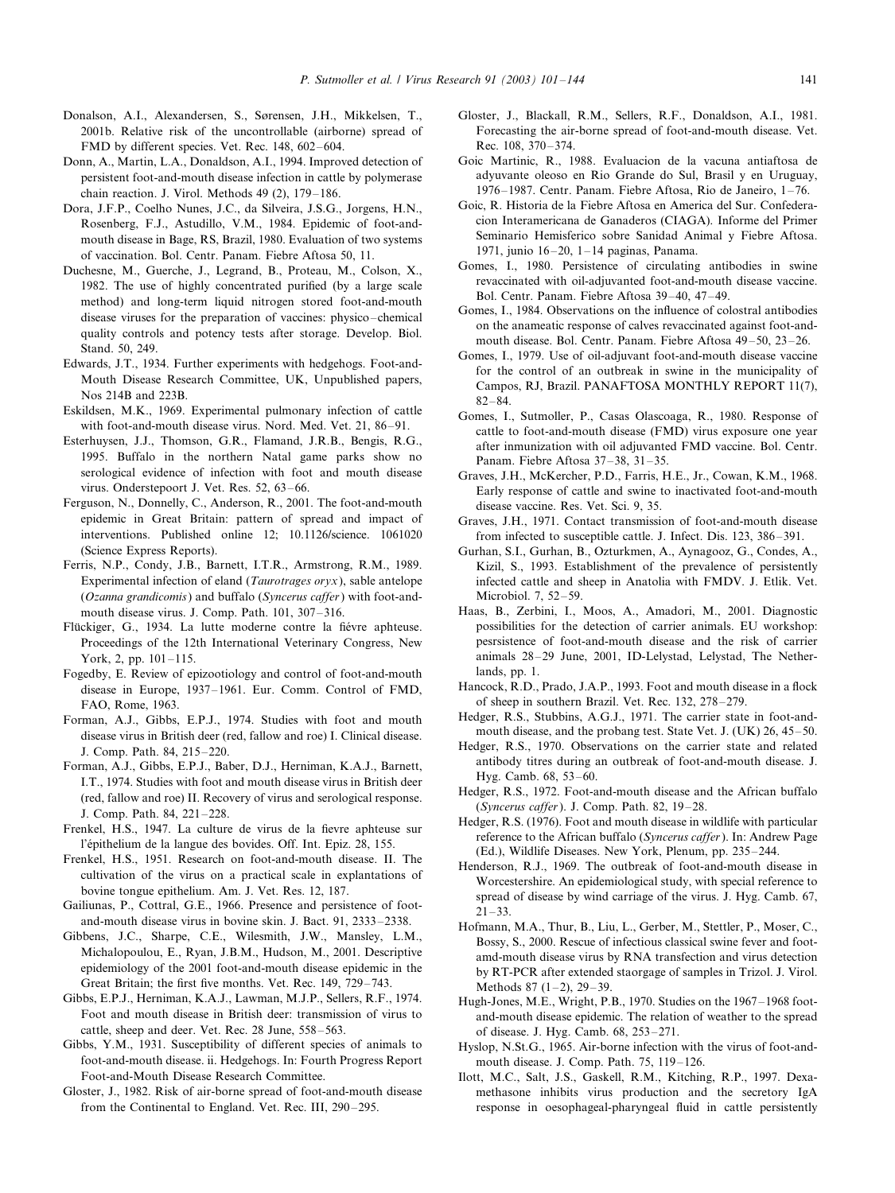Donalson, A.I., Alexandersen, S., Sørensen, J.H., Mikkelsen, T., 2001b. Relative risk of the uncontrollable (airborne) spread of FMD by different species. Vet. Rec. 148, 602–604.

Donn, A., Martin, L.A., Donaldson, A.I., 1994. Improved detection of persistent foot-and-mouth disease infection in cattle by polymerase chain reaction. J. Virol. Methods 49 (2), 179–186.

Dora, J.F.P., Coelho Nunes, J.C., da Silveira, J.S.G., Jorgens, H.N., Rosenberg, F.J., Astudillo, V.M., 1984. Epidemic of foot-and-mouth disease in Bage, RS, Brazil, 1980. Evaluation of two systems of vaccination. Bol. Centr. Panam. Fiebre Aftosa 50, 11.

Duchesne, M., Guerche, J., Legrand, B., Proteau, M., Colson, X., 1982. The use of highly concentrated purified (by a large scale method) and long-term liquid nitrogen stored foot-and-mouth disease viruses for the preparation of vaccines: physico–chemical quality controls and potency tests after storage. Develop. Biol. Stand. 50, 249.

Edwards, J.T., 1934. Further experiments with hedgehogs. Foot-and-Mouth Disease Research Committee, UK, Unpublished papers, Nos 214B and 223B.

Eskildsen, M.K., 1969. Experimental pulmonary infection of cattle with foot-and-mouth disease virus. Nord. Med. Vet. 21, 86–91.

Esterhuysen, J.J., Thomson, G.R., Flamand, J.R.B., Bengis, R.G., 1995. Buffalo in the northern Natal game parks show no serological evidence of infection with foot and mouth disease virus. Onderstepoort J. Vet. Res. 52, 63–66.

Ferguson, N., Donnelly, C., Anderson, R., 2001. The foot-and-mouth epidemic in Great Britain: pattern of spread and impact of interventions. Published online 12; 10.1126/science. 1061020 (Science Express Reports).

Ferris, N.P., Condy, J.B., Barnett, I.T.R., Armstrong, R.M., 1989. Experimental infection of eland (*Taurotrages oryx*), sable antelope (*Ozanna grandicomis*) and buffalo (*Syncerus caffer*) with foot-and-mouth disease virus. J. Comp. Path. 101, 307–316.

Flückiger, G., 1934. La lutte moderne contre la fiévre aphteuse. Proceedings of the 12th International Veterinary Congress, New York, 2, pp. 101–115.

Fogedby, E. Review of epizootiology and control of foot-and-mouth disease in Europe, 1937–1961. Eur. Comm. Control of FMD, FAO, Rome, 1963.

Forman, A.J., Gibbs, E.P.J., 1974. Studies with foot and mouth disease virus in British deer (red, fallow and roe) I. Clinical disease. J. Comp. Path. 84, 215–220.

Forman, A.J., Gibbs, E.P.J., Baber, D.J., Herniman, K.A.J., Barnett, I.T., 1974. Studies with foot and mouth disease virus in British deer (red, fallow and roe) II. Recovery of virus and serological response. J. Comp. Path. 84, 221–228.

Frenkel, H.S., 1947. La culture de virus de la fievre aphteuse sur l'épithelium de la langue des bovides. Off. Int. Epiz. 28, 155.

Frenkel, H.S., 1951. Research on foot-and-mouth disease. II. The cultivation of the virus on a practical scale in explantations of bovine tongue epithelium. Am. J. Vet. Res. 12, 187.

Gailiunas, P., Cottral, G.E., 1966. Presence and persistence of foot-and-mouth disease virus in bovine skin. J. Bact. 91, 2333–2338.

Gibbens, J.C., Sharpe, C.E., Wilesmith, J.W., Mansley, L.M., Michalopoulou, E., Ryan, J.B.M., Hudson, M., 2001. Descriptive epidemiology of the 2001 foot-and-mouth disease epidemic in the Great Britain; the first five months. Vet. Rec. 149, 729–743.

Gibbs, E.P.J., Herniman, K.A.J., Lawman, M.J.P., Sellers, R.F., 1974. Foot and mouth disease in British deer: transmission of virus to cattle, sheep and deer. Vet. Rec. 28 June, 558–563.

Gibbs, Y.M., 1931. Susceptibility of different species of animals to foot-and-mouth disease. ii. Hedgehogs. In: Fourth Progress Report Foot-and-Mouth Disease Research Committee.

Gloster, J., 1982. Risk of air-borne spread of foot-and-mouth disease from the Continental to England. Vet. Rec. III, 290–295.

Gloster, J., Blackall, R.M., Sellers, R.F., Donaldson, A.I., 1981. Forecasting the air-borne spread of foot-and-mouth disease. Vet. Rec. 108, 370–374.

Goic Martinic, R., 1988. Evaluacion de la vacuna antiaftosa de adyuvante oleoso en Rio Grande do Sul, Brasil y en Uruguay, 1976–1987. Centr. Panam. Fiebre Aftosa, Rio de Janeiro, 1–76.

Goic, R. Historia de la Fiebre Aftosa en America del Sur. Confederacion Interamericana de Ganaderos (CIAGA). Informe del Primer Seminario Hemisferico sobre Sanidad Animal y Fiebre Aftosa. 1971, junio 16–20, 1–14 paginas, Panama.

Gomes, I., 1980. Persistence of circulating antibodies in swine revaccinated with oil-adjuvanted foot-and-mouth disease vaccine. Bol. Centr. Panam. Fiebre Aftosa 39–40, 47–49.

Gomes, I., 1984. Observations on the influence of colostral antibodies on the anameatic response of calves revaccinated against foot-and-mouth disease. Bol. Centr. Panam. Fiebre Aftosa 49–50, 23–26.

Gomes, I., 1979. Use of oil-adjuvant foot-and-mouth disease vaccine for the control of an outbreak in swine in the municipality of Campos, RJ, Brazil. PANAFTOSA MONTHLY REPORT 11(7), 82–84.

Gomes, I., Sutmoller, P., Casas Olascoaga, R., 1980. Response of cattle to foot-and-mouth disease (FMD) virus exposure one year after inmunization with oil adjuvanted FMD vaccine. Bol. Centr. Panam. Fiebre Aftosa 37–38, 31–35.

Graves, J.H., McKercher, P.D., Farris, H.E., Jr., Cowan, K.M., 1968. Early response of cattle and swine to inactivated foot-and-mouth disease vaccine. Res. Vet. Sci. 9, 35.

Graves, J.H., 1971. Contact transmission of foot-and-mouth disease from infected to susceptible cattle. J. Infect. Dis. 123, 386–391.

Gurhan, S.I., Gurhan, B., Ozturkmen, A., Aynagooz, G., Condes, A., Kizil, S., 1993. Establishment of the prevalence of persistently infected cattle and sheep in Anatolia with FMDV. J. Etlik. Vet. Microbiol. 7, 52–59.

Haas, B., Zerbini, I., Moos, A., Amadori, M., 2001. Diagnostic possibilities for the detection of carrier animals. EU workshop: pesrsistence of foot-and-mouth disease and the risk of carrier animals 28–29 June, 2001, ID-Lelystad, Lelystad, The Netherlands, pp. 1.

Hancock, R.D., Prado, J.A.P., 1993. Foot and mouth disease in a flock of sheep in southern Brazil. Vet. Rec. 132, 278–279.

Hedger, R.S., Stubbins, A.G.J., 1971. The carrier state in foot-and-mouth disease, and the probang test. State Vet. J. (UK) 26, 45–50.

Hedger, R.S., 1970. Observations on the carrier state and related antibody titres during an outbreak of foot-and-mouth disease. J. Hyg. Camb. 68, 53–60.

Hedger, R.S., 1972. Foot-and-mouth disease and the African buffalo (*Syncerus caffer*). J. Comp. Path. 82, 19–28.

Hedger, R.S (1976). Foot and mouth disease in wildlife with particular reference to the African buffalo (*Syncerus caffer*). In: Andrew Page (Ed.), Wildlife Diseases. New York, Plenum, pp. 235–244.

Henderson, R.J., 1969. The outbreak of foot-and-mouth disease in Worcestershire. An epidemiological study, with special reference to spread of disease by wind carriage of the virus. J. Hyg. Camb. 67, 21–33.

Hofmann, M.A., Thur, B., Liu, L., Gerber, M., Stettler, P., Moser, C., Bossy, S., 2000. Rescue of infectious classical swine fever and foot-amd-mouth disease virus by RNA transfection and virus detection by RT-PCR after extended staorgage of samples in Trizol. J. Virol. Methods 87 (1–2), 29–39.

Hugh-Jones, M.E., Wright, P.B., 1970. Studies on the 1967–1968 foot-and-mouth disease epidemic. The relation of weather to the spread of disease. J. Hyg. Camb. 68, 253–271.

Hyslop, N.St.G., 1965. Air-borne infection with the virus of foot-and-mouth disease. J. Comp. Path. 75, 119–126.

Ilott, M.C., Salt, J.S., Gaskell, R.M., Kitching, R.P., 1997. Dexamethasone inhibits virus production and the secretory IgA response in oesophageal-pharyngeal fluid in cattle persistently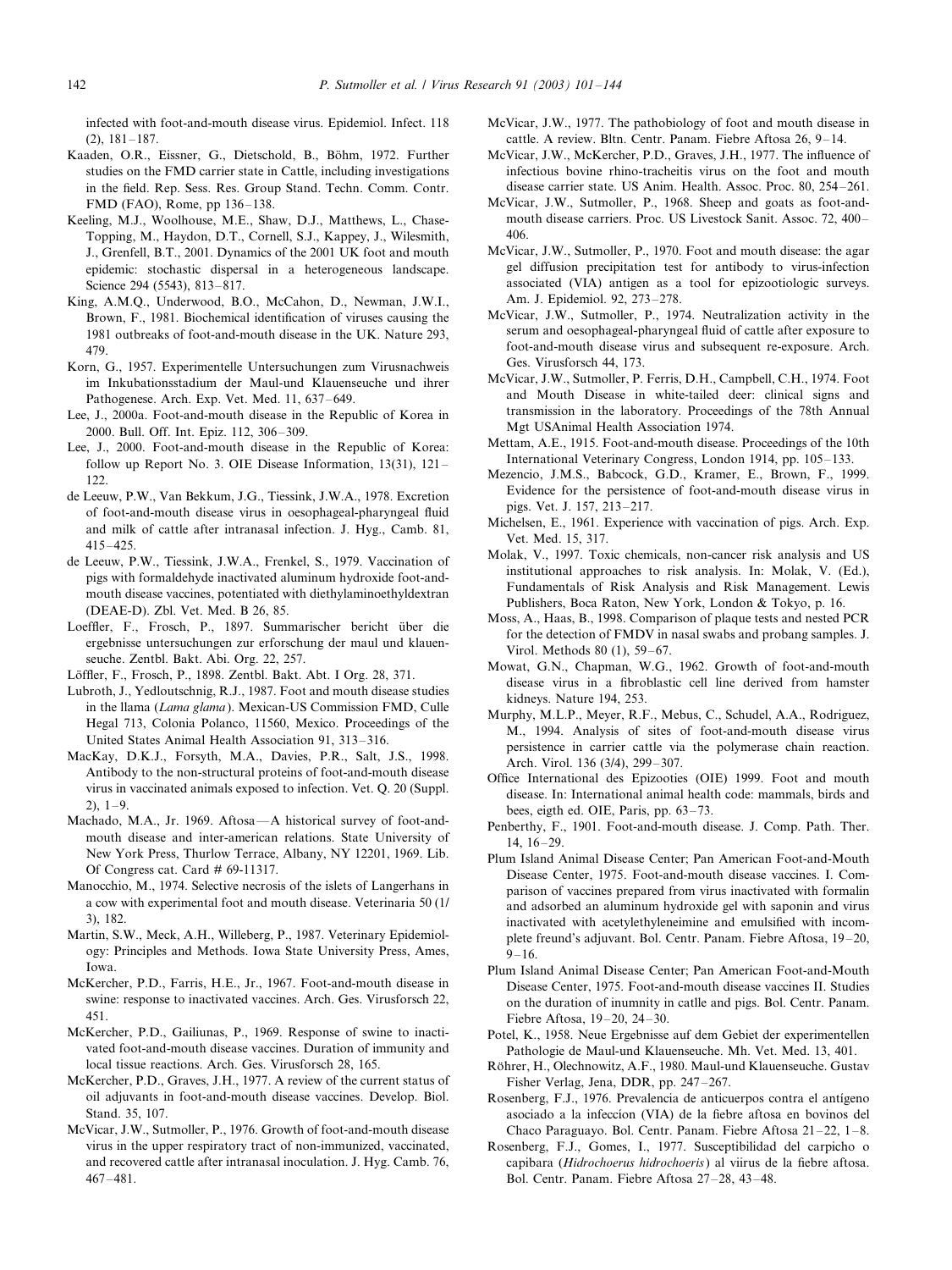infected with foot-and-mouth disease virus. Epidemiol. Infect. 118 (2), 181–187.

Kaaden, O.R., Eissner, G., Dietschold, B., Böhm, 1972. Further studies on the FMD carrier state in Cattle, including investigations in the field. Rep. Sess. Res. Group Stand. Techn. Comm. Contr. FMD (FAO), Rome, pp 136–138.

Keeling, M.J., Woolhouse, M.E., Shaw, D.J., Matthews, L., Chase-Topping, M., Haydon, D.T., Cornell, S.J., Kappey, J., Wilesmith, J., Grenfell, B.T., 2001. Dynamics of the 2001 UK foot and mouth epidemic: stochastic dispersal in a heterogeneous landscape. Science 294 (5543), 813–817.

King, A.M.Q., Underwood, B.O., McCahon, D., Newman, J.W.I., Brown, F., 1981. Biochemical identification of viruses causing the 1981 outbreaks of foot-and-mouth disease in the UK. Nature 293, 479.

Korn, G., 1957. Experimentelle Untersuchungen zum Virusnachweis im Inkubationsstadium der Maul-und Klauenseuche und ihrer Pathogenese. Arch. Exp. Vet. Med. 11, 637–649.

Lee, J., 2000a. Foot-and-mouth disease in the Republic of Korea in 2000. Bull. Off. Int. Epiz. 112, 306–309.

Lee, J., 2000. Foot-and-mouth disease in the Republic of Korea: follow up Report No. 3. OIE Disease Information, 13(31), 121–122.

de Leeuw, P.W., Van Bekkum, J.G., Tiessink, J.W.A., 1978. Excretion of foot-and-mouth disease virus in oesophageal-pharyngeal fluid and milk of cattle after intranasal infection. J. Hyg., Camb. 81, 415–425.

de Leeuw, P.W., Tiessink, J.W.A., Frenkel, S., 1979. Vaccination of pigs with formaldehyde inactivated aluminum hydroxide foot-and-mouth disease vaccines, potentiated with diethylaminoethyldextran (DEAE-D). Zbl. Vet. Med. B 26, 85.

Loeffler, F., Frosch, P., 1897. Summarischer bericht über die ergebnisse untersuchungen zur erforschung der maul und klauenseuche. Zentbl. Bakt. Abi. Org. 22, 257.

Löffler, F., Frosch, P., 1898. Zentbl. Bakt. Abt. I Org. 28, 371.

Lubroth, J., Yedloutschnig, R.J., 1987. Foot and mouth disease studies in the llama (*Lama glama*). Mexican-US Commission FMD, Culle Hegal 713, Colonia Polanco, 11560, Mexico. Proceedings of the United States Animal Health Association 91, 313–316.

MacKay, D.K.J., Forsyth, M.A., Davies, P.R., Salt, J.S., 1998. Antibody to the non-structural proteins of foot-and-mouth disease virus in vaccinated animals exposed to infection. Vet. Q. 20 (Suppl. 2), 1–9.

Machado, M.A., Jr. 1969. Aftosa—A historical survey of foot-and-mouth disease and inter-american relations. State University of New York Press, Thurlow Terrace, Albany, NY 12201, 1969. Lib. Of Congress cat. Card # 69-11317.

Manocchio, M., 1974. Selective necrosis of the islets of Langerhans in a cow with experimental foot and mouth disease. Veterinaria 50 (1/3), 182.

Martin, S.W., Meck, A.H., Willeberg, P., 1987. Veterinary Epidemiology: Principles and Methods. Iowa State University Press, Ames, Iowa.

McKercher, P.D., Farris, H.E., Jr., 1967. Foot-and-mouth disease in swine: response to inactivated vaccines. Arch. Ges. Virusforsch 22, 451.

McKercher, P.D., Gailiunas, P., 1969. Response of swine to inactivated foot-and-mouth disease vaccines. Duration of immunity and local tissue reactions. Arch. Ges. Virusforsch 28, 165.

McKercher, P.D., Graves, J.H., 1977. A review of the current status of oil adjuvants in foot-and-mouth disease vaccines. Develop. Biol. Stand. 35, 107.

McVicar, J.W., Sutmoller, P., 1976. Growth of foot-and-mouth disease virus in the upper respiratory tract of non-immunized, vaccinated, and recovered cattle after intranasal inoculation. J. Hyg. Camb. 76, 467–481.

McVicar, J.W., 1977. The pathobiology of foot and mouth disease in cattle. A review. Bltn. Centr. Panam. Fiebre Aftosa 26, 9–14.

McVicar, J.W., McKercher, P.D., Graves, J.H., 1977. The influence of infectious bovine rhino-tracheitis virus on the foot and mouth disease carrier state. US Anim. Health. Assoc. Proc. 80, 254–261.

McVicar, J.W., Sutmoller, P., 1968. Sheep and goats as foot-and-mouth disease carriers. Proc. US Livestock Sanit. Assoc. 72, 400–406.

McVicar, J.W., Sutmoller, P., 1970. Foot and mouth disease: the agar gel diffusion precipitation test for antibody to virus-infection associated (VIA) antigen as a tool for epizootiologic surveys. Am. J. Epidemiol. 92, 273–278.

McVicar, J.W., Sutmoller, P., 1974. Neutralization activity in the serum and oesophageal-pharyngeal fluid of cattle after exposure to foot-and-mouth disease virus and subsequent re-exposure. Arch. Ges. Virusforsch 44, 173.

McVicar, J.W., Sutmoller, P. Ferris, D.H., Campbell, C.H., 1974. Foot and Mouth Disease in white-tailed deer: clinical signs and transmission in the laboratory. Proceedings of the 78th Annual Mgt USAnimal Health Association 1974.

Mettam, A.E., 1915. Foot-and-mouth disease. Proceedings of the 10th International Veterinary Congress, London 1914, pp. 105–133.

Mezencio, J.M.S., Babcock, G.D., Kramer, E., Brown, F., 1999. Evidence for the persistence of foot-and-mouth disease virus in pigs. Vet. J. 157, 213–217.

Michelsen, E., 1961. Experience with vaccination of pigs. Arch. Exp. Vet. Med. 15, 317.

Molak, V., 1997. Toxic chemicals, non-cancer risk analysis and US institutional approaches to risk analysis. In: Molak, V. (Ed.), Fundamentals of Risk Analysis and Risk Management. Lewis Publishers, Boca Raton, New York, London & Tokyo, p. 16.

Moss, A., Haas, B., 1998. Comparison of plaque tests and nested PCR for the detection of FMDV in nasal swabs and probang samples. J. Virol. Methods 80 (1), 59–67.

Mowat, G.N., Chapman, W.G., 1962. Growth of foot-and-mouth disease virus in a fibroblastic cell line derived from hamster kidneys. Nature 194, 253.

Murphy, M.L.P., Meyer, R.F., Mebus, C., Schudel, A.A., Rodriguez, M., 1994. Analysis of sites of foot-and-mouth disease virus persistence in carrier cattle via the polymerase chain reaction. Arch. Virol. 136 (3/4), 299–307.

Office International des Epizooties (OIE) 1999. Foot and mouth disease. In: International animal health code: mammals, birds and bees, eigth ed. OIE, Paris, pp. 63–73.

Penberthy, F., 1901. Foot-and-mouth disease. J. Comp. Path. Ther. 14, 16–29.

Plum Island Animal Disease Center; Pan American Foot-and-Mouth Disease Center, 1975. Foot-and-mouth disease vaccines. I. Comparison of vaccines prepared from virus inactivated with formalin and adsorbed an aluminum hydroxide gel with saponin and virus inactivated with acetylethyleneimine and emulsified with incomplete freund's adjuvant. Bol. Centr. Panam. Fiebre Aftosa, 19–20, 9–16.

Plum Island Animal Disease Center; Pan American Foot-and-Mouth Disease Center, 1975. Foot-and-mouth disease vaccines II. Studies on the duration of inumnity in catlle and pigs. Bol. Centr. Panam. Fiebre Aftosa, 19–20, 24–30.

Potel, K., 1958. Neue Ergebnisse auf dem Gebiet der experimentellen Pathologie de Maul-und Klauenseuche. Mh. Vet. Med. 13, 401.

Röhrer, H., Olechnowitz, A.F., 1980. Maul-und Klauenseuche. Gustav Fisher Verlag, Jena, DDR, pp. 247–267.

Rosenberg, F.J., 1976. Prevalencia de anticuerpos contra el antígeno asociado a la infeccíon (VIA) de la fiebre aftosa en bovinos del Chaco Paraguayo. Bol. Centr. Panam. Fiebre Aftosa 21–22, 1–8.

Rosenberg, F.J., Gomes, I., 1977. Susceptibilidad del carpicho o capibara (*Hidrochoerus hidrochoeris*) al viirus de la fiebre aftosa. Bol. Centr. Panam. Fiebre Aftosa 27–28, 43–48.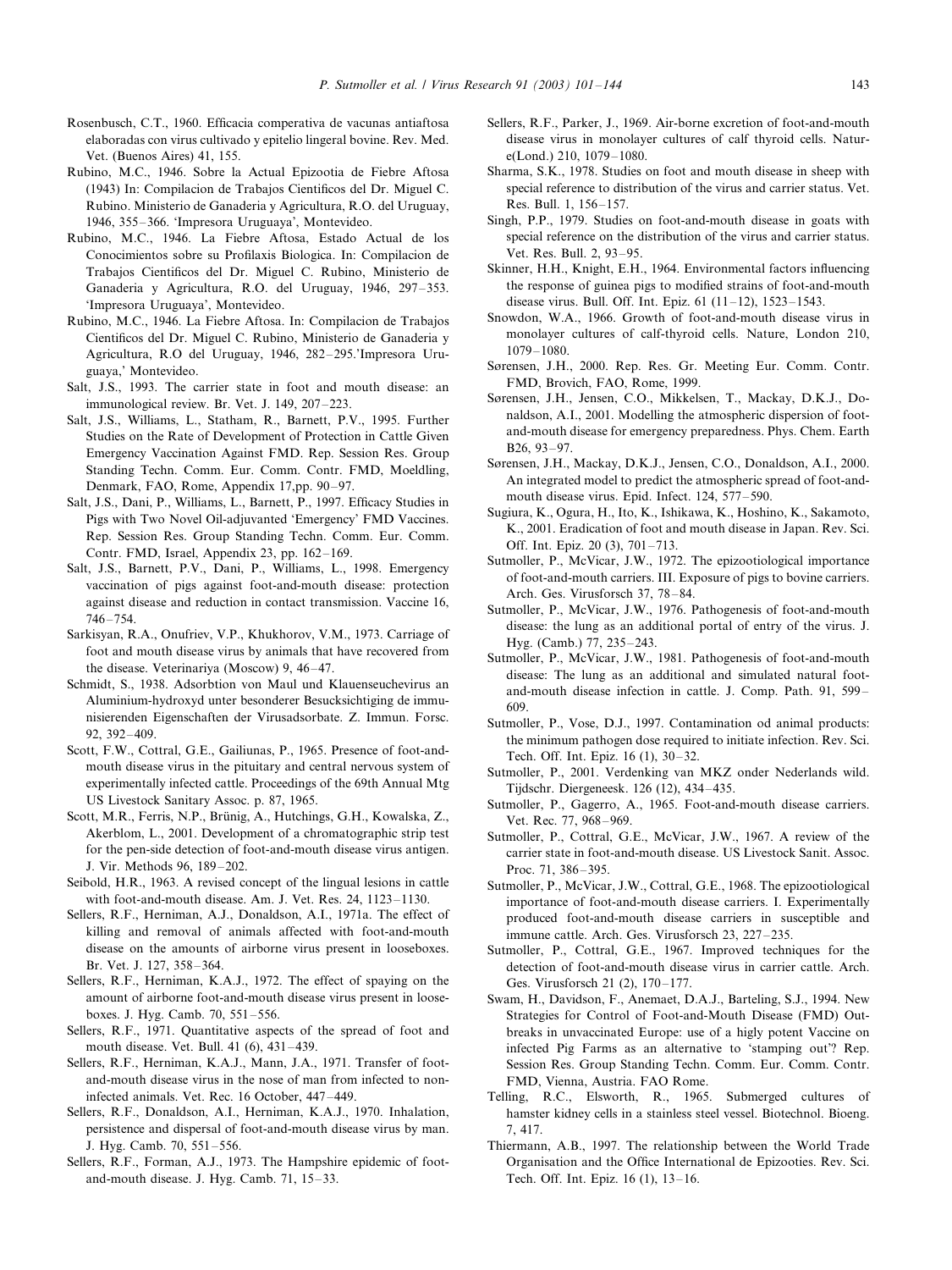Rosenbusch, C.T., 1960. Efficacia comperativa de vacunas antiaftosa elaboradas con virus cultivado y epitelio lingeral bovine. Rev. Med. Vet. (Buenos Aires) 41, 155.

Rubino, M.C., 1946. Sobre la Actual Epizootia de Fiebre Aftosa (1943) In: Compilacion de Trabajos Cientificos del Dr. Miguel C. Rubino. Ministerio de Ganaderia y Agricultura, R.O. del Uruguay, 1946, 355–366. 'Impresora Uruguaya', Montevideo.

Rubino, M.C., 1946. La Fiebre Aftosa, Estado Actual de los Conocimientos sobre su Profilaxis Biologica. In: Compilacion de Trabajos Cientificos del Dr. Miguel C. Rubino, Ministerio de Ganaderia y Agricultura, R.O. del Uruguay, 1946, 297–353. 'Impresora Uruguaya', Montevideo.

Rubino, M.C., 1946. La Fiebre Aftosa. In: Compilacion de Trabajos Cientificos del Dr. Miguel C. Rubino, Ministerio de Ganaderia y Agricultura, R.O del Uruguay, 1946, 282–295.'Impresora Uruguaya,' Montevideo.

Salt, J.S., 1993. The carrier state in foot and mouth disease: an immunological review. Br. Vet. J. 149, 207–223.

Salt, J.S., Williams, L., Statham, R., Barnett, P.V., 1995. Further Studies on the Rate of Development of Protection in Cattle Given Emergency Vaccination Against FMD. Rep. Session Res. Group Standing Techn. Comm. Eur. Comm. Contr. FMD, Moeldling, Denmark, FAO, Rome, Appendix 17,pp. 90–97.

Salt, J.S., Dani, P., Williams, L., Barnett, P., 1997. Efficacy Studies in Pigs with Two Novel Oil-adjuvanted 'Emergency' FMD Vaccines. Rep. Session Res. Group Standing Techn. Comm. Eur. Comm. Contr. FMD, Israel, Appendix 23, pp. 162–169.

Salt, J.S., Barnett, P.V., Dani, P., Williams, L., 1998. Emergency vaccination of pigs against foot-and-mouth disease: protection against disease and reduction in contact transmission. Vaccine 16, 746–754.

Sarkisyan, R.A., Onufriev, V.P., Khukhorov, V.M., 1973. Carriage of foot and mouth disease virus by animals that have recovered from the disease. Veterinariya (Moscow) 9, 46–47.

Schmidt, S., 1938. Adsorbtion von Maul und Klauenseuchevirus an Aluminium-hydroxyd unter besonderer Besucksichtiging de immunisierenden Eigenschaften der Virusadsorbate. Z. Immun. Forsc. 92, 392–409.

Scott, F.W., Cottral, G.E., Gailiunas, P., 1965. Presence of foot-and-mouth disease virus in the pituitary and central nervous system of experimentally infected cattle. Proceedings of the 69th Annual Mtg US Livestock Sanitary Assoc. p. 87, 1965.

Scott, M.R., Ferris, N.P., Brünig, A., Hutchings, G.H., Kowalska, Z., Akerblom, L., 2001. Development of a chromatographic strip test for the pen-side detection of foot-and-mouth disease virus antigen. J. Vir. Methods 96, 189–202.

Seibold, H.R., 1963. A revised concept of the lingual lesions in cattle with foot-and-mouth disease. Am. J. Vet. Res. 24, 1123–1130.

Sellers, R.F., Herniman, A.J., Donaldson, A.I., 1971a. The effect of killing and removal of animals affected with foot-and-mouth disease on the amounts of airborne virus present in looseboxes. Br. Vet. J. 127, 358–364.

Sellers, R.F., Herniman, K.A.J., 1972. The effect of spaying on the amount of airborne foot-and-mouth disease virus present in looseboxes. J. Hyg. Camb. 70, 551–556.

Sellers, R.F., 1971. Quantitative aspects of the spread of foot and mouth disease. Vet. Bull. 41 (6), 431–439.

Sellers, R.F., Herniman, K.A.J., Mann, J.A., 1971. Transfer of foot-and-mouth disease virus in the nose of man from infected to non-infected animals. Vet. Rec. 16 October, 447–449.

Sellers, R.F., Donaldson, A.I., Herniman, K.A.J., 1970. Inhalation, persistence and dispersal of foot-and-mouth disease virus by man. J. Hyg. Camb. 70, 551–556.

Sellers, R.F., Forman, A.J., 1973. The Hampshire epidemic of foot-and-mouth disease. J. Hyg. Camb. 71, 15–33.

Sellers, R.F., Parker, J., 1969. Air-borne excretion of foot-and-mouth disease virus in monolayer cultures of calf thyroid cells. Nature(Lond.) 210, 1079–1080.

Sharma, S.K., 1978. Studies on foot and mouth disease in sheep with special reference to distribution of the virus and carrier status. Vet. Res. Bull. 1, 156–157.

Singh, P.P., 1979. Studies on foot-and-mouth disease in goats with special reference on the distribution of the virus and carrier status. Vet. Res. Bull. 2, 93–95.

Skinner, H.H., Knight, E.H., 1964. Environmental factors influencing the response of guinea pigs to modified strains of foot-and-mouth disease virus. Bull. Off. Int. Epiz. 61 (11–12), 1523–1543.

Snowdon, W.A., 1966. Growth of foot-and-mouth disease virus in monolayer cultures of calf-thyroid cells. Nature, London 210, 1079–1080.

Sørensen, J.H., 2000. Rep. Res. Gr. Meeting Eur. Comm. Contr. FMD, Brovich, FAO, Rome, 1999.

Sørensen, J.H., Jensen, C.O., Mikkelsen, T., Mackay, D.K.J., Donaldson, A.I., 2001. Modelling the atmospheric dispersion of foot-and-mouth disease for emergency preparedness. Phys. Chem. Earth B26, 93–97.

Sørensen, J.H., Mackay, D.K.J., Jensen, C.O., Donaldson, A.I., 2000. An integrated model to predict the atmospheric spread of foot-and-mouth disease virus. Epid. Infect. 124, 577–590.

Sugiura, K., Ogura, H., Ito, K., Ishikawa, K., Hoshino, K., Sakamoto, K., 2001. Eradication of foot and mouth disease in Japan. Rev. Sci. Off. Int. Epiz. 20 (3), 701–713.

Sutmoller, P., McVicar, J.W., 1972. The epizootiological importance of foot-and-mouth carriers. III. Exposure of pigs to bovine carriers. Arch. Ges. Virusforsch 37, 78–84.

Sutmoller, P., McVicar, J.W., 1976. Pathogenesis of foot-and-mouth disease: the lung as an additional portal of entry of the virus. J. Hyg. (Camb.) 77, 235–243.

Sutmoller, P., McVicar, J.W., 1981. Pathogenesis of foot-and-mouth disease: The lung as an additional and simulated natural foot-and-mouth disease infection in cattle. J. Comp. Path. 91, 599–609.

Sutmoller, P., Vose, D.J., 1997. Contamination od animal products: the minimum pathogen dose required to initiate infection. Rev. Sci. Tech. Off. Int. Epiz. 16 (1), 30–32.

Sutmoller, P., 2001. Verdenking van MKZ onder Nederlands wild. Tijdschr. Diergeneesk. 126 (12), 434–435.

Sutmoller, P., Gagerro, A., 1965. Foot-and-mouth disease carriers. Vet. Rec. 77, 968–969.

Sutmoller, P., Cottral, G.E., McVicar, J.W., 1967. A review of the carrier state in foot-and-mouth disease. US Livestock Sanit. Assoc. Proc. 71, 386–395.

Sutmoller, P., McVicar, J.W., Cottral, G.E., 1968. The epizootiological importance of foot-and-mouth disease carriers. I. Experimentally produced foot-and-mouth disease carriers in susceptible and immune cattle. Arch. Ges. Virusforsch 23, 227–235.

Sutmoller, P., Cottral, G.E., 1967. Improved techniques for the detection of foot-and-mouth disease virus in carrier cattle. Arch. Ges. Virusforsch 21 (2), 170–177.

Swam, H., Davidson, F., Anemaet, D.A.J., Barteling, S.J., 1994. New Strategies for Control of Foot-and-Mouth Disease (FMD) Outbreaks in unvaccinated Europe: use of a higly potent Vaccine on infected Pig Farms as an alternative to 'stamping out'? Rep. Session Res. Group Standing Techn. Comm. Eur. Comm. Contr. FMD, Vienna, Austria. FAO Rome.

Telling, R.C., Elsworth, R., 1965. Submerged cultures of hamster kidney cells in a stainless steel vessel. Biotechnol. Bioeng. 7, 417.

Thiermann, A.B., 1997. The relationship between the World Trade Organisation and the Office International de Epizooties. Rev. Sci. Tech. Off. Int. Epiz. 16 (1), 13–16.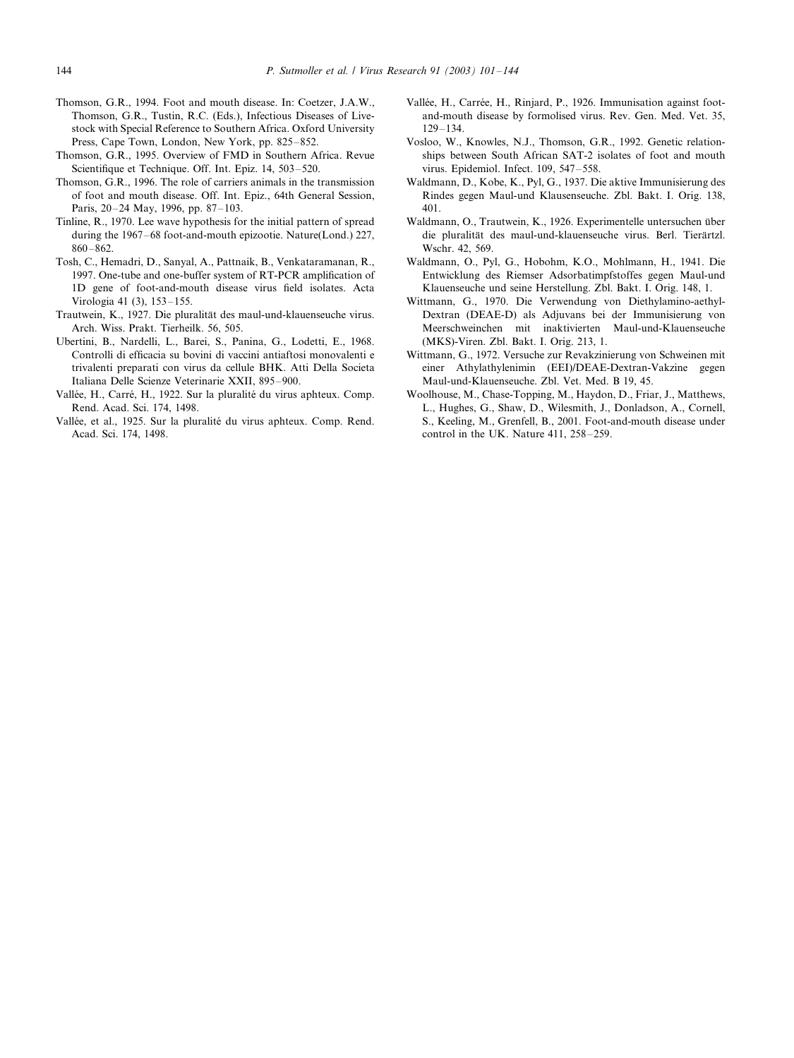Thomson, G.R., 1994. Foot and mouth disease. In: Coetzer, J.A.W., Thomson, G.R., Tustin, R.C. (Eds.), Infectious Diseases of Livestock with Special Reference to Southern Africa. Oxford University Press, Cape Town, London, New York, pp. 825–852.

Thomson, G.R., 1995. Overview of FMD in Southern Africa. Revue Scientifique et Technique. Off. Int. Epiz. 14, 503–520.

Thomson, G.R., 1996. The role of carriers animals in the transmission of foot and mouth disease. Off. Int. Epiz., 64th General Session, Paris, 20–24 May, 1996, pp. 87–103.

Tinline, R., 1970. Lee wave hypothesis for the initial pattern of spread during the 1967–68 foot-and-mouth epizootie. Nature(Lond.) 227, 860–862.

Tosh, C., Hemadri, D., Sanyal, A., Pattnaik, B., Venkataramanan, R., 1997. One-tube and one-buffer system of RT-PCR amplification of 1D gene of foot-and-mouth disease virus field isolates. Acta Virologia 41 (3), 153–155.

Trautwein, K., 1927. Die pluralität des maul-und-klauenseuche virus. Arch. Wiss. Prakt. Tierheilk. 56, 505.

Ubertini, B., Nardelli, L., Barei, S., Panina, G., Lodetti, E., 1968. Controlli di efficacia su bovini di vaccini antiaftosi monovalenti e trivalenti preparati con virus da cellule BHK. Atti Della Societa Italiana Delle Scienze Veterinarie XXII, 895–900.

Vallée, H., Carré, H., 1922. Sur la pluralité du virus aphteux. Comp. Rend. Acad. Sci. 174, 1498.

Vallée, et al., 1925. Sur la pluralité du virus aphteux. Comp. Rend. Acad. Sci. 174, 1498.

Vallée, H., Carrée, H., Rinjard, P., 1926. Immunisation against foot-and-mouth disease by formolised virus. Rev. Gen. Med. Vet. 35, 129–134.

Vosloo, W., Knowles, N.J., Thomson, G.R., 1992. Genetic relationships between South African SAT-2 isolates of foot and mouth virus. Epidemiol. Infect. 109, 547–558.

Waldmann, D., Kobe, K., Pyl, G., 1937. Die aktive Immunisierung des Rindes gegen Maul-und Klausenseuche. Zbl. Bakt. I. Orig. 138, 401.

Waldmann, O., Trautwein, K., 1926. Experimentelle untersuchen über die pluralität des maul-und-klauenseuche virus. Berl. Tierärtzl. Wschr. 42, 569.

Waldmann, O., Pyl, G., Hobohm, K.O., Mohlmann, H., 1941. Die Entwicklung des Riemser Adsorbatimpfstoffes gegen Maul-und Klauenseuche und seine Herstellung. Zbl. Bakt. I. Orig. 148, 1.

Wittmann, G., 1970. Die Verwendung von Diethylamino-aethyl-Dextran (DEAE-D) als Adjuvans bei der Immunisierung von Meerschweinchen mit inaktivierten Maul-und-Klauenseuche (MKS)-Viren. Zbl. Bakt. I. Orig. 213, 1.

Wittmann, G., 1972. Versuche zur Revakzinierung von Schweinen mit einer Athylathylenimin (EEI)/DEAE-Dextran-Vakzine gegen Maul-und-Klauenseuche. Zbl. Vet. Med. B 19, 45.

Woolhouse, M., Chase-Topping, M., Haydon, D., Friar, J., Matthews, L., Hughes, G., Shaw, D., Wilesmith, J., Donladson, A., Cornell, S., Keeling, M., Grenfell, B., 2001. Foot-and-mouth disease under control in the UK. Nature 411, 258–259.